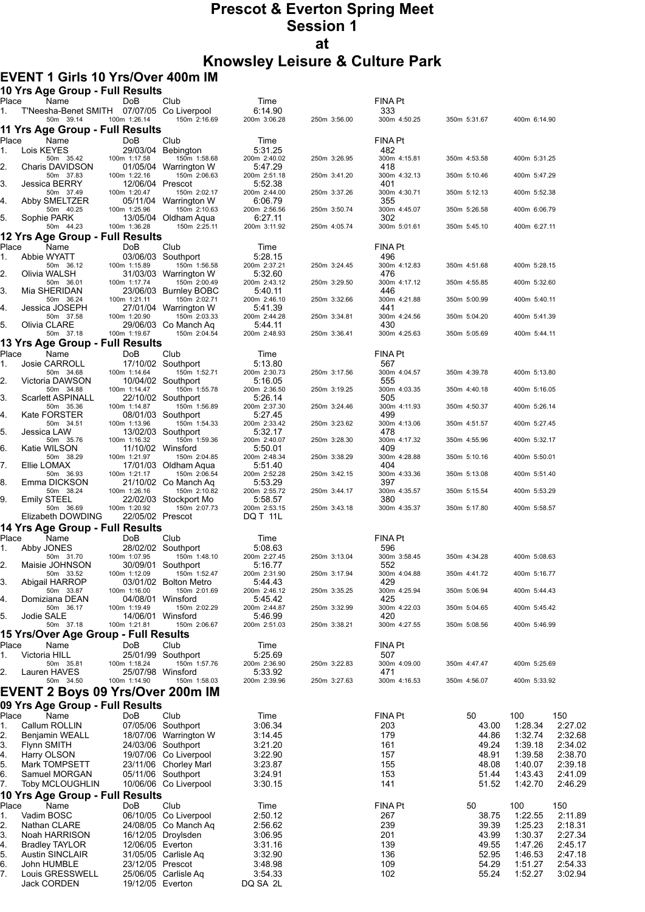# Prescot & Everton Spring Meet
# Session 1
# at
# Knowsley Leisure & Culture Park

## EVENT 1 Girls 10 Yrs/Over 400m IM

### 10 Yrs Age Group - Full Results

| Place | Name | DoB | Club | Time | | FINA Pt | | |
|---|---|---|---|---|---|---|---|---|
| 1. | T'Neesha-Benet SMITH | 07/07/05 | Co Liverpool | 6:14.90 | | 333 | | |
| | 50m 39.14 | 100m 1:26.14 | 150m 2:16.69 | 200m 3:06.28 | 250m 3:56.00 | 300m 4:50.25 | 350m 5:31.67 | 400m 6:14.90 |

### 11 Yrs Age Group - Full Results

| Place | Name | DoB | Club | Time | | FINA Pt | | |
|---|---|---|---|---|---|---|---|---|
| 1. | Lois KEYES | 29/03/04 | Bebington | 5:31.25 | | 482 | | |
| | 50m 35.42 | 100m 1:17.58 | 150m 1:58.68 | 200m 2:40.02 | 250m 3:26.95 | 300m 4:15.81 | 350m 4:53.58 | 400m 5:31.25 |
| 2. | Charis DAVIDSON | 01/05/04 | Warrington W | 5:47.29 | | 418 | | |
| | 50m 37.83 | 100m 1:22.16 | 150m 2:06.63 | 200m 2:51.18 | 250m 3:41.20 | 300m 4:32.13 | 350m 5:10.46 | 400m 5:47.29 |
| 3. | Jessica BERRY | 12/06/04 | Prescot | 5:52.38 | | 401 | | |
| | 50m 37.49 | 100m 1:20.47 | 150m 2:02.17 | 200m 2:44.00 | 250m 3:37.26 | 300m 4:30.71 | 350m 5:12.13 | 400m 5:52.38 |
| 4. | Abby SMELTZER | 05/11/04 | Warrington W | 6:06.79 | | 355 | | |
| | 50m 40.25 | 100m 1:25.96 | 150m 2:10.63 | 200m 2:56.56 | 250m 3:50.74 | 300m 4:45.07 | 350m 5:26.58 | 400m 6:06.79 |
| 5. | Sophie PARK | 13/05/04 | Oldham Aqua | 6:27.11 | | 302 | | |
| | 50m 44.23 | 100m 1:36.28 | 150m 2:25.11 | 200m 3:11.92 | 250m 4:05.74 | 300m 5:01.61 | 350m 5:45.10 | 400m 6:27.11 |

### 12 Yrs Age Group - Full Results

| Place | Name | DoB | Club | Time | | FINA Pt | | |
|---|---|---|---|---|---|---|---|---|
| 1. | Abbie WYATT | 03/06/03 | Southport | 5:28.15 | | 496 | | |
| | 50m 36.12 | 100m 1:15.89 | 150m 1:56.58 | 200m 2:37.21 | 250m 3:24.45 | 300m 4:12.83 | 350m 4:51.68 | 400m 5:28.15 |
| 2. | Olivia WALSH | 31/03/03 | Warrington W | 5:32.60 | | 476 | | |
| | 50m 36.01 | 100m 1:17.74 | 150m 2:00.49 | 200m 2:43.12 | 250m 3:29.50 | 300m 4:17.12 | 350m 4:55.85 | 400m 5:32.60 |
| 3. | Mia SHERIDAN | 23/06/03 | Burnley BOBC | 5:40.11 | | 446 | | |
| | 50m 36.24 | 100m 1:21.11 | 150m 2:02.71 | 200m 2:46.10 | 250m 3:32.66 | 300m 4:21.88 | 350m 5:00.99 | 400m 5:40.11 |
| 4. | Jessica JOSEPH | 27/01/04 | Warrington W | 5:41.39 | | 441 | | |
| | 50m 37.58 | 100m 1:20.90 | 150m 2:03.33 | 200m 2:44.28 | 250m 3:34.81 | 300m 4:24.56 | 350m 5:04.20 | 400m 5:41.39 |
| 5. | Olivia CLARE | 29/06/03 | Co Manch Aq | 5:44.11 | | 430 | | |
| | 50m 37.18 | 100m 1:19.67 | 150m 2:04.54 | 200m 2:48.93 | 250m 3:36.41 | 300m 4:25.63 | 350m 5:05.69 | 400m 5:44.11 |

### 13 Yrs Age Group - Full Results

| Place | Name | DoB | Club | Time | | FINA Pt | | |
|---|---|---|---|---|---|---|---|---|
| 1. | Josie CARROLL | 17/10/02 | Southport | 5:13.80 | | 567 | | |
| | 50m 34.68 | 100m 1:14.64 | 150m 1:52.71 | 200m 2:30.73 | 250m 3:17.56 | 300m 4:04.57 | 350m 4:39.78 | 400m 5:13.80 |
| 2. | Victoria DAWSON | 10/04/02 | Southport | 5:16.05 | | 555 | | |
| | 50m 34.88 | 100m 1:14.47 | 150m 1:55.78 | 200m 2:36.50 | 250m 3:19.25 | 300m 4:03.35 | 350m 4:40.18 | 400m 5:16.05 |
| 3. | Scarlett ASPINALL | 22/10/02 | Southport | 5:26.14 | | 505 | | |
| | 50m 35.36 | 100m 1:14.87 | 150m 1:56.89 | 200m 2:37.30 | 250m 3:24.46 | 300m 4:11.93 | 350m 4:50.37 | 400m 5:26.14 |
| 4. | Kate FORSTER | 08/01/03 | Southport | 5:27.45 | | 499 | | |
| | 50m 34.51 | 100m 1:13.96 | 150m 1:54.33 | 200m 2:33.42 | 250m 3:23.62 | 300m 4:13.06 | 350m 4:51.57 | 400m 5:27.45 |
| 5. | Jessica LAW | 13/02/03 | Southport | 5:32.17 | | 478 | | |
| | 50m 35.76 | 100m 1:16.32 | 150m 1:59.36 | 200m 2:40.07 | 250m 3:28.30 | 300m 4:17.32 | 350m 4:55.96 | 400m 5:32.17 |
| 6. | Katie WILSON | 11/10/02 | Winsford | 5:50.01 | | 409 | | |
| | 50m 38.29 | 100m 1:21.97 | 150m 2:04.85 | 200m 2:48.34 | 250m 3:38.29 | 300m 4:28.88 | 350m 5:10.16 | 400m 5:50.01 |
| 7. | Ellie LOMAX | 17/01/03 | Oldham Aqua | 5:51.40 | | 404 | | |
| | 50m 36.93 | 100m 1:21.17 | 150m 2:06.54 | 200m 2:52.28 | 250m 3:42.15 | 300m 4:33.36 | 350m 5:13.08 | 400m 5:51.40 |
| 8. | Emma DICKSON | 21/10/02 | Co Manch Aq | 5:53.29 | | 397 | | |
| | 50m 38.24 | 100m 1:26.16 | 150m 2:10.82 | 200m 2:55.72 | 250m 3:44.17 | 300m 4:35.57 | 350m 5:15.54 | 400m 5:53.29 |
| 9. | Emily STEEL | 22/02/03 | Stockport Mo | 5:58.57 | | 380 | | |
| | 50m 36.69 | 100m 1:20.92 | 150m 2:07.73 | 200m 2:53.15 | 250m 3:43.18 | 300m 4:35.37 | 350m 5:17.80 | 400m 5:58.57 |
| | Elizabeth DOWDING | 22/05/02 | Prescot | DQ T 11L | | | | |

### 14 Yrs Age Group - Full Results

| Place | Name | DoB | Club | Time | | FINA Pt | | |
|---|---|---|---|---|---|---|---|---|
| 1. | Abby JONES | 28/02/02 | Southport | 5:08.63 | | 596 | | |
| | 50m 31.70 | 100m 1:07.95 | 150m 1:48.10 | 200m 2:27.45 | 250m 3:13.04 | 300m 3:58.45 | 350m 4:34.28 | 400m 5:08.63 |
| 2. | Maisie JOHNSON | 30/09/01 | Southport | 5:16.77 | | 552 | | |
| | 50m 33.52 | 100m 1:12.09 | 150m 1:52.47 | 200m 2:31.90 | 250m 3:17.94 | 300m 4:04.88 | 350m 4:41.72 | 400m 5:16.77 |
| 3. | Abigail HARROP | 03/01/02 | Bolton Metro | 5:44.43 | | 429 | | |
| | 50m 33.87 | 100m 1:16.00 | 150m 2:01.69 | 200m 2:46.12 | 250m 3:35.25 | 300m 4:25.94 | 350m 5:06.94 | 400m 5:44.43 |
| 4. | Domiziana DEAN | 04/08/01 | Winsford | 5:45.42 | | 425 | | |
| | 50m 36.17 | 100m 1:19.49 | 150m 2:02.29 | 200m 2:44.87 | 250m 3:32.99 | 300m 4:22.03 | 350m 5:04.65 | 400m 5:45.42 |
| 5. | Jodie SALE | 14/06/01 | Winsford | 5:46.99 | | 420 | | |
| | 50m 37.18 | 100m 1:21.81 | 150m 2:06.67 | 200m 2:51.03 | 250m 3:38.21 | 300m 4:27.55 | 350m 5:08.56 | 400m 5:46.99 |

### 15 Yrs/Over Age Group - Full Results

| Place | Name | DoB | Club | Time | | FINA Pt | | |
|---|---|---|---|---|---|---|---|---|
| 1. | Victoria HILL | 25/01/99 | Southport | 5:25.69 | | 507 | | |
| | 50m 35.81 | 100m 1:18.24 | 150m 1:57.76 | 200m 2:36.90 | 250m 3:22.83 | 300m 4:09.00 | 350m 4:47.47 | 400m 5:25.69 |
| 2. | Lauren HAVES | 25/07/98 | Winsford | 5:33.92 | | 471 | | |
| | 50m 34.50 | 100m 1:14.90 | 150m 1:58.03 | 200m 2:39.96 | 250m 3:27.63 | 300m 4:16.53 | 350m 4:56.07 | 400m 5:33.92 |

## EVENT 2 Boys 09 Yrs/Over 200m IM

### 09 Yrs Age Group - Full Results

| Place | Name | DoB | Club | Time | FINA Pt | 50 | 100 | 150 |
|---|---|---|---|---|---|---|---|---|
| 1. | Callum ROLLIN | 07/05/06 | Southport | 3:06.34 | 203 | 43.00 | 1:28.34 | 2:27.02 |
| 2. | Benjamin WEALL | 18/07/06 | Warrington W | 3:14.45 | 179 | 44.86 | 1:32.74 | 2:32.68 |
| 3. | Flynn SMITH | 24/03/06 | Southport | 3:21.20 | 161 | 49.24 | 1:39.18 | 2:34.02 |
| 4. | Harry OLSON | 19/07/06 | Co Liverpool | 3:22.90 | 157 | 48.91 | 1:39.58 | 2:38.70 |
| 5. | Mark TOMPSETT | 23/11/06 | Chorley Marl | 3:23.87 | 155 | 48.08 | 1:40.07 | 2:39.18 |
| 6. | Samuel MORGAN | 05/11/06 | Southport | 3:24.91 | 153 | 51.44 | 1:43.43 | 2:41.09 |
| 7. | Toby MCLOUGHLIN | 10/06/06 | Co Liverpool | 3:30.15 | 141 | 51.52 | 1:42.70 | 2:46.29 |

### 10 Yrs Age Group - Full Results

| Place | Name | DoB | Club | Time | FINA Pt | 50 | 100 | 150 |
|---|---|---|---|---|---|---|---|---|
| 1. | Vadim BOSC | 06/10/05 | Co Liverpool | 2:50.12 | 267 | 38.75 | 1:22.55 | 2:11.89 |
| 2. | Nathan CLARE | 24/08/05 | Co Manch Aq | 2:56.62 | 239 | 39.39 | 1:25.23 | 2:18.31 |
| 3. | Noah HARRISON | 16/12/05 | Droylsden | 3:06.95 | 201 | 43.99 | 1:30.37 | 2:27.34 |
| 4. | Bradley TAYLOR | 12/06/05 | Everton | 3:31.16 | 139 | 49.55 | 1:47.26 | 2:45.17 |
| 5. | Austin SINCLAIR | 31/05/05 | Carlisle Aq | 3:32.90 | 136 | 52.95 | 1:46.53 | 2:47.18 |
| 6. | John HUMBLE | 23/12/05 | Prescot | 3:48.98 | 109 | 54.29 | 1:51.27 | 2:54.33 |
| 7. | Louis GRESSWELL | 25/06/05 | Carlisle Aq | 3:54.33 | 102 | 55.24 | 1:52.27 | 3:02.94 |
| | Jack CORDEN | 19/12/05 | Everton | DQ SA 2L | | | | |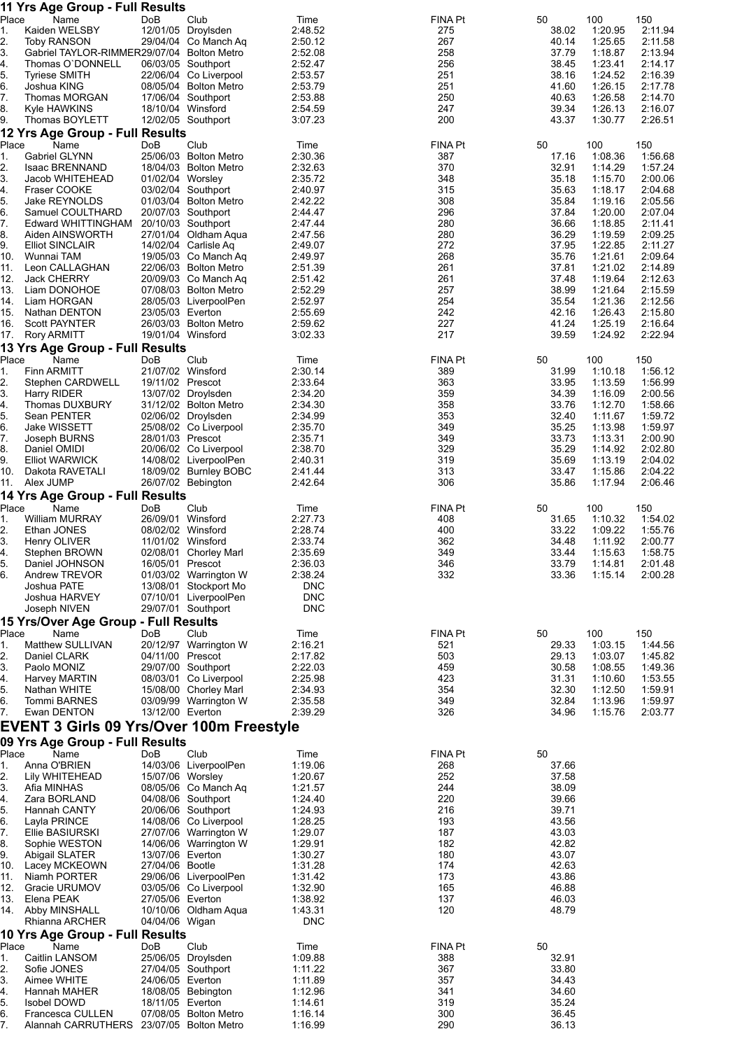## 11 Yrs Age Group - Full Results

| Place | Name | DoB | Club | Time | FINA Pt | 50 | 100 | 150 |
|---|---|---|---|---|---|---|---|---|
| 1. | Kaiden WELSBY | 12/01/05 | Droylsden | 2:48.52 | 275 | 38.02 | 1:20.95 | 2:11.94 |
| 2. | Toby RANSON | 29/04/04 | Co Manch Aq | 2:50.12 | 267 | 40.14 | 1:25.65 | 2:11.58 |
| 3. | Gabriel TAYLOR-RIMMER | 29/07/04 | Bolton Metro | 2:52.08 | 258 | 37.79 | 1:18.87 | 2:13.94 |
| 4. | Thomas O`DONNELL | 06/03/05 | Southport | 2:52.47 | 256 | 38.45 | 1:23.41 | 2:14.17 |
| 5. | Tyriese SMITH | 22/06/04 | Co Liverpool | 2:53.57 | 251 | 38.16 | 1:24.52 | 2:16.39 |
| 6. | Joshua KING | 08/05/04 | Bolton Metro | 2:53.79 | 251 | 41.60 | 1:26.15 | 2:17.78 |
| 7. | Thomas MORGAN | 17/06/04 | Southport | 2:53.88 | 250 | 40.63 | 1:26.58 | 2:14.70 |
| 8. | Kyle HAWKINS | 18/10/04 | Winsford | 2:54.59 | 247 | 39.34 | 1:26.13 | 2:16.07 |
| 9. | Thomas BOYLETT | 12/02/05 | Southport | 3:07.23 | 200 | 43.37 | 1:30.77 | 2:26.51 |

## 12 Yrs Age Group - Full Results

| Place | Name | DoB | Club | Time | FINA Pt | 50 | 100 | 150 |
|---|---|---|---|---|---|---|---|---|
| 1. | Gabriel GLYNN | 25/06/03 | Bolton Metro | 2:30.36 | 387 | 17.16 | 1:08.36 | 1:56.68 |
| 2. | Isaac BRENNAND | 18/04/03 | Bolton Metro | 2:32.63 | 370 | 32.91 | 1:14.29 | 1:57.24 |
| 3. | Jacob WHITEHEAD | 01/02/04 | Worsley | 2:35.72 | 348 | 35.18 | 1:15.70 | 2:00.06 |
| 4. | Fraser COOKE | 03/02/04 | Southport | 2:40.97 | 315 | 35.63 | 1:18.17 | 2:04.68 |
| 5. | Jake REYNOLDS | 01/03/04 | Bolton Metro | 2:42.22 | 308 | 35.84 | 1:19.16 | 2:05.56 |
| 6. | Samuel COULTHARD | 20/07/03 | Southport | 2:44.47 | 296 | 37.84 | 1:20.00 | 2:07.04 |
| 7. | Edward WHITTINGHAM | 20/10/03 | Southport | 2:47.44 | 280 | 36.66 | 1:18.85 | 2:11.41 |
| 8. | Aiden AINSWORTH | 27/01/04 | Oldham Aqua | 2:47.56 | 280 | 36.29 | 1:19.59 | 2:09.25 |
| 9. | Elliot SINCLAIR | 14/02/04 | Carlisle Aq | 2:49.07 | 272 | 37.95 | 1:22.85 | 2:11.27 |
| 10. | Wunnai TAM | 19/05/03 | Co Manch Aq | 2:49.97 | 268 | 35.76 | 1:21.61 | 2:09.64 |
| 11. | Leon CALLAGHAN | 22/06/03 | Bolton Metro | 2:51.39 | 261 | 37.81 | 1:21.02 | 2:14.89 |
| 12. | Jack CHERRY | 20/09/03 | Co Manch Aq | 2:51.42 | 261 | 37.48 | 1:19.64 | 2:12.63 |
| 13. | Liam DONOHOE | 07/08/03 | Bolton Metro | 2:52.29 | 257 | 38.99 | 1:21.64 | 2:15.59 |
| 14. | Liam HORGAN | 28/05/03 | LiverpoolPen | 2:52.97 | 254 | 35.54 | 1:21.36 | 2:12.56 |
| 15. | Nathan DENTON | 23/05/03 | Everton | 2:55.69 | 242 | 42.16 | 1:26.43 | 2:15.80 |
| 16. | Scott PAYNTER | 26/03/03 | Bolton Metro | 2:59.62 | 227 | 41.24 | 1:25.19 | 2:16.64 |
| 17. | Rory ARMITT | 19/01/04 | Winsford | 3:02.33 | 217 | 39.59 | 1:24.92 | 2:22.94 |

## 13 Yrs Age Group - Full Results

| Place | Name | DoB | Club | Time | FINA Pt | 50 | 100 | 150 |
|---|---|---|---|---|---|---|---|---|
| 1. | Finn ARMITT | 21/07/02 | Winsford | 2:30.14 | 389 | 31.99 | 1:10.18 | 1:56.12 |
| 2. | Stephen CARDWELL | 19/11/02 | Prescot | 2:33.64 | 363 | 33.95 | 1:13.59 | 1:56.99 |
| 3. | Harry RIDER | 13/07/02 | Droylsden | 2:34.20 | 359 | 34.39 | 1:16.09 | 2:00.56 |
| 4. | Thomas DUXBURY | 31/12/02 | Bolton Metro | 2:34.30 | 358 | 33.76 | 1:12.70 | 1:58.66 |
| 5. | Sean PENTER | 02/06/02 | Droylsden | 2:34.99 | 353 | 32.40 | 1:11.67 | 1:59.72 |
| 6. | Jake WISSETT | 25/08/02 | Co Liverpool | 2:35.70 | 349 | 35.25 | 1:13.98 | 1:59.97 |
| 7. | Joseph BURNS | 28/01/03 | Prescot | 2:35.71 | 349 | 33.73 | 1:13.31 | 2:00.90 |
| 8. | Daniel OMIDI | 20/06/02 | Co Liverpool | 2:38.70 | 329 | 35.29 | 1:14.92 | 2:02.80 |
| 9. | Elliot WARWICK | 14/08/02 | LiverpoolPen | 2:40.31 | 319 | 35.69 | 1:13.19 | 2:04.02 |
| 10. | Dakota RAVETALI | 18/09/02 | Burnley BOBC | 2:41.44 | 313 | 33.47 | 1:15.86 | 2:04.22 |
| 11. | Alex JUMP | 26/07/02 | Bebington | 2:42.64 | 306 | 35.86 | 1:17.94 | 2:06.46 |

## 14 Yrs Age Group - Full Results

| Place | Name | DoB | Club | Time | FINA Pt | 50 | 100 | 150 |
|---|---|---|---|---|---|---|---|---|
| 1. | William MURRAY | 26/09/01 | Winsford | 2:27.73 | 408 | 31.65 | 1:10.32 | 1:54.02 |
| 2. | Ethan JONES | 08/02/02 | Winsford | 2:28.74 | 400 | 33.22 | 1:09.22 | 1:55.76 |
| 3. | Henry OLIVER | 11/01/02 | Winsford | 2:33.74 | 362 | 34.48 | 1:11.92 | 2:00.77 |
| 4. | Stephen BROWN | 02/08/01 | Chorley Marl | 2:35.69 | 349 | 33.44 | 1:15.63 | 1:58.75 |
| 5. | Daniel JOHNSON | 16/05/01 | Prescot | 2:36.03 | 346 | 33.79 | 1:14.81 | 2:01.48 |
| 6. | Andrew TREVOR | 01/03/02 | Warrington W | 2:38.24 | 332 | 33.36 | 1:15.14 | 2:00.28 |
| | Joshua PATE | 13/08/01 | Stockport Mo | DNC | | | | |
| | Joshua HARVEY | 07/10/01 | LiverpoolPen | DNC | | | | |
| | Joseph NIVEN | 29/07/01 | Southport | DNC | | | | |

## 15 Yrs/Over Age Group - Full Results

| Place | Name | DoB | Club | Time | FINA Pt | 50 | 100 | 150 |
|---|---|---|---|---|---|---|---|---|
| 1. | Matthew SULLIVAN | 20/12/97 | Warrington W | 2:16.21 | 521 | 29.33 | 1:03.15 | 1:44.56 |
| 2. | Daniel CLARK | 04/11/00 | Prescot | 2:17.82 | 503 | 29.13 | 1:03.07 | 1:45.82 |
| 3. | Paolo MONIZ | 29/07/00 | Southport | 2:22.03 | 459 | 30.58 | 1:08.55 | 1:49.36 |
| 4. | Harvey MARTIN | 08/03/01 | Co Liverpool | 2:25.98 | 423 | 31.31 | 1:10.60 | 1:53.55 |
| 5. | Nathan WHITE | 15/08/00 | Chorley Marl | 2:34.93 | 354 | 32.30 | 1:12.50 | 1:59.91 |
| 6. | Tommi BARNES | 03/09/99 | Warrington W | 2:35.58 | 349 | 32.84 | 1:13.96 | 1:59.97 |
| 7. | Ewan DENTON | 13/12/00 | Everton | 2:39.29 | 326 | 34.96 | 1:15.76 | 2:03.77 |

# EVENT 3 Girls 09 Yrs/Over 100m Freestyle

## 09 Yrs Age Group - Full Results

| Place | Name | DoB | Club | Time | FINA Pt | 50 |
|---|---|---|---|---|---|---|
| 1. | Anna O'BRIEN | 14/03/06 | LiverpoolPen | 1:19.06 | 268 | 37.66 |
| 2. | Lily WHITEHEAD | 15/07/06 | Worsley | 1:20.67 | 252 | 37.58 |
| 3. | Afia MINHAS | 08/05/06 | Co Manch Aq | 1:21.57 | 244 | 38.09 |
| 4. | Zara BORLAND | 04/08/06 | Southport | 1:24.40 | 220 | 39.66 |
| 5. | Hannah CANTY | 20/06/06 | Southport | 1:24.93 | 216 | 39.71 |
| 6. | Layla PRINCE | 14/08/06 | Co Liverpool | 1:28.25 | 193 | 43.56 |
| 7. | Ellie BASIURSKI | 27/07/06 | Warrington W | 1:29.07 | 187 | 43.03 |
| 8. | Sophie WESTON | 14/06/06 | Warrington W | 1:29.91 | 182 | 42.82 |
| 9. | Abigail SLATER | 13/07/06 | Everton | 1:30.27 | 180 | 43.07 |
| 10. | Lacey MCKEOWN | 27/04/06 | Bootle | 1:31.28 | 174 | 42.63 |
| 11. | Niamh PORTER | 29/06/06 | LiverpoolPen | 1:31.42 | 173 | 43.86 |
| 12. | Gracie URUMOV | 03/05/06 | Co Liverpool | 1:32.90 | 165 | 46.88 |
| 13. | Elena PEAK | 27/05/06 | Everton | 1:38.92 | 137 | 46.03 |
| 14. | Abby MINSHALL | 10/10/06 | Oldham Aqua | 1:43.31 | 120 | 48.79 |
| | Rhianna ARCHER | 04/04/06 | Wigan | DNC | | |

## 10 Yrs Age Group - Full Results

| Place | Name | DoB | Club | Time | FINA Pt | 50 |
|---|---|---|---|---|---|---|
| 1. | Caitlin LANSOM | 25/06/05 | Droylsden | 1:09.88 | 388 | 32.91 |
| 2. | Sofie JONES | 27/04/05 | Southport | 1:11.22 | 367 | 33.80 |
| 3. | Aimee WHITE | 24/06/05 | Everton | 1:11.89 | 357 | 34.43 |
| 4. | Hannah MAHER | 18/08/05 | Bebington | 1:12.96 | 341 | 34.60 |
| 5. | Isobel DOWD | 18/11/05 | Everton | 1:14.61 | 319 | 35.24 |
| 6. | Francesca CULLEN | 07/08/05 | Bolton Metro | 1:16.14 | 300 | 36.45 |
| 7. | Alannah CARRUTHERS | 23/07/05 | Bolton Metro | 1:16.99 | 290 | 36.13 |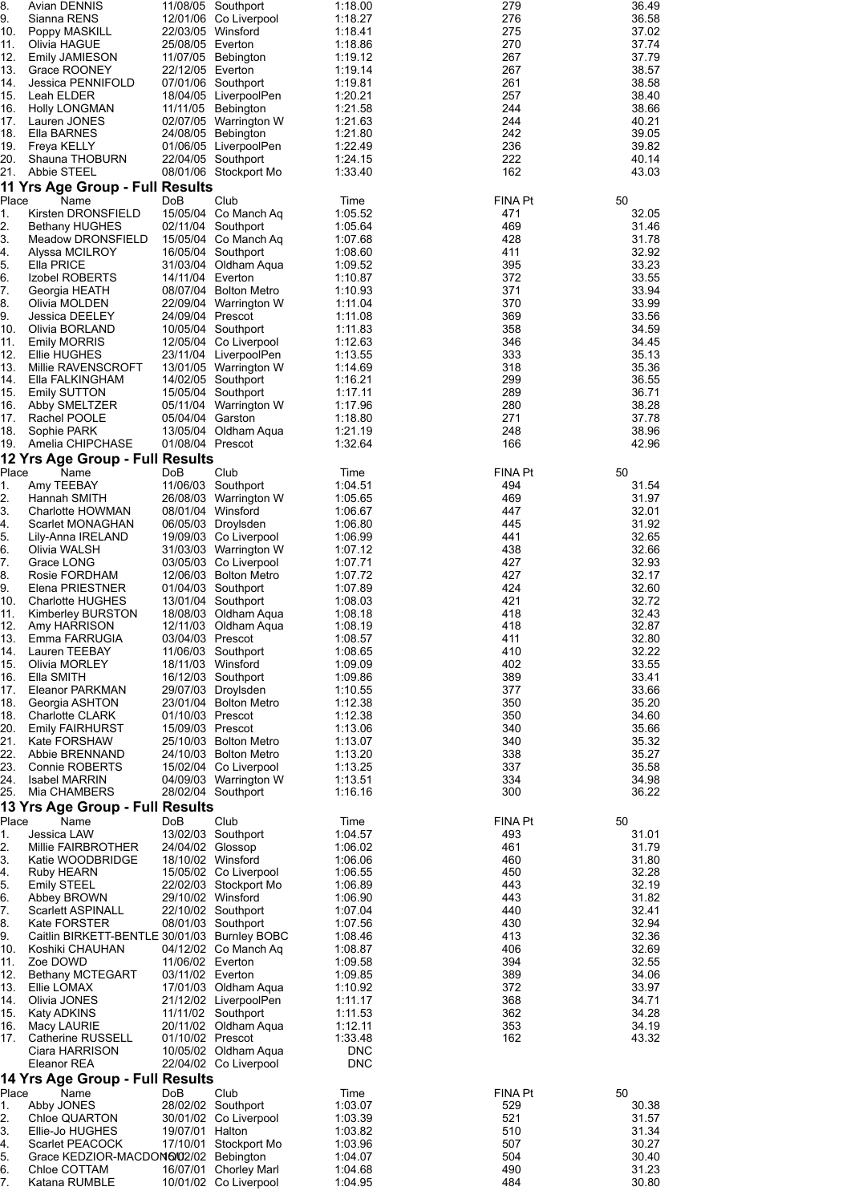| Place | Name | DoB | Club | Time | FINA Pt | 50 |
|---|---|---|---|---|---|---|
| 8. | Avian DENNIS | 11/08/05 | Southport | 1:18.00 | 279 | 36.49 |
| 9. | Sianna RENS | 12/01/06 | Co Liverpool | 1:18.27 | 276 | 36.58 |
| 10. | Poppy MASKILL | 22/03/05 | Winsford | 1:18.41 | 275 | 37.02 |
| 11. | Olivia HAGUE | 25/08/05 | Everton | 1:18.86 | 270 | 37.74 |
| 12. | Emily JAMIESON | 11/07/05 | Bebington | 1:19.12 | 267 | 37.79 |
| 13. | Grace ROONEY | 22/12/05 | Everton | 1:19.14 | 267 | 38.57 |
| 14. | Jessica PENNIFOLD | 07/01/06 | Southport | 1:19.81 | 261 | 38.58 |
| 15. | Leah ELDER | 18/04/05 | LiverpoolPen | 1:20.21 | 257 | 38.40 |
| 16. | Holly LONGMAN | 11/11/05 | Bebington | 1:21.58 | 244 | 38.66 |
| 17. | Lauren JONES | 02/07/05 | Warrington W | 1:21.63 | 244 | 40.21 |
| 18. | Ella BARNES | 24/08/05 | Bebington | 1:21.80 | 242 | 39.05 |
| 19. | Freya KELLY | 01/06/05 | LiverpoolPen | 1:22.49 | 236 | 39.82 |
| 20. | Shauna THOBURN | 22/04/05 | Southport | 1:24.15 | 222 | 40.14 |
| 21. | Abbie STEEL | 08/01/06 | Stockport Mo | 1:33.40 | 162 | 43.03 |

## 11 Yrs Age Group - Full Results

| Place | Name | DoB | Club | Time | FINA Pt | 50 |
|---|---|---|---|---|---|---|
| 1. | Kirsten DRONSFIELD | 15/05/04 | Co Manch Aq | 1:05.52 | 471 | 32.05 |
| 2. | Bethany HUGHES | 02/11/04 | Southport | 1:05.64 | 469 | 31.46 |
| 3. | Meadow DRONSFIELD | 15/05/04 | Co Manch Aq | 1:07.68 | 428 | 31.78 |
| 4. | Alyssa MCILROY | 16/05/04 | Southport | 1:08.60 | 411 | 32.92 |
| 5. | Ella PRICE | 31/03/04 | Oldham Aqua | 1:09.52 | 395 | 33.23 |
| 6. | Izobel ROBERTS | 14/11/04 | Everton | 1:10.87 | 372 | 33.55 |
| 7. | Georgia HEATH | 08/07/04 | Bolton Metro | 1:10.93 | 371 | 33.94 |
| 8. | Olivia MOLDEN | 22/09/04 | Warrington W | 1:11.04 | 370 | 33.99 |
| 9. | Jessica DEELEY | 24/09/04 | Prescot | 1:11.08 | 369 | 33.56 |
| 10. | Olivia BORLAND | 10/05/04 | Southport | 1:11.83 | 358 | 34.59 |
| 11. | Emily MORRIS | 12/05/04 | Co Liverpool | 1:12.63 | 346 | 34.45 |
| 12. | Ellie HUGHES | 23/11/04 | LiverpoolPen | 1:13.55 | 333 | 35.13 |
| 13. | Millie RAVENSCROFT | 13/01/05 | Warrington W | 1:14.69 | 318 | 35.36 |
| 14. | Ella FALKINGHAM | 14/02/05 | Southport | 1:16.21 | 299 | 36.55 |
| 15. | Emily SUTTON | 15/05/04 | Southport | 1:17.11 | 289 | 36.71 |
| 16. | Abby SMELTZER | 05/11/04 | Warrington W | 1:17.96 | 280 | 38.28 |
| 17. | Rachel POOLE | 05/04/04 | Garston | 1:18.80 | 271 | 37.78 |
| 18. | Sophie PARK | 13/05/04 | Oldham Aqua | 1:21.19 | 248 | 38.96 |
| 19. | Amelia CHIPCHASE | 01/08/04 | Prescot | 1:32.64 | 166 | 42.96 |

## 12 Yrs Age Group - Full Results

| Place | Name | DoB | Club | Time | FINA Pt | 50 |
|---|---|---|---|---|---|---|
| 1. | Amy TEEBAY | 11/06/03 | Southport | 1:04.51 | 494 | 31.54 |
| 2. | Hannah SMITH | 26/08/03 | Warrington W | 1:05.65 | 469 | 31.97 |
| 3. | Charlotte HOWMAN | 08/01/04 | Winsford | 1:06.67 | 447 | 32.01 |
| 4. | Scarlet MONAGHAN | 06/05/03 | Droylsden | 1:06.80 | 445 | 31.92 |
| 5. | Lily-Anna IRELAND | 19/09/03 | Co Liverpool | 1:06.99 | 441 | 32.65 |
| 6. | Olivia WALSH | 31/03/03 | Warrington W | 1:07.12 | 438 | 32.66 |
| 7. | Grace LONG | 03/05/03 | Co Liverpool | 1:07.71 | 427 | 32.93 |
| 8. | Rosie FORDHAM | 12/06/03 | Bolton Metro | 1:07.72 | 427 | 32.17 |
| 9. | Elena PRIESTNER | 01/04/03 | Southport | 1:07.89 | 424 | 32.60 |
| 10. | Charlotte HUGHES | 13/01/04 | Southport | 1:08.03 | 421 | 32.72 |
| 11. | Kimberley BURSTON | 18/08/03 | Oldham Aqua | 1:08.18 | 418 | 32.43 |
| 12. | Amy HARRISON | 12/11/03 | Oldham Aqua | 1:08.19 | 418 | 32.87 |
| 13. | Emma FARRUGIA | 03/04/03 | Prescot | 1:08.57 | 411 | 32.80 |
| 14. | Lauren TEEBAY | 11/06/03 | Southport | 1:08.65 | 410 | 32.22 |
| 15. | Olivia MORLEY | 18/11/03 | Winsford | 1:09.09 | 402 | 33.55 |
| 16. | Ella SMITH | 16/12/03 | Southport | 1:09.86 | 389 | 33.41 |
| 17. | Eleanor PARKMAN | 29/07/03 | Droylsden | 1:10.55 | 377 | 33.66 |
| 18. | Georgia ASHTON | 23/01/04 | Bolton Metro | 1:12.38 | 350 | 35.20 |
| 18. | Charlotte CLARK | 01/10/03 | Prescot | 1:12.38 | 350 | 34.60 |
| 20. | Emily FAIRHURST | 15/09/03 | Prescot | 1:13.06 | 340 | 35.66 |
| 21. | Kate FORSHAW | 25/10/03 | Bolton Metro | 1:13.07 | 340 | 35.32 |
| 22. | Abbie BRENNAND | 24/10/03 | Bolton Metro | 1:13.20 | 338 | 35.27 |
| 23. | Connie ROBERTS | 15/02/04 | Co Liverpool | 1:13.25 | 337 | 35.58 |
| 24. | Isabel MARRIN | 04/09/03 | Warrington W | 1:13.51 | 334 | 34.98 |
| 25. | Mia CHAMBERS | 28/02/04 | Southport | 1:16.16 | 300 | 36.22 |

## 13 Yrs Age Group - Full Results

| Place | Name | DoB | Club | Time | FINA Pt | 50 |
|---|---|---|---|---|---|---|
| 1. | Jessica LAW | 13/02/03 | Southport | 1:04.57 | 493 | 31.01 |
| 2. | Millie FAIRBROTHER | 24/04/02 | Glossop | 1:06.02 | 461 | 31.79 |
| 3. | Katie WOODBRIDGE | 18/10/02 | Winsford | 1:06.06 | 460 | 31.80 |
| 4. | Ruby HEARN | 15/05/02 | Co Liverpool | 1:06.55 | 450 | 32.28 |
| 5. | Emily STEEL | 22/02/03 | Stockport Mo | 1:06.89 | 443 | 32.19 |
| 6. | Abbey BROWN | 29/10/02 | Winsford | 1:06.90 | 443 | 31.82 |
| 7. | Scarlett ASPINALL | 22/10/02 | Southport | 1:07.04 | 440 | 32.41 |
| 8. | Kate FORSTER | 08/01/03 | Southport | 1:07.56 | 430 | 32.94 |
| 9. | Caitlin BIRKETT-BENTLE | 30/01/03 | Burnley BOBC | 1:08.46 | 413 | 32.36 |
| 10. | Koshiki CHAUHAN | 04/12/02 | Co Manch Aq | 1:08.87 | 406 | 32.69 |
| 11. | Zoe DOWD | 11/06/02 | Everton | 1:09.58 | 394 | 32.55 |
| 12. | Bethany MCTEGART | 03/11/02 | Everton | 1:09.85 | 389 | 34.06 |
| 13. | Ellie LOMAX | 17/01/03 | Oldham Aqua | 1:10.92 | 372 | 33.97 |
| 14. | Olivia JONES | 21/12/02 | LiverpoolPen | 1:11.17 | 368 | 34.71 |
| 15. | Katy ADKINS | 11/11/02 | Southport | 1:11.53 | 362 | 34.28 |
| 16. | Macy LAURIE | 20/11/02 | Oldham Aqua | 1:12.11 | 353 | 34.19 |
| 17. | Catherine RUSSELL | 01/10/02 | Prescot | 1:33.48 | 162 | 43.32 |
| | Ciara HARRISON | 10/05/02 | Oldham Aqua | DNC | | |
| | Eleanor REA | 22/04/02 | Co Liverpool | DNC | | |

## 14 Yrs Age Group - Full Results

| Place | Name | DoB | Club | Time | FINA Pt | 50 |
|---|---|---|---|---|---|---|
| 1. | Abby JONES | 28/02/02 | Southport | 1:03.07 | 529 | 30.38 |
| 2. | Chloe QUARTON | 30/01/02 | Co Liverpool | 1:03.39 | 521 | 31.57 |
| 3. | Ellie-Jo HUGHES | 19/07/01 | Halton | 1:03.82 | 510 | 31.34 |
| 4. | Scarlet PEACOCK | 17/10/01 | Stockport Mo | 1:03.96 | 507 | 30.27 |
| 5. | Grace KEDZIOR-MACDONALD | 16/02/02 | Bebington | 1:04.07 | 504 | 30.40 |
| 6. | Chloe COTTAM | 16/07/01 | Chorley Marl | 1:04.68 | 490 | 31.23 |
| 7. | Katana RUMBLE | 10/01/02 | Co Liverpool | 1:04.95 | 484 | 30.80 |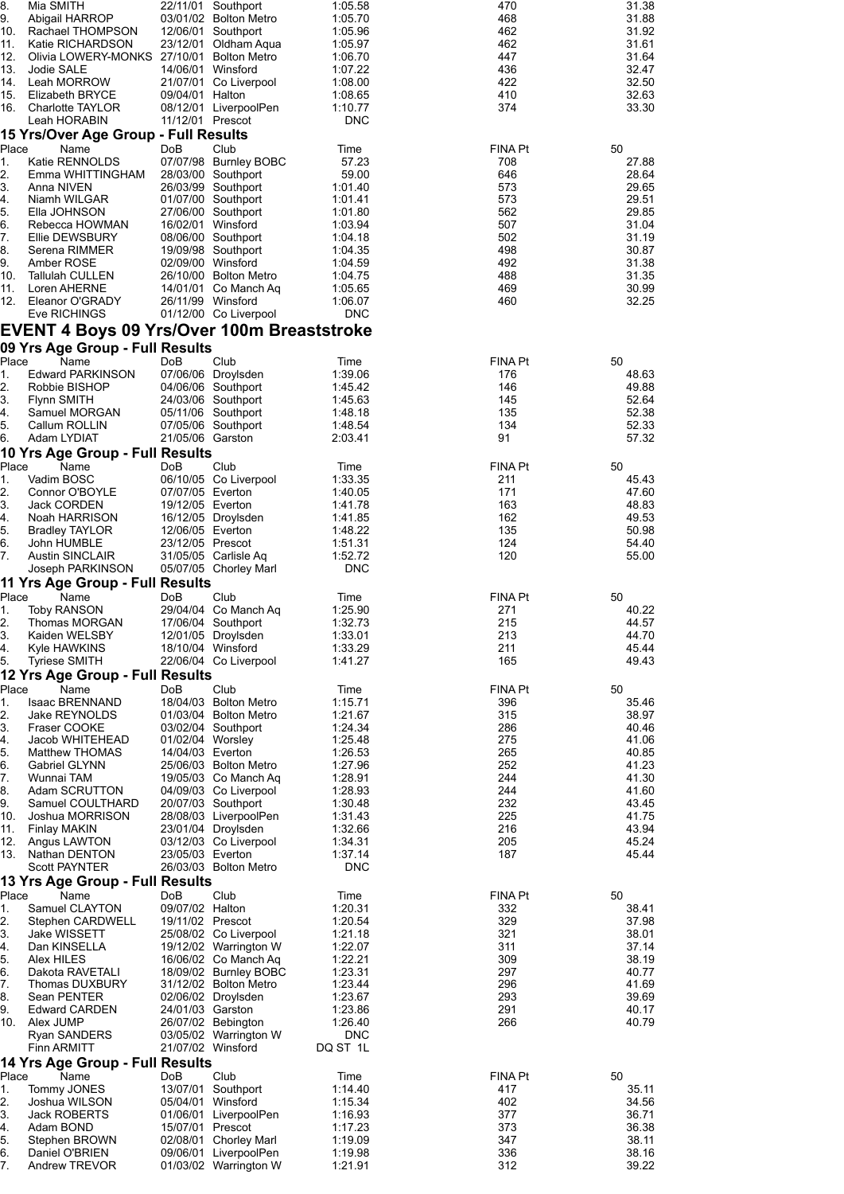| Place | Name | DoB | Club | Time | FINA Pt | 50 |
|---|---|---|---|---|---|---|
| 8. | Mia SMITH | 22/11/01 | Southport | 1:05.58 | 470 | 31.38 |
| 9. | Abigail HARROP | 03/01/02 | Bolton Metro | 1:05.70 | 468 | 31.88 |
| 10. | Rachael THOMPSON | 12/06/01 | Southport | 1:05.96 | 462 | 31.92 |
| 11. | Katie RICHARDSON | 23/12/01 | Oldham Aqua | 1:05.97 | 462 | 31.61 |
| 12. | Olivia LOWERY-MONKS | 27/10/01 | Bolton Metro | 1:06.70 | 447 | 31.64 |
| 13. | Jodie SALE | 14/06/01 | Winsford | 1:07.22 | 436 | 32.47 |
| 14. | Leah MORROW | 21/07/01 | Co Liverpool | 1:08.00 | 422 | 32.50 |
| 15. | Elizabeth BRYCE | 09/04/01 | Halton | 1:08.65 | 410 | 32.63 |
| 16. | Charlotte TAYLOR | 08/12/01 | LiverpoolPen | 1:10.77 | 374 | 33.30 |
| | Leah HORABIN | 11/12/01 | Prescot | DNC | | |

### 15 Yrs/Over Age Group - Full Results

| Place | Name | DoB | Club | Time | FINA Pt | 50 |
|---|---|---|---|---|---|---|
| 1. | Katie RENNOLDS | 07/07/98 | Burnley BOBC | 57.23 | 708 | 27.88 |
| 2. | Emma WHITTINGHAM | 28/03/00 | Southport | 59.00 | 646 | 28.64 |
| 3. | Anna NIVEN | 26/03/99 | Southport | 1:01.40 | 573 | 29.65 |
| 4. | Niamh WILGAR | 01/07/00 | Southport | 1:01.41 | 573 | 29.51 |
| 5. | Ella JOHNSON | 27/06/00 | Southport | 1:01.80 | 562 | 29.85 |
| 6. | Rebecca HOWMAN | 16/02/01 | Winsford | 1:03.94 | 507 | 31.04 |
| 7. | Ellie DEWSBURY | 08/06/00 | Southport | 1:04.18 | 502 | 31.19 |
| 8. | Serena RIMMER | 19/09/98 | Southport | 1:04.35 | 498 | 30.87 |
| 9. | Amber ROSE | 02/09/00 | Winsford | 1:04.59 | 492 | 31.38 |
| 10. | Tallulah CULLEN | 26/10/00 | Bolton Metro | 1:04.75 | 488 | 31.35 |
| 11. | Loren AHERNE | 14/01/01 | Co Manch Aq | 1:05.65 | 469 | 30.99 |
| 12. | Eleanor O'GRADY | 26/11/99 | Winsford | 1:06.07 | 460 | 32.25 |
| | Eve RICHINGS | 01/12/00 | Co Liverpool | DNC | | |

## EVENT 4 Boys 09 Yrs/Over 100m Breaststroke

### 09 Yrs Age Group - Full Results

| Place | Name | DoB | Club | Time | FINA Pt | 50 |
|---|---|---|---|---|---|---|
| 1. | Edward PARKINSON | 07/06/06 | Droylsden | 1:39.06 | 176 | 48.63 |
| 2. | Robbie BISHOP | 04/06/06 | Southport | 1:45.42 | 146 | 49.88 |
| 3. | Flynn SMITH | 24/03/06 | Southport | 1:45.63 | 145 | 52.64 |
| 4. | Samuel MORGAN | 05/11/06 | Southport | 1:48.18 | 135 | 52.38 |
| 5. | Callum ROLLIN | 07/05/06 | Southport | 1:48.54 | 134 | 52.33 |
| 6. | Adam LYDIAT | 21/05/06 | Garston | 2:03.41 | 91 | 57.32 |

### 10 Yrs Age Group - Full Results

| Place | Name | DoB | Club | Time | FINA Pt | 50 |
|---|---|---|---|---|---|---|
| 1. | Vadim BOSC | 06/10/05 | Co Liverpool | 1:33.35 | 211 | 45.43 |
| 2. | Connor O'BOYLE | 07/07/05 | Everton | 1:40.05 | 171 | 47.60 |
| 3. | Jack CORDEN | 19/12/05 | Everton | 1:41.78 | 163 | 48.83 |
| 4. | Noah HARRISON | 16/12/05 | Droylsden | 1:41.85 | 162 | 49.53 |
| 5. | Bradley TAYLOR | 12/06/05 | Everton | 1:48.22 | 135 | 50.98 |
| 6. | John HUMBLE | 23/12/05 | Prescot | 1:51.31 | 124 | 54.40 |
| 7. | Austin SINCLAIR | 31/05/05 | Carlisle Aq | 1:52.72 | 120 | 55.00 |
| | Joseph PARKINSON | 05/07/05 | Chorley Marl | DNC | | |

### 11 Yrs Age Group - Full Results

| Place | Name | DoB | Club | Time | FINA Pt | 50 |
|---|---|---|---|---|---|---|
| 1. | Toby RANSON | 29/04/04 | Co Manch Aq | 1:25.90 | 271 | 40.22 |
| 2. | Thomas MORGAN | 17/06/04 | Southport | 1:32.73 | 215 | 44.57 |
| 3. | Kaiden WELSBY | 12/01/05 | Droylsden | 1:33.01 | 213 | 44.70 |
| 4. | Kyle HAWKINS | 18/10/04 | Winsford | 1:33.29 | 211 | 45.44 |
| 5. | Tyriese SMITH | 22/06/04 | Co Liverpool | 1:41.27 | 165 | 49.43 |

### 12 Yrs Age Group - Full Results

| Place | Name | DoB | Club | Time | FINA Pt | 50 |
|---|---|---|---|---|---|---|
| 1. | Isaac BRENNAND | 18/04/03 | Bolton Metro | 1:15.71 | 396 | 35.46 |
| 2. | Jake REYNOLDS | 01/03/04 | Bolton Metro | 1:21.67 | 315 | 38.97 |
| 3. | Fraser COOKE | 03/02/04 | Southport | 1:24.34 | 286 | 40.46 |
| 4. | Jacob WHITEHEAD | 01/02/04 | Worsley | 1:25.48 | 275 | 41.06 |
| 5. | Matthew THOMAS | 14/04/03 | Everton | 1:26.53 | 265 | 40.85 |
| 6. | Gabriel GLYNN | 25/06/03 | Bolton Metro | 1:27.96 | 252 | 41.23 |
| 7. | Wunnai TAM | 19/05/03 | Co Manch Aq | 1:28.91 | 244 | 41.30 |
| 8. | Adam SCRUTTON | 04/09/03 | Co Liverpool | 1:28.93 | 244 | 41.60 |
| 9. | Samuel COULTHARD | 20/07/03 | Southport | 1:30.48 | 232 | 43.45 |
| 10. | Joshua MORRISON | 28/08/03 | LiverpoolPen | 1:31.43 | 225 | 41.75 |
| 11. | Finlay MAKIN | 23/01/04 | Droylsden | 1:32.66 | 216 | 43.94 |
| 12. | Angus LAWTON | 03/12/03 | Co Liverpool | 1:34.31 | 205 | 45.24 |
| 13. | Nathan DENTON | 23/05/03 | Everton | 1:37.14 | 187 | 45.44 |
| | Scott PAYNTER | 26/03/03 | Bolton Metro | DNC | | |

### 13 Yrs Age Group - Full Results

| Place | Name | DoB | Club | Time | FINA Pt | 50 |
|---|---|---|---|---|---|---|
| 1. | Samuel CLAYTON | 09/07/02 | Halton | 1:20.31 | 332 | 38.41 |
| 2. | Stephen CARDWELL | 19/11/02 | Prescot | 1:20.54 | 329 | 37.98 |
| 3. | Jake WISSETT | 25/08/02 | Co Liverpool | 1:21.18 | 321 | 38.01 |
| 4. | Dan KINSELLA | 19/12/02 | Warrington W | 1:22.07 | 311 | 37.14 |
| 5. | Alex HILES | 16/06/02 | Co Manch Aq | 1:22.21 | 309 | 38.19 |
| 6. | Dakota RAVETALI | 18/09/02 | Burnley BOBC | 1:23.31 | 297 | 40.77 |
| 7. | Thomas DUXBURY | 31/12/02 | Bolton Metro | 1:23.44 | 296 | 41.69 |
| 8. | Sean PENTER | 02/06/02 | Droylsden | 1:23.67 | 293 | 39.69 |
| 9. | Edward CARDEN | 24/01/03 | Garston | 1:23.86 | 291 | 40.17 |
| 10. | Alex JUMP | 26/07/02 | Bebington | 1:26.40 | 266 | 40.79 |
| | Ryan SANDERS | 03/05/02 | Warrington W | DNC | | |
| | Finn ARMITT | 21/07/02 | Winsford | DQ ST 1L | | |

### 14 Yrs Age Group - Full Results

| Place | Name | DoB | Club | Time | FINA Pt | 50 |
|---|---|---|---|---|---|---|
| 1. | Tommy JONES | 13/07/01 | Southport | 1:14.40 | 417 | 35.11 |
| 2. | Joshua WILSON | 05/04/01 | Winsford | 1:15.34 | 402 | 34.56 |
| 3. | Jack ROBERTS | 01/06/01 | LiverpoolPen | 1:16.93 | 377 | 36.71 |
| 4. | Adam BOND | 15/07/01 | Prescot | 1:17.23 | 373 | 36.38 |
| 5. | Stephen BROWN | 02/08/01 | Chorley Marl | 1:19.09 | 347 | 38.11 |
| 6. | Daniel O'BRIEN | 09/06/01 | LiverpoolPen | 1:19.98 | 336 | 38.16 |
| 7. | Andrew TREVOR | 01/03/02 | Warrington W | 1:21.91 | 312 | 39.22 |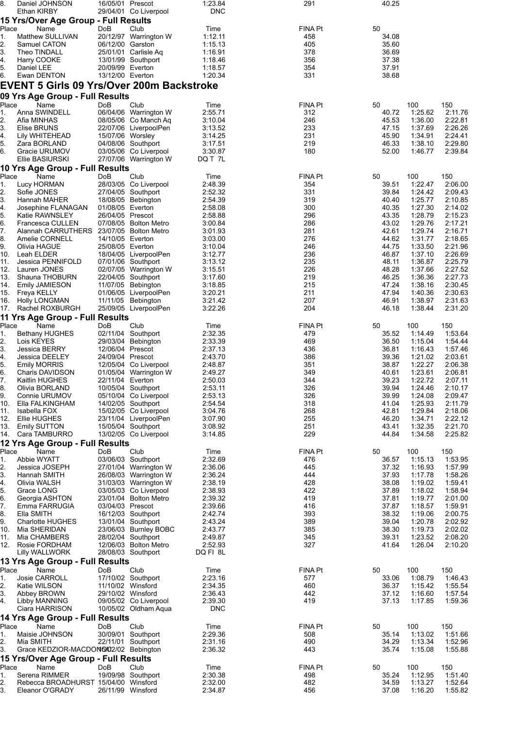| Place | Name | DoB | Club | Time | FINA Pt | 50 |
|---|---|---|---|---|---|---|
| 8. | Daniel JOHNSON | 16/05/01 | Prescot | 1:23.84 | 291 | 40.25 |
| | Ethan KIRBY | 29/04/01 | Co Liverpool | DNC | | |

### 15 Yrs/Over Age Group - Full Results

| Place | Name | DoB | Club | Time | FINA Pt | 50 |
|---|---|---|---|---|---|---|
| 1. | Matthew SULLIVAN | 20/12/97 | Warrington W | 1:12.11 | 458 | 34.08 |
| 2. | Samuel CATON | 06/12/00 | Garston | 1:15.13 | 405 | 35.60 |
| 3. | Theo TINDALL | 25/01/01 | Carlisle Aq | 1:16.91 | 378 | 36.69 |
| 4. | Harry COOKE | 13/01/99 | Southport | 1:18.46 | 356 | 37.38 |
| 5. | Daniel LEE | 20/09/99 | Everton | 1:18.57 | 354 | 37.91 |
| 6. | Ewan DENTON | 13/12/00 | Everton | 1:20.34 | 331 | 38.68 |

## EVENT 5 Girls 09 Yrs/Over 200m Backstroke

### 09 Yrs Age Group - Full Results

| Place | Name | DoB | Club | Time | FINA Pt | 50 | 100 | 150 |
|---|---|---|---|---|---|---|---|---|
| 1. | Anna SWINDELL | 06/04/06 | Warrington W | 2:55.71 | 312 | 40.72 | 1:25.62 | 2:11.76 |
| 2. | Afia MINHAS | 08/05/06 | Co Manch Aq | 3:10.04 | 246 | 45.53 | 1:36.00 | 2:22.81 |
| 3. | Elise BRUNS | 22/07/06 | LiverpoolPen | 3:13.52 | 233 | 47.15 | 1:37.69 | 2:26.26 |
| 4. | Lily WHITEHEAD | 15/07/06 | Worsley | 3:14.25 | 231 | 45.90 | 1:34.91 | 2:24.41 |
| 5. | Zara BORLAND | 04/08/06 | Southport | 3:17.51 | 219 | 46.33 | 1:38.10 | 2:29.80 |
| 6. | Gracie URUMOV | 03/05/06 | Co Liverpool | 3:30.87 | 180 | 52.00 | 1:46.77 | 2:39.84 |
| | Ellie BASIURSKI | 27/07/06 | Warrington W | DQ T 7L | | | | |

### 10 Yrs Age Group - Full Results

| Place | Name | DoB | Club | Time | FINA Pt | 50 | 100 | 150 |
|---|---|---|---|---|---|---|---|---|
| 1. | Lucy HORMAN | 28/03/05 | Co Liverpool | 2:48.39 | 354 | 39.51 | 1:22.47 | 2:06.00 |
| 2. | Sofie JONES | 27/04/05 | Southport | 2:52.32 | 331 | 39.84 | 1:24.42 | 2:09.43 |
| 3. | Hannah MAHER | 18/08/05 | Bebington | 2:54.39 | 319 | 40.40 | 1:25.77 | 2:10.85 |
| 4. | Josephine FLANAGAN | 01/08/05 | Everton | 2:58.08 | 300 | 40.35 | 1:27.30 | 2:14.02 |
| 5. | Katie RAWNSLEY | 26/04/05 | Prescot | 2:58.88 | 296 | 43.35 | 1:28.79 | 2:15.23 |
| 6. | Francesca CULLEN | 07/08/05 | Bolton Metro | 3:00.84 | 286 | 43.02 | 1:29.76 | 2:17.21 |
| 7. | Alannah CARRUTHERS | 23/07/05 | Bolton Metro | 3:01.93 | 281 | 42.61 | 1:29.74 | 2:16.71 |
| 8. | Amelie CORNELL | 14/10/05 | Everton | 3:03.00 | 276 | 44.62 | 1:31.77 | 2:18.65 |
| 9. | Olivia HAGUE | 25/08/05 | Everton | 3:10.04 | 246 | 44.75 | 1:33.50 | 2:21.96 |
| 10. | Leah ELDER | 18/04/05 | LiverpoolPen | 3:12.77 | 236 | 46.87 | 1:37.10 | 2:26.69 |
| 11. | Jessica PENNIFOLD | 07/01/06 | Southport | 3:13.12 | 235 | 48.11 | 1:36.87 | 2:25.79 |
| 12. | Lauren JONES | 02/07/05 | Warrington W | 3:15.51 | 226 | 48.28 | 1:37.66 | 2:27.52 |
| 13. | Shauna THOBURN | 22/04/05 | Southport | 3:17.60 | 219 | 46.25 | 1:36.36 | 2:27.73 |
| 14. | Emily JAMIESON | 11/07/05 | Bebington | 3:18.85 | 215 | 47.24 | 1:38.16 | 2:30.45 |
| 15. | Freya KELLY | 01/06/05 | LiverpoolPen | 3:20.21 | 211 | 47.94 | 1:40.36 | 2:30.63 |
| 16. | Holly LONGMAN | 11/11/05 | Bebington | 3:21.42 | 207 | 46.91 | 1:38.97 | 2:31.63 |
| 17. | Rachel ROXBURGH | 25/09/05 | LiverpoolPen | 3:22.26 | 204 | 46.18 | 1:38.44 | 2:31.20 |

### 11 Yrs Age Group - Full Results

| Place | Name | DoB | Club | Time | FINA Pt | 50 | 100 | 150 |
|---|---|---|---|---|---|---|---|---|
| 1. | Bethany HUGHES | 02/11/04 | Southport | 2:32.35 | 479 | 35.52 | 1:14.49 | 1:53.64 |
| 2. | Lois KEYES | 29/03/04 | Bebington | 2:33.39 | 469 | 36.50 | 1:15.04 | 1:54.44 |
| 3. | Jessica BERRY | 12/06/04 | Prescot | 2:37.13 | 436 | 36.81 | 1:16.43 | 1:57.46 |
| 4. | Jessica DEELEY | 24/09/04 | Prescot | 2:43.70 | 386 | 39.36 | 1:21.02 | 2:03.61 |
| 5. | Emily MORRIS | 12/05/04 | Co Liverpool | 2:48.87 | 351 | 38.87 | 1:22.27 | 2:06.38 |
| 6. | Charis DAVIDSON | 01/05/04 | Warrington W | 2:49.27 | 349 | 40.61 | 1:23.61 | 2:06.81 |
| 7. | Kaitlin HUGHES | 22/11/04 | Everton | 2:50.03 | 344 | 39.23 | 1:22.72 | 2:07.11 |
| 8. | Olivia BORLAND | 10/05/04 | Southport | 2:53.11 | 326 | 39.94 | 1:24.46 | 2:10.17 |
| 9. | Connie URUMOV | 05/10/04 | Co Liverpool | 2:53.13 | 326 | 39.99 | 1:24.08 | 2:09.47 |
| 10. | Ella FALKINGHAM | 14/02/05 | Southport | 2:54.54 | 318 | 41.04 | 1:25.93 | 2:11.79 |
| 11. | Isabella FOX | 15/02/05 | Co Liverpool | 3:04.76 | 268 | 42.81 | 1:29.84 | 2:18.06 |
| 12. | Ellie HUGHES | 23/11/04 | LiverpoolPen | 3:07.90 | 255 | 46.20 | 1:34.71 | 2:22.12 |
| 13. | Emily SUTTON | 15/05/04 | Southport | 3:08.92 | 251 | 43.41 | 1:32.35 | 2:21.70 |
| 14. | Cara TAMBURRO | 13/02/05 | Co Liverpool | 3:14.85 | 229 | 44.84 | 1:34.58 | 2:25.82 |

### 12 Yrs Age Group - Full Results

| Place | Name | DoB | Club | Time | FINA Pt | 50 | 100 | 150 |
|---|---|---|---|---|---|---|---|---|
| 1. | Abbie WYATT | 03/06/03 | Southport | 2:32.69 | 476 | 36.57 | 1:15.13 | 1:53.95 |
| 2. | Jessica JOSEPH | 27/01/04 | Warrington W | 2:36.06 | 445 | 37.32 | 1:16.93 | 1:57.99 |
| 3. | Hannah SMITH | 26/08/03 | Warrington W | 2:36.24 | 444 | 37.93 | 1:17.78 | 1:58.26 |
| 4. | Olivia WALSH | 31/03/03 | Warrington W | 2:38.19 | 428 | 38.08 | 1:19.02 | 1:59.41 |
| 5. | Grace LONG | 03/05/03 | Co Liverpool | 2:38.93 | 422 | 37.89 | 1:18.02 | 1:58.94 |
| 6. | Georgia ASHTON | 23/01/04 | Bolton Metro | 2:39.32 | 419 | 37.81 | 1:19.77 | 2:01.00 |
| 7. | Emma FARRUGIA | 03/04/03 | Prescot | 2:39.66 | 416 | 37.87 | 1:18.57 | 1:59.91 |
| 8. | Ella SMITH | 16/12/03 | Southport | 2:42.74 | 393 | 38.32 | 1:19.06 | 2:00.75 |
| 9. | Charlotte HUGHES | 13/01/04 | Southport | 2:43.24 | 389 | 39.04 | 1:20.78 | 2:02.92 |
| 10. | Mia SHERIDAN | 23/06/03 | Burnley BOBC | 2:43.77 | 385 | 38.30 | 1:19.73 | 2:02.02 |
| 11. | Mia CHAMBERS | 28/02/04 | Southport | 2:49.87 | 345 | 39.31 | 1:23.52 | 2:08.20 |
| 12. | Rosie FORDHAM | 12/06/03 | Bolton Metro | 2:52.93 | 327 | 41.64 | 1:26.04 | 2:10.20 |
| | Lilly WALLWORK | 28/08/03 | Southport | DQ FI 8L | | | | |

### 13 Yrs Age Group - Full Results

| Place | Name | DoB | Club | Time | FINA Pt | 50 | 100 | 150 |
|---|---|---|---|---|---|---|---|---|
| 1. | Josie CARROLL | 17/10/02 | Southport | 2:23.16 | 577 | 33.06 | 1:08.79 | 1:46.43 |
| 2. | Katie WILSON | 11/10/02 | Winsford | 2:34.35 | 460 | 36.37 | 1:15.42 | 1:55.54 |
| 3. | Abbey BROWN | 29/10/02 | Winsford | 2:36.43 | 442 | 37.12 | 1:16.60 | 1:57.54 |
| 4. | Libby MANNING | 09/05/02 | Co Liverpool | 2:39.30 | 419 | 37.13 | 1:17.85 | 1:59.36 |
| | Ciara HARRISON | 10/05/02 | Oldham Aqua | DNC | | | | |

### 14 Yrs Age Group - Full Results

| Place | Name | DoB | Club | Time | FINA Pt | 50 | 100 | 150 |
|---|---|---|---|---|---|---|---|---|
| 1. | Maisie JOHNSON | 30/09/01 | Southport | 2:29.36 | 508 | 35.14 | 1:13.02 | 1:51.66 |
| 2. | Mia SMITH | 22/11/01 | Southport | 2:31.16 | 490 | 34.29 | 1:13.34 | 1:52.96 |
| 3. | Grace KEDZIOR-MACDONALD | 16/02/02 | Bebington | 2:36.32 | 443 | 35.74 | 1:15.08 | 1:55.88 |

### 15 Yrs/Over Age Group - Full Results

| Place | Name | DoB | Club | Time | FINA Pt | 50 | 100 | 150 |
|---|---|---|---|---|---|---|---|---|
| 1. | Serena RIMMER | 19/09/98 | Southport | 2:30.38 | 498 | 35.24 | 1:12.95 | 1:51.40 |
| 2. | Rebecca BROADHURST | 15/04/00 | Winsford | 2:32.00 | 482 | 34.59 | 1:13.27 | 1:52.64 |
| 3. | Eleanor O'GRADY | 26/11/99 | Winsford | 2:34.87 | 456 | 37.08 | 1:16.20 | 1:55.82 |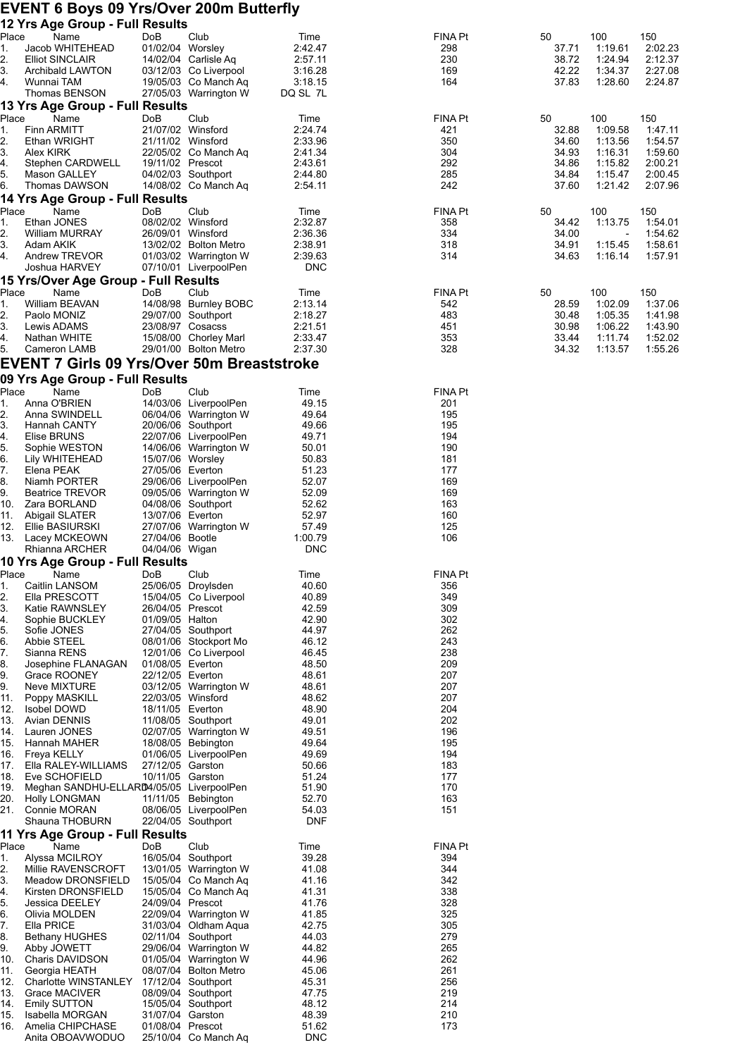# EVENT 6 Boys 09 Yrs/Over 200m Butterfly

## 12 Yrs Age Group - Full Results

| Place | Name | DoB | Club | Time | FINA Pt | 50 | 100 | 150 |
|---|---|---|---|---|---|---|---|---|
| 1. | Jacob WHITEHEAD | 01/02/04 | Worsley | 2:42.47 | 298 | 37.71 | 1:19.61 | 2:02.23 |
| 2. | Elliot SINCLAIR | 14/02/04 | Carlisle Aq | 2:57.11 | 230 | 38.72 | 1:24.94 | 2:12.37 |
| 3. | Archibald LAWTON | 03/12/03 | Co Liverpool | 3:16.28 | 169 | 42.22 | 1:34.37 | 2:27.08 |
| 4. | Wunnai TAM | 19/05/03 | Co Manch Aq | 3:18.15 | 164 | 37.83 | 1:28.60 | 2:24.87 |
| | Thomas BENSON | 27/05/03 | Warrington W | DQ SL 7L | | | | |

## 13 Yrs Age Group - Full Results

| Place | Name | DoB | Club | Time | FINA Pt | 50 | 100 | 150 |
|---|---|---|---|---|---|---|---|---|
| 1. | Finn ARMITT | 21/07/02 | Winsford | 2:24.74 | 421 | 32.88 | 1:09.58 | 1:47.11 |
| 2. | Ethan WRIGHT | 21/11/02 | Winsford | 2:33.96 | 350 | 34.60 | 1:13.56 | 1:54.57 |
| 3. | Alex KIRK | 22/05/02 | Co Manch Aq | 2:41.34 | 304 | 34.93 | 1:16.31 | 1:59.60 |
| 4. | Stephen CARDWELL | 19/11/02 | Prescot | 2:43.61 | 292 | 34.86 | 1:15.82 | 2:00.21 |
| 5. | Mason GALLEY | 04/02/03 | Southport | 2:44.80 | 285 | 34.84 | 1:15.47 | 2:00.45 |
| 6. | Thomas DAWSON | 14/08/02 | Co Manch Aq | 2:54.11 | 242 | 37.60 | 1:21.42 | 2:07.96 |

## 14 Yrs Age Group - Full Results

| Place | Name | DoB | Club | Time | FINA Pt | 50 | 100 | 150 |
|---|---|---|---|---|---|---|---|---|
| 1. | Ethan JONES | 08/02/02 | Winsford | 2:32.87 | 358 | 34.42 | 1:13.75 | 1:54.01 |
| 2. | William MURRAY | 26/09/01 | Winsford | 2:36.36 | 334 | 34.00 | - | 1:54.62 |
| 3. | Adam AKIK | 13/02/02 | Bolton Metro | 2:38.91 | 318 | 34.91 | 1:15.45 | 1:58.61 |
| 4. | Andrew TREVOR | 01/03/02 | Warrington W | 2:39.63 | 314 | 34.63 | 1:16.14 | 1:57.91 |
| | Joshua HARVEY | 07/10/01 | LiverpoolPen | DNC | | | | |

## 15 Yrs/Over Age Group - Full Results

| Place | Name | DoB | Club | Time | FINA Pt | 50 | 100 | 150 |
|---|---|---|---|---|---|---|---|---|
| 1. | William BEAVAN | 14/08/98 | Burnley BOBC | 2:13.14 | 542 | 28.59 | 1:02.09 | 1:37.06 |
| 2. | Paolo MONIZ | 29/07/00 | Southport | 2:18.27 | 483 | 30.48 | 1:05.35 | 1:41.98 |
| 3. | Lewis ADAMS | 23/08/97 | Cosacss | 2:21.51 | 451 | 30.98 | 1:06.22 | 1:43.90 |
| 4. | Nathan WHITE | 15/08/00 | Chorley Marl | 2:33.47 | 353 | 33.44 | 1:11.74 | 1:52.02 |
| 5. | Cameron LAMB | 29/01/00 | Bolton Metro | 2:37.30 | 328 | 34.32 | 1:13.57 | 1:55.26 |

# EVENT 7 Girls 09 Yrs/Over 50m Breaststroke

## 09 Yrs Age Group - Full Results

| Place | Name | DoB | Club | Time | FINA Pt |
|---|---|---|---|---|---|
| 1. | Anna O'BRIEN | 14/03/06 | LiverpoolPen | 49.15 | 201 |
| 2. | Anna SWINDELL | 06/04/06 | Warrington W | 49.64 | 195 |
| 3. | Hannah CANTY | 20/06/06 | Southport | 49.66 | 195 |
| 4. | Elise BRUNS | 22/07/06 | LiverpoolPen | 49.71 | 194 |
| 5. | Sophie WESTON | 14/06/06 | Warrington W | 50.01 | 190 |
| 6. | Lily WHITEHEAD | 15/07/06 | Worsley | 50.83 | 181 |
| 7. | Elena PEAK | 27/05/06 | Everton | 51.23 | 177 |
| 8. | Niamh PORTER | 29/06/06 | LiverpoolPen | 52.07 | 169 |
| 9. | Beatrice TREVOR | 09/05/06 | Warrington W | 52.09 | 169 |
| 10. | Zara BORLAND | 04/08/06 | Southport | 52.62 | 163 |
| 11. | Abigail SLATER | 13/07/06 | Everton | 52.97 | 160 |
| 12. | Ellie BASIURSKI | 27/07/06 | Warrington W | 57.49 | 125 |
| 13. | Lacey MCKEOWN | 27/04/06 | Bootle | 1:00.79 | 106 |
| | Rhianna ARCHER | 04/04/06 | Wigan | DNC | |

## 10 Yrs Age Group - Full Results

| Place | Name | DoB | Club | Time | FINA Pt |
|---|---|---|---|---|---|
| 1. | Caitlin LANSOM | 25/06/05 | Droylsden | 40.60 | 356 |
| 2. | Ella PRESCOTT | 15/04/05 | Co Liverpool | 40.89 | 349 |
| 3. | Katie RAWNSLEY | 26/04/05 | Prescot | 42.59 | 309 |
| 4. | Sophie BUCKLEY | 01/09/05 | Halton | 42.90 | 302 |
| 5. | Sofie JONES | 27/04/05 | Southport | 44.97 | 262 |
| 6. | Abbie STEEL | 08/01/06 | Stockport Mo | 46.12 | 243 |
| 7. | Sianna RENS | 12/01/06 | Co Liverpool | 46.45 | 238 |
| 8. | Josephine FLANAGAN | 01/08/05 | Everton | 48.50 | 209 |
| 9. | Grace ROONEY | 22/12/05 | Everton | 48.61 | 207 |
| 9. | Neve MIXTURE | 03/12/05 | Warrington W | 48.61 | 207 |
| 11. | Poppy MASKILL | 22/03/05 | Winsford | 48.62 | 207 |
| 12. | Isobel DOWD | 18/11/05 | Everton | 48.90 | 204 |
| 13. | Avian DENNIS | 11/08/05 | Southport | 49.01 | 202 |
| 14. | Lauren JONES | 02/07/05 | Warrington W | 49.51 | 196 |
| 15. | Hannah MAHER | 18/08/05 | Bebington | 49.64 | 195 |
| 16. | Freya KELLY | 01/06/05 | LiverpoolPen | 49.69 | 194 |
| 17. | Ella RALEY-WILLIAMS | 27/12/05 | Garston | 50.66 | 183 |
| 18. | Eve SCHOFIELD | 10/11/05 | Garston | 51.24 | 177 |
| 19. | Meghan SANDHU-ELLARD | 04/05/05 | LiverpoolPen | 51.90 | 170 |
| 20. | Holly LONGMAN | 11/11/05 | Bebington | 52.70 | 163 |
| 21. | Connie MORAN | 08/06/05 | LiverpoolPen | 54.03 | 151 |
| | Shauna THOBURN | 22/04/05 | Southport | DNF | |

## 11 Yrs Age Group - Full Results

| Place | Name | DoB | Club | Time | FINA Pt |
|---|---|---|---|---|---|
| 1. | Alyssa MCILROY | 16/05/04 | Southport | 39.28 | 394 |
| 2. | Millie RAVENSCROFT | 13/01/05 | Warrington W | 41.08 | 344 |
| 3. | Meadow DRONSFIELD | 15/05/04 | Co Manch Aq | 41.16 | 342 |
| 4. | Kirsten DRONSFIELD | 15/05/04 | Co Manch Aq | 41.31 | 338 |
| 5. | Jessica DEELEY | 24/09/04 | Prescot | 41.76 | 328 |
| 6. | Olivia MOLDEN | 22/09/04 | Warrington W | 41.85 | 325 |
| 7. | Ella PRICE | 31/03/04 | Oldham Aqua | 42.75 | 305 |
| 8. | Bethany HUGHES | 02/11/04 | Southport | 44.03 | 279 |
| 9. | Abby JOWETT | 29/06/04 | Warrington W | 44.82 | 265 |
| 10. | Charis DAVIDSON | 01/05/04 | Warrington W | 44.96 | 262 |
| 11. | Georgia HEATH | 08/07/04 | Bolton Metro | 45.06 | 261 |
| 12. | Charlotte WINSTANLEY | 17/12/04 | Southport | 45.31 | 256 |
| 13. | Grace MACIVER | 08/09/04 | Southport | 47.75 | 219 |
| 14. | Emily SUTTON | 15/05/04 | Southport | 48.12 | 214 |
| 15. | Isabella MORGAN | 31/07/04 | Garston | 48.39 | 210 |
| 16. | Amelia CHIPCHASE | 01/08/04 | Prescot | 51.62 | 173 |
| | Anita OBOAVWODUO | 25/10/04 | Co Manch Aq | DNC | |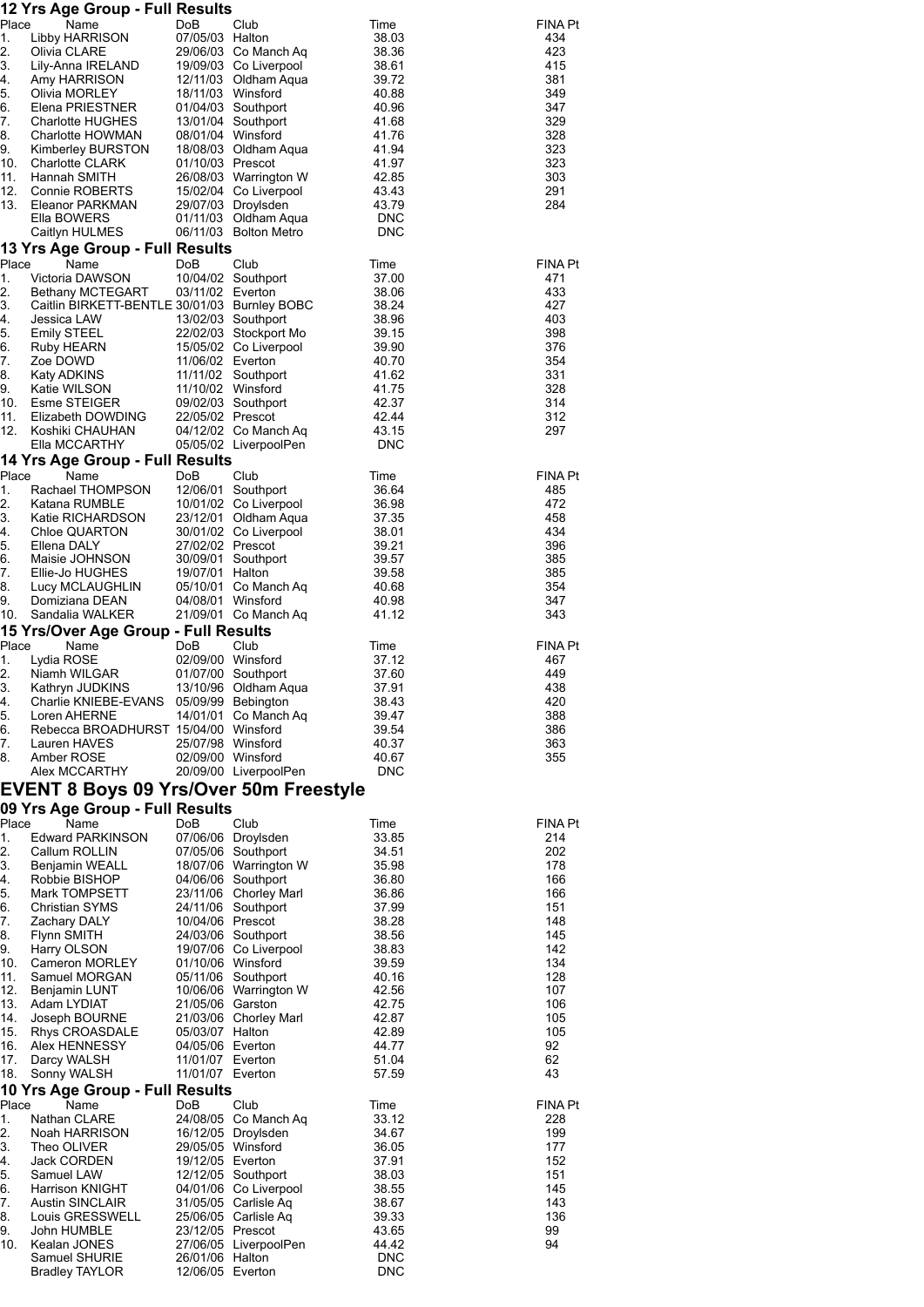### 12 Yrs Age Group - Full Results

| Place | Name | DoB | Club | Time | FINA Pt |
|---|---|---|---|---|---|
| 1. | Libby HARRISON | 07/05/03 | Halton | 38.03 | 434 |
| 2. | Olivia CLARE | 29/06/03 | Co Manch Aq | 38.36 | 423 |
| 3. | Lily-Anna IRELAND | 19/09/03 | Co Liverpool | 38.61 | 415 |
| 4. | Amy HARRISON | 12/11/03 | Oldham Aqua | 39.72 | 381 |
| 5. | Olivia MORLEY | 18/11/03 | Winsford | 40.88 | 349 |
| 6. | Elena PRIESTNER | 01/04/03 | Southport | 40.96 | 347 |
| 7. | Charlotte HUGHES | 13/01/04 | Southport | 41.68 | 329 |
| 8. | Charlotte HOWMAN | 08/01/04 | Winsford | 41.76 | 328 |
| 9. | Kimberley BURSTON | 18/08/03 | Oldham Aqua | 41.94 | 323 |
| 10. | Charlotte CLARK | 01/10/03 | Prescot | 41.97 | 323 |
| 11. | Hannah SMITH | 26/08/03 | Warrington W | 42.85 | 303 |
| 12. | Connie ROBERTS | 15/02/04 | Co Liverpool | 43.43 | 291 |
| 13. | Eleanor PARKMAN | 29/07/03 | Droylsden | 43.79 | 284 |
| | Ella BOWERS | 01/11/03 | Oldham Aqua | DNC | |
| | Caitlyn HULMES | 06/11/03 | Bolton Metro | DNC | |

### 13 Yrs Age Group - Full Results

| Place | Name | DoB | Club | Time | FINA Pt |
|---|---|---|---|---|---|
| 1. | Victoria DAWSON | 10/04/02 | Southport | 37.00 | 471 |
| 2. | Bethany MCTEGART | 03/11/02 | Everton | 38.06 | 433 |
| 3. | Caitlin BIRKETT-BENTLE | 30/01/03 | Burnley BOBC | 38.24 | 427 |
| 4. | Jessica LAW | 13/02/03 | Southport | 38.96 | 403 |
| 5. | Emily STEEL | 22/02/03 | Stockport Mo | 39.15 | 398 |
| 6. | Ruby HEARN | 15/05/02 | Co Liverpool | 39.90 | 376 |
| 7. | Zoe DOWD | 11/06/02 | Everton | 40.70 | 354 |
| 8. | Katy ADKINS | 11/11/02 | Southport | 41.62 | 331 |
| 9. | Katie WILSON | 11/10/02 | Winsford | 41.75 | 328 |
| 10. | Esme STEIGER | 09/02/03 | Southport | 42.37 | 314 |
| 11. | Elizabeth DOWDING | 22/05/02 | Prescot | 42.44 | 312 |
| 12. | Koshiki CHAUHAN | 04/12/02 | Co Manch Aq | 43.15 | 297 |
| | Ella MCCARTHY | 05/05/02 | LiverpoolPen | DNC | |

### 14 Yrs Age Group - Full Results

| Place | Name | DoB | Club | Time | FINA Pt |
|---|---|---|---|---|---|
| 1. | Rachael THOMPSON | 12/06/01 | Southport | 36.64 | 485 |
| 2. | Katana RUMBLE | 10/01/02 | Co Liverpool | 36.98 | 472 |
| 3. | Katie RICHARDSON | 23/12/01 | Oldham Aqua | 37.35 | 458 |
| 4. | Chloe QUARTON | 30/01/02 | Co Liverpool | 38.01 | 434 |
| 5. | Ellena DALY | 27/02/02 | Prescot | 39.21 | 396 |
| 6. | Maisie JOHNSON | 30/09/01 | Southport | 39.57 | 385 |
| 7. | Ellie-Jo HUGHES | 19/07/01 | Halton | 39.58 | 385 |
| 8. | Lucy MCLAUGHLIN | 05/10/01 | Co Manch Aq | 40.68 | 354 |
| 9. | Domiziana DEAN | 04/08/01 | Winsford | 40.98 | 347 |
| 10. | Sandalia WALKER | 21/09/01 | Co Manch Aq | 41.12 | 343 |

### 15 Yrs/Over Age Group - Full Results

| Place | Name | DoB | Club | Time | FINA Pt |
|---|---|---|---|---|---|
| 1. | Lydia ROSE | 02/09/00 | Winsford | 37.12 | 467 |
| 2. | Niamh WILGAR | 01/07/00 | Southport | 37.60 | 449 |
| 3. | Kathryn JUDKINS | 13/10/96 | Oldham Aqua | 37.91 | 438 |
| 4. | Charlie KNIEBE-EVANS | 05/09/99 | Bebington | 38.43 | 420 |
| 5. | Loren AHERNE | 14/01/01 | Co Manch Aq | 39.47 | 388 |
| 6. | Rebecca BROADHURST | 15/04/00 | Winsford | 39.54 | 386 |
| 7. | Lauren HAVES | 25/07/98 | Winsford | 40.37 | 363 |
| 8. | Amber ROSE | 02/09/00 | Winsford | 40.67 | 355 |
| | Alex MCCARTHY | 20/09/00 | LiverpoolPen | DNC | |

## EVENT 8 Boys 09 Yrs/Over 50m Freestyle

### 09 Yrs Age Group - Full Results

| Place | Name | DoB | Club | Time | FINA Pt |
|---|---|---|---|---|---|
| 1. | Edward PARKINSON | 07/06/06 | Droylsden | 33.85 | 214 |
| 2. | Callum ROLLIN | 07/05/06 | Southport | 34.51 | 202 |
| 3. | Benjamin WEALL | 18/07/06 | Warrington W | 35.98 | 178 |
| 4. | Robbie BISHOP | 04/06/06 | Southport | 36.80 | 166 |
| 5. | Mark TOMPSETT | 23/11/06 | Chorley Marl | 36.86 | 166 |
| 6. | Christian SYMS | 24/11/06 | Southport | 37.99 | 151 |
| 7. | Zachary DALY | 10/04/06 | Prescot | 38.28 | 148 |
| 8. | Flynn SMITH | 24/03/06 | Southport | 38.56 | 145 |
| 9. | Harry OLSON | 19/07/06 | Co Liverpool | 38.83 | 142 |
| 10. | Cameron MORLEY | 01/10/06 | Winsford | 39.59 | 134 |
| 11. | Samuel MORGAN | 05/11/06 | Southport | 40.16 | 128 |
| 12. | Benjamin LUNT | 10/06/06 | Warrington W | 42.56 | 107 |
| 13. | Adam LYDIAT | 21/05/06 | Garston | 42.75 | 106 |
| 14. | Joseph BOURNE | 21/03/06 | Chorley Marl | 42.87 | 105 |
| 15. | Rhys CROASDALE | 05/03/07 | Halton | 42.89 | 105 |
| 16. | Alex HENNESSY | 04/05/06 | Everton | 44.77 | 92 |
| 17. | Darcy WALSH | 11/01/07 | Everton | 51.04 | 62 |
| 18. | Sonny WALSH | 11/01/07 | Everton | 57.59 | 43 |

### 10 Yrs Age Group - Full Results

| Place | Name | DoB | Club | Time | FINA Pt |
|---|---|---|---|---|---|
| 1. | Nathan CLARE | 24/08/05 | Co Manch Aq | 33.12 | 228 |
| 2. | Noah HARRISON | 16/12/05 | Droylsden | 34.67 | 199 |
| 3. | Theo OLIVER | 29/05/05 | Winsford | 36.05 | 177 |
| 4. | Jack CORDEN | 19/12/05 | Everton | 37.91 | 152 |
| 5. | Samuel LAW | 12/12/05 | Southport | 38.03 | 151 |
| 6. | Harrison KNIGHT | 04/01/06 | Co Liverpool | 38.55 | 145 |
| 7. | Austin SINCLAIR | 31/05/05 | Carlisle Aq | 38.67 | 143 |
| 8. | Louis GRESSWELL | 25/06/05 | Carlisle Aq | 39.33 | 136 |
| 9. | John HUMBLE | 23/12/05 | Prescot | 43.65 | 99 |
| 10. | Kealan JONES | 27/06/05 | LiverpoolPen | 44.42 | 94 |
| | Samuel SHURIE | 26/01/06 | Halton | DNC | |
| | Bradley TAYLOR | 12/06/05 | Everton | DNC | |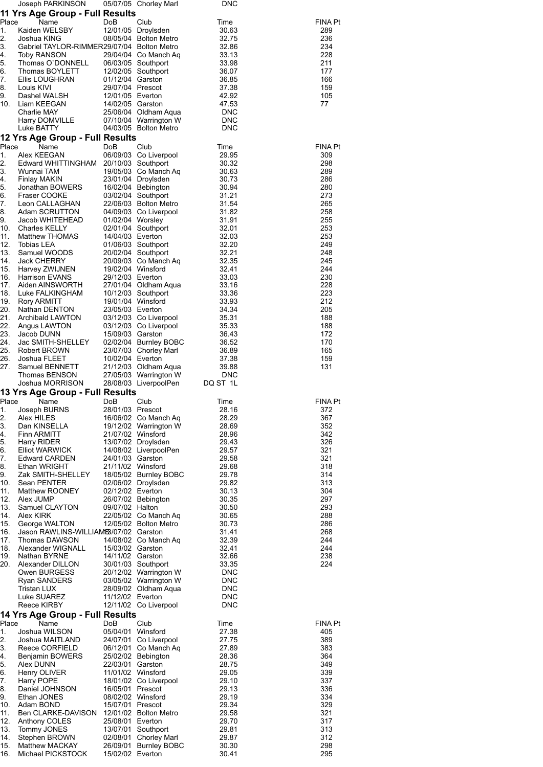| Place | Name | DoB | Club | Time | FINA Pt |
|---|---|---|---|---|---|
| | Joseph PARKINSON | 05/07/05 | Chorley Marl | DNC | |

## 11 Yrs Age Group - Full Results

| Place | Name | DoB | Club | Time | FINA Pt |
|---|---|---|---|---|---|
| 1. | Kaiden WELSBY | 12/01/05 | Droylsden | 30.63 | 289 |
| 2. | Joshua KING | 08/05/04 | Bolton Metro | 32.75 | 236 |
| 3. | Gabriel TAYLOR-RIMMER | 29/07/04 | Bolton Metro | 32.86 | 234 |
| 4. | Toby RANSON | 29/04/04 | Co Manch Aq | 33.13 | 228 |
| 5. | Thomas O`DONNELL | 06/03/05 | Southport | 33.98 | 211 |
| 6. | Thomas BOYLETT | 12/02/05 | Southport | 36.07 | 177 |
| 7. | Ellis LOUGHRAN | 01/12/04 | Garston | 36.85 | 166 |
| 8. | Louis KIVI | 29/07/04 | Prescot | 37.38 | 159 |
| 9. | Dashel WALSH | 12/01/05 | Everton | 42.92 | 105 |
| 10. | Liam KEEGAN | 14/02/05 | Garston | 47.53 | 77 |
| | Charlie MAY | 25/06/04 | Oldham Aqua | DNC | |
| | Harry DOMVILLE | 07/10/04 | Warrington W | DNC | |
| | Luke BATTY | 04/03/05 | Bolton Metro | DNC | |

## 12 Yrs Age Group - Full Results

| Place | Name | DoB | Club | Time | FINA Pt |
|---|---|---|---|---|---|
| 1. | Alex KEEGAN | 06/09/03 | Co Liverpool | 29.95 | 309 |
| 2. | Edward WHITTINGHAM | 20/10/03 | Southport | 30.32 | 298 |
| 3. | Wunnai TAM | 19/05/03 | Co Manch Aq | 30.63 | 289 |
| 4. | Finlay MAKIN | 23/01/04 | Droylsden | 30.73 | 286 |
| 5. | Jonathan BOWERS | 16/02/04 | Bebington | 30.94 | 280 |
| 6. | Fraser COOKE | 03/02/04 | Southport | 31.21 | 273 |
| 7. | Leon CALLAGHAN | 22/06/03 | Bolton Metro | 31.54 | 265 |
| 8. | Adam SCRUTTON | 04/09/03 | Co Liverpool | 31.82 | 258 |
| 9. | Jacob WHITEHEAD | 01/02/04 | Worsley | 31.91 | 255 |
| 10. | Charles KELLY | 02/01/04 | Southport | 32.01 | 253 |
| 11. | Matthew THOMAS | 14/04/03 | Everton | 32.03 | 253 |
| 12. | Tobias LEA | 01/06/03 | Southport | 32.20 | 249 |
| 13. | Samuel WOODS | 20/02/04 | Southport | 32.21 | 248 |
| 14. | Jack CHERRY | 20/09/03 | Co Manch Aq | 32.35 | 245 |
| 15. | Harvey ZWIJNEN | 19/02/04 | Winsford | 32.41 | 244 |
| 16. | Harrison EVANS | 29/12/03 | Everton | 33.03 | 230 |
| 17. | Aiden AINSWORTH | 27/01/04 | Oldham Aqua | 33.16 | 228 |
| 18. | Luke FALKINGHAM | 10/12/03 | Southport | 33.36 | 223 |
| 19. | Rory ARMITT | 19/01/04 | Winsford | 33.93 | 212 |
| 20. | Nathan DENTON | 23/05/03 | Everton | 34.34 | 205 |
| 21. | Archibald LAWTON | 03/12/03 | Co Liverpool | 35.31 | 188 |
| 22. | Angus LAWTON | 03/12/03 | Co Liverpool | 35.33 | 188 |
| 23. | Jacob DUNN | 15/09/03 | Garston | 36.43 | 172 |
| 24. | Jac SMITH-SHELLEY | 02/02/04 | Burnley BOBC | 36.52 | 170 |
| 25. | Robert BROWN | 23/07/03 | Chorley Marl | 36.89 | 165 |
| 26. | Joshua FLEET | 10/02/04 | Everton | 37.38 | 159 |
| 27. | Samuel BENNETT | 21/12/03 | Oldham Aqua | 39.88 | 131 |
| | Thomas BENSON | 27/05/03 | Warrington W | DNC | |
| | Joshua MORRISON | 28/08/03 | LiverpoolPen | DQ ST 1L | |

## 13 Yrs Age Group - Full Results

| Place | Name | DoB | Club | Time | FINA Pt |
|---|---|---|---|---|---|
| 1. | Joseph BURNS | 28/01/03 | Prescot | 28.16 | 372 |
| 2. | Alex HILES | 16/06/02 | Co Manch Aq | 28.29 | 367 |
| 3. | Dan KINSELLA | 19/12/02 | Warrington W | 28.69 | 352 |
| 4. | Finn ARMITT | 21/07/02 | Winsford | 28.96 | 342 |
| 5. | Harry RIDER | 13/07/02 | Droylsden | 29.43 | 326 |
| 6. | Elliot WARWICK | 14/08/02 | LiverpoolPen | 29.57 | 321 |
| 7. | Edward CARDEN | 24/01/03 | Garston | 29.58 | 321 |
| 8. | Ethan WRIGHT | 21/11/02 | Winsford | 29.68 | 318 |
| 9. | Zak SMITH-SHELLEY | 18/05/02 | Burnley BOBC | 29.78 | 314 |
| 10. | Sean PENTER | 02/06/02 | Droylsden | 29.82 | 313 |
| 11. | Matthew ROONEY | 02/12/02 | Everton | 30.13 | 304 |
| 12. | Alex JUMP | 26/07/02 | Bebington | 30.35 | 297 |
| 13. | Samuel CLAYTON | 09/07/02 | Halton | 30.50 | 293 |
| 14. | Alex KIRK | 22/05/02 | Co Manch Aq | 30.65 | 288 |
| 15. | George WALTON | 12/05/02 | Bolton Metro | 30.73 | 286 |
| 16. | Jason RAWLINS-WILLIAMS | 13/07/02 | Garston | 31.41 | 268 |
| 17. | Thomas DAWSON | 14/08/02 | Co Manch Aq | 32.39 | 244 |
| 18. | Alexander WIGNALL | 15/03/02 | Garston | 32.41 | 244 |
| 19. | Nathan BYRNE | 14/11/02 | Garston | 32.66 | 238 |
| 20. | Alexander DILLON | 30/01/03 | Southport | 33.35 | 224 |
| | Owen BURGESS | 20/12/02 | Warrington W | DNC | |
| | Ryan SANDERS | 03/05/02 | Warrington W | DNC | |
| | Tristan LUX | 28/09/02 | Oldham Aqua | DNC | |
| | Luke SUAREZ | 11/12/02 | Everton | DNC | |
| | Reece KIRBY | 12/11/02 | Co Liverpool | DNC | |

## 14 Yrs Age Group - Full Results

| Place | Name | DoB | Club | Time | FINA Pt |
|---|---|---|---|---|---|
| 1. | Joshua WILSON | 05/04/01 | Winsford | 27.38 | 405 |
| 2. | Joshua MAITLAND | 24/07/01 | Co Liverpool | 27.75 | 389 |
| 3. | Reece CORFIELD | 06/12/01 | Co Manch Aq | 27.89 | 383 |
| 4. | Benjamin BOWERS | 25/02/02 | Bebington | 28.36 | 364 |
| 5. | Alex DUNN | 22/03/01 | Garston | 28.75 | 349 |
| 6. | Henry OLIVER | 11/01/02 | Winsford | 29.05 | 339 |
| 7. | Harry POPE | 18/01/02 | Co Liverpool | 29.10 | 337 |
| 8. | Daniel JOHNSON | 16/05/01 | Prescot | 29.13 | 336 |
| 9. | Ethan JONES | 08/02/02 | Winsford | 29.19 | 334 |
| 10. | Adam BOND | 15/07/01 | Prescot | 29.34 | 329 |
| 11. | Ben CLARKE-DAVISON | 12/01/02 | Bolton Metro | 29.58 | 321 |
| 12. | Anthony COLES | 25/08/01 | Everton | 29.70 | 317 |
| 13. | Tommy JONES | 13/07/01 | Southport | 29.81 | 313 |
| 14. | Stephen BROWN | 02/08/01 | Chorley Marl | 29.87 | 312 |
| 15. | Matthew MACKAY | 26/09/01 | Burnley BOBC | 30.30 | 298 |
| 16. | Michael PICKSTOCK | 15/02/02 | Everton | 30.41 | 295 |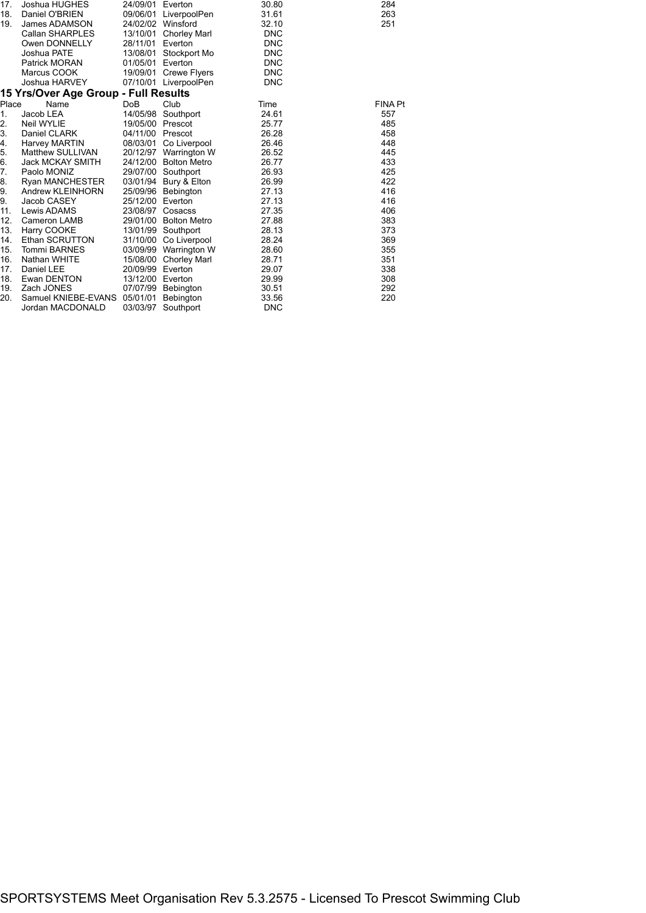| Place | Name | DoB | Club | Time | FINA Pt |
|---|---|---|---|---|---|
| 17. | Joshua HUGHES | 24/09/01 | Everton | 30.80 | 284 |
| 18. | Daniel O'BRIEN | 09/06/01 | LiverpoolPen | 31.61 | 263 |
| 19. | James ADAMSON | 24/02/02 | Winsford | 32.10 | 251 |
| | Callan SHARPLES | 13/10/01 | Chorley Marl | DNC | |
| | Owen DONNELLY | 28/11/01 | Everton | DNC | |
| | Joshua PATE | 13/08/01 | Stockport Mo | DNC | |
| | Patrick MORAN | 01/05/01 | Everton | DNC | |
| | Marcus COOK | 19/09/01 | Crewe Flyers | DNC | |
| | Joshua HARVEY | 07/10/01 | LiverpoolPen | DNC | |

### 15 Yrs/Over Age Group - Full Results

| Place | Name | DoB | Club | Time | FINA Pt |
|---|---|---|---|---|---|
| 1. | Jacob LEA | 14/05/98 | Southport | 24.61 | 557 |
| 2. | Neil WYLIE | 19/05/00 | Prescot | 25.77 | 485 |
| 3. | Daniel CLARK | 04/11/00 | Prescot | 26.28 | 458 |
| 4. | Harvey MARTIN | 08/03/01 | Co Liverpool | 26.46 | 448 |
| 5. | Matthew SULLIVAN | 20/12/97 | Warrington W | 26.52 | 445 |
| 6. | Jack MCKAY SMITH | 24/12/00 | Bolton Metro | 26.77 | 433 |
| 7. | Paolo MONIZ | 29/07/00 | Southport | 26.93 | 425 |
| 8. | Ryan MANCHESTER | 03/01/94 | Bury & Elton | 26.99 | 422 |
| 9. | Andrew KLEINHORN | 25/09/96 | Bebington | 27.13 | 416 |
| 9. | Jacob CASEY | 25/12/00 | Everton | 27.13 | 416 |
| 11. | Lewis ADAMS | 23/08/97 | Cosacss | 27.35 | 406 |
| 12. | Cameron LAMB | 29/01/00 | Bolton Metro | 27.88 | 383 |
| 13. | Harry COOKE | 13/01/99 | Southport | 28.13 | 373 |
| 14. | Ethan SCRUTTON | 31/10/00 | Co Liverpool | 28.24 | 369 |
| 15. | Tommi BARNES | 03/09/99 | Warrington W | 28.60 | 355 |
| 16. | Nathan WHITE | 15/08/00 | Chorley Marl | 28.71 | 351 |
| 17. | Daniel LEE | 20/09/99 | Everton | 29.07 | 338 |
| 18. | Ewan DENTON | 13/12/00 | Everton | 29.99 | 308 |
| 19. | Zach JONES | 07/07/99 | Bebington | 30.51 | 292 |
| 20. | Samuel KNIEBE-EVANS | 05/01/01 | Bebington | 33.56 | 220 |
| | Jordan MACDONALD | 03/03/97 | Southport | DNC | |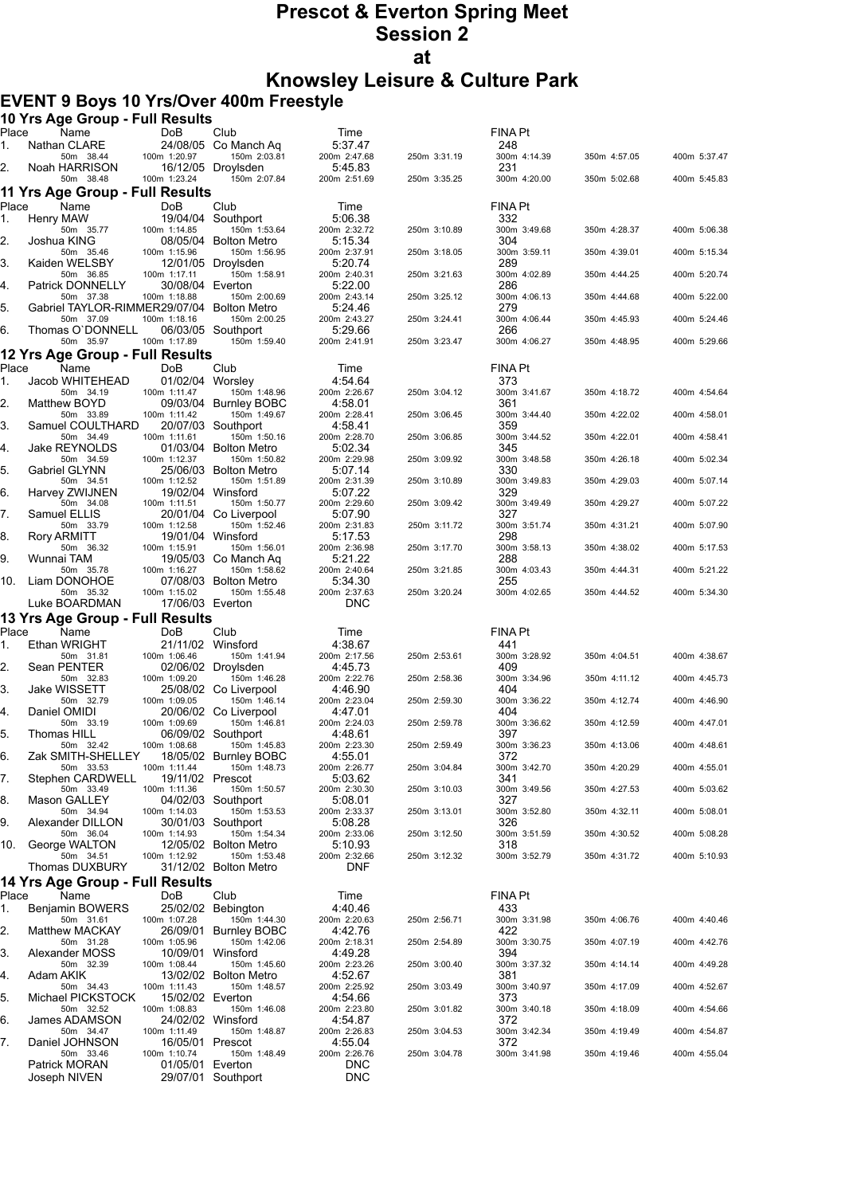# Prescot & Everton Spring Meet
## Session 2
## at
## Knowsley Leisure & Culture Park

### EVENT 9 Boys 10 Yrs/Over 400m Freestyle

#### 10 Yrs Age Group - Full Results

| Place | Name | DoB | Club | Time | | FINA Pt | | |
|---|---|---|---|---|---|---|---|---|
| 1. | Nathan CLARE | 24/08/05 | Co Manch Aq | 5:37.47 | | 248 | | |
| | 50m 38.44 | 100m 1:20.97 | 150m 2:03.81 | 200m 2:47.68 | 250m 3:31.19 | 300m 4:14.39 | 350m 4:57.05 | 400m 5:37.47 |
| 2. | Noah HARRISON | 16/12/05 | Droylsden | 5:45.83 | | 231 | | |
| | 50m 38.48 | 100m 1:23.24 | 150m 2:07.84 | 200m 2:51.69 | 250m 3:35.25 | 300m 4:20.00 | 350m 5:02.68 | 400m 5:45.83 |

#### 11 Yrs Age Group - Full Results

| Place | Name | DoB | Club | Time | | FINA Pt | | |
|---|---|---|---|---|---|---|---|---|
| 1. | Henry MAW | 19/04/04 | Southport | 5:06.38 | | 332 | | |
| | 50m 35.77 | 100m 1:14.85 | 150m 1:53.64 | 200m 2:32.72 | 250m 3:10.89 | 300m 3:49.68 | 350m 4:28.37 | 400m 5:06.38 |
| 2. | Joshua KING | 08/05/04 | Bolton Metro | 5:15.34 | | 304 | | |
| | 50m 35.46 | 100m 1:15.96 | 150m 1:56.95 | 200m 2:37.91 | 250m 3:18.05 | 300m 3:59.11 | 350m 4:39.01 | 400m 5:15.34 |
| 3. | Kaiden WELSBY | 12/01/05 | Droylsden | 5:20.74 | | 289 | | |
| | 50m 36.85 | 100m 1:17.11 | 150m 1:58.91 | 200m 2:40.31 | 250m 3:21.63 | 300m 4:02.89 | 350m 4:44.25 | 400m 5:20.74 |
| 4. | Patrick DONNELLY | 30/08/04 | Everton | 5:22.00 | | 286 | | |
| | 50m 37.38 | 100m 1:18.88 | 150m 2:00.69 | 200m 2:43.14 | 250m 3:25.12 | 300m 4:06.13 | 350m 4:44.68 | 400m 5:22.00 |
| 5. | Gabriel TAYLOR-RIMMER | 29/07/04 | Bolton Metro | 5:24.46 | | 279 | | |
| | 50m 37.09 | 100m 1:18.16 | 150m 2:00.25 | 200m 2:43.27 | 250m 3:24.41 | 300m 4:06.44 | 350m 4:45.93 | 400m 5:24.46 |
| 6. | Thomas O`DONNELL | 06/03/05 | Southport | 5:29.66 | | 266 | | |
| | 50m 35.97 | 100m 1:17.89 | 150m 1:59.40 | 200m 2:41.91 | 250m 3:23.47 | 300m 4:06.27 | 350m 4:48.95 | 400m 5:29.66 |

#### 12 Yrs Age Group - Full Results

| Place | Name | DoB | Club | Time | | FINA Pt | | |
|---|---|---|---|---|---|---|---|---|
| 1. | Jacob WHITEHEAD | 01/02/04 | Worsley | 4:54.64 | | 373 | | |
| | 50m 34.19 | 100m 1:11.47 | 150m 1:48.96 | 200m 2:26.67 | 250m 3:04.12 | 300m 3:41.67 | 350m 4:18.72 | 400m 4:54.64 |
| 2. | Matthew BOYD | 09/03/04 | Burnley BOBC | 4:58.01 | | 361 | | |
| | 50m 33.89 | 100m 1:11.42 | 150m 1:49.67 | 200m 2:28.41 | 250m 3:06.45 | 300m 3:44.40 | 350m 4:22.02 | 400m 4:58.01 |
| 3. | Samuel COULTHARD | 20/07/03 | Southport | 4:58.41 | | 359 | | |
| | 50m 34.49 | 100m 1:11.61 | 150m 1:50.16 | 200m 2:28.70 | 250m 3:06.85 | 300m 3:44.52 | 350m 4:22.01 | 400m 4:58.41 |
| 4. | Jake REYNOLDS | 01/03/04 | Bolton Metro | 5:02.34 | | 345 | | |
| | 50m 34.59 | 100m 1:12.37 | 150m 1:50.82 | 200m 2:29.98 | 250m 3:09.92 | 300m 3:48.58 | 350m 4:26.18 | 400m 5:02.34 |
| 5. | Gabriel GLYNN | 25/06/03 | Bolton Metro | 5:07.14 | | 330 | | |
| | 50m 34.51 | 100m 1:12.52 | 150m 1:51.89 | 200m 2:31.39 | 250m 3:10.89 | 300m 3:49.83 | 350m 4:29.03 | 400m 5:07.14 |
| 6. | Harvey ZWIJNEN | 19/02/04 | Winsford | 5:07.22 | | 329 | | |
| | 50m 34.08 | 100m 1:11.51 | 150m 1:50.77 | 200m 2:29.60 | 250m 3:09.42 | 300m 3:49.49 | 350m 4:29.27 | 400m 5:07.22 |
| 7. | Samuel ELLIS | 20/01/04 | Co Liverpool | 5:07.90 | | 327 | | |
| | 50m 33.79 | 100m 1:12.58 | 150m 1:52.46 | 200m 2:31.83 | 250m 3:11.72 | 300m 3:51.74 | 350m 4:31.21 | 400m 5:07.90 |
| 8. | Rory ARMITT | 19/01/04 | Winsford | 5:17.53 | | 298 | | |
| | 50m 36.32 | 100m 1:15.91 | 150m 1:56.01 | 200m 2:36.98 | 250m 3:17.70 | 300m 3:58.13 | 350m 4:38.02 | 400m 5:17.53 |
| 9. | Wunnai TAM | 19/05/03 | Co Manch Aq | 5:21.22 | | 288 | | |
| | 50m 35.78 | 100m 1:16.27 | 150m 1:58.62 | 200m 2:40.64 | 250m 3:21.85 | 300m 4:03.43 | 350m 4:44.31 | 400m 5:21.22 |
| 10. | Liam DONOHOE | 07/08/03 | Bolton Metro | 5:34.30 | | 255 | | |
| | 50m 35.32 | 100m 1:15.02 | 150m 1:55.48 | 200m 2:37.63 | 250m 3:20.24 | 300m 4:02.65 | 350m 4:44.52 | 400m 5:34.30 |
| | Luke BOARDMAN | 17/06/03 | Everton | DNC | | | | |

#### 13 Yrs Age Group - Full Results

| Place | Name | DoB | Club | Time | | FINA Pt | | |
|---|---|---|---|---|---|---|---|---|
| 1. | Ethan WRIGHT | 21/11/02 | Winsford | 4:38.67 | | 441 | | |
| | 50m 31.81 | 100m 1:06.46 | 150m 1:41.94 | 200m 2:17.56 | 250m 2:53.61 | 300m 3:28.92 | 350m 4:04.51 | 400m 4:38.67 |
| 2. | Sean PENTER | 02/06/02 | Droylsden | 4:45.73 | | 409 | | |
| | 50m 32.83 | 100m 1:09.20 | 150m 1:46.28 | 200m 2:22.76 | 250m 2:58.36 | 300m 3:34.96 | 350m 4:11.12 | 400m 4:45.73 |
| 3. | Jake WISSETT | 25/08/02 | Co Liverpool | 4:46.90 | | 404 | | |
| | 50m 32.79 | 100m 1:09.05 | 150m 1:46.14 | 200m 2:23.04 | 250m 2:59.30 | 300m 3:36.22 | 350m 4:12.74 | 400m 4:46.90 |
| 4. | Daniel OMIDI | 20/06/02 | Co Liverpool | 4:47.01 | | 404 | | |
| | 50m 33.19 | 100m 1:09.69 | 150m 1:46.81 | 200m 2:24.03 | 250m 2:59.78 | 300m 3:36.62 | 350m 4:12.59 | 400m 4:47.01 |
| 5. | Thomas HILL | 06/09/02 | Southport | 4:48.61 | | 397 | | |
| | 50m 32.42 | 100m 1:08.68 | 150m 1:45.83 | 200m 2:23.30 | 250m 2:59.49 | 300m 3:36.23 | 350m 4:13.06 | 400m 4:48.61 |
| 6. | Zak SMITH-SHELLEY | 18/05/02 | Burnley BOBC | 4:55.01 | | 372 | | |
| | 50m 33.53 | 100m 1:11.44 | 150m 1:48.73 | 200m 2:26.77 | 250m 3:04.84 | 300m 3:42.70 | 350m 4:20.29 | 400m 4:55.01 |
| 7. | Stephen CARDWELL | 19/11/02 | Prescot | 5:03.62 | | 341 | | |
| | 50m 33.49 | 100m 1:11.36 | 150m 1:50.57 | 200m 2:30.30 | 250m 3:10.03 | 300m 3:49.56 | 350m 4:27.53 | 400m 5:03.62 |
| 8. | Mason GALLEY | 04/02/03 | Southport | 5:08.01 | | 327 | | |
| | 50m 34.94 | 100m 1:14.03 | 150m 1:53.53 | 200m 2:33.37 | 250m 3:13.01 | 300m 3:52.80 | 350m 4:32.11 | 400m 5:08.01 |
| 9. | Alexander DILLON | 30/01/03 | Southport | 5:08.28 | | 326 | | |
| | 50m 36.04 | 100m 1:14.93 | 150m 1:54.34 | 200m 2:33.06 | 250m 3:12.50 | 300m 3:51.59 | 350m 4:30.52 | 400m 5:08.28 |
| 10. | George WALTON | 12/05/02 | Bolton Metro | 5:10.93 | | 318 | | |
| | 50m 34.51 | 100m 1:12.92 | 150m 1:53.48 | 200m 2:32.66 | 250m 3:12.32 | 300m 3:52.79 | 350m 4:31.72 | 400m 5:10.93 |
| | Thomas DUXBURY | 31/12/02 | Bolton Metro | DNF | | | | |

#### 14 Yrs Age Group - Full Results

| Place | Name | DoB | Club | Time | | FINA Pt | | |
|---|---|---|---|---|---|---|---|---|
| 1. | Benjamin BOWERS | 25/02/02 | Bebington | 4:40.46 | | 433 | | |
| | 50m 31.61 | 100m 1:07.28 | 150m 1:44.30 | 200m 2:20.63 | 250m 2:56.71 | 300m 3:31.98 | 350m 4:06.76 | 400m 4:40.46 |
| 2. | Matthew MACKAY | 26/09/01 | Burnley BOBC | 4:42.76 | | 422 | | |
| | 50m 31.28 | 100m 1:05.96 | 150m 1:42.06 | 200m 2:18.31 | 250m 2:54.89 | 300m 3:30.75 | 350m 4:07.19 | 400m 4:42.76 |
| 3. | Alexander MOSS | 10/09/01 | Winsford | 4:49.28 | | 394 | | |
| | 50m 32.39 | 100m 1:08.44 | 150m 1:45.60 | 200m 2:23.26 | 250m 3:00.40 | 300m 3:37.32 | 350m 4:14.14 | 400m 4:49.28 |
| 4. | Adam AKIK | 13/02/02 | Bolton Metro | 4:52.67 | | 381 | | |
| | 50m 34.43 | 100m 1:11.43 | 150m 1:48.57 | 200m 2:25.92 | 250m 3:03.49 | 300m 3:40.97 | 350m 4:17.09 | 400m 4:52.67 |
| 5. | Michael PICKSTOCK | 15/02/02 | Everton | 4:54.66 | | 373 | | |
| | 50m 32.52 | 100m 1:08.83 | 150m 1:46.08 | 200m 2:23.80 | 250m 3:01.82 | 300m 3:40.18 | 350m 4:18.09 | 400m 4:54.66 |
| 6. | James ADAMSON | 24/02/02 | Winsford | 4:54.87 | | 372 | | |
| | 50m 34.47 | 100m 1:11.49 | 150m 1:48.87 | 200m 2:26.83 | 250m 3:04.53 | 300m 3:42.34 | 350m 4:19.49 | 400m 4:54.87 |
| 7. | Daniel JOHNSON | 16/05/01 | Prescot | 4:55.04 | | 372 | | |
| | 50m 33.46 | 100m 1:10.74 | 150m 1:48.49 | 200m 2:26.76 | 250m 3:04.78 | 300m 3:41.98 | 350m 4:19.46 | 400m 4:55.04 |
| | Patrick MORAN | 01/05/01 | Everton | DNC | | | | |
| | Joseph NIVEN | 29/07/01 | Southport | DNC | | | | |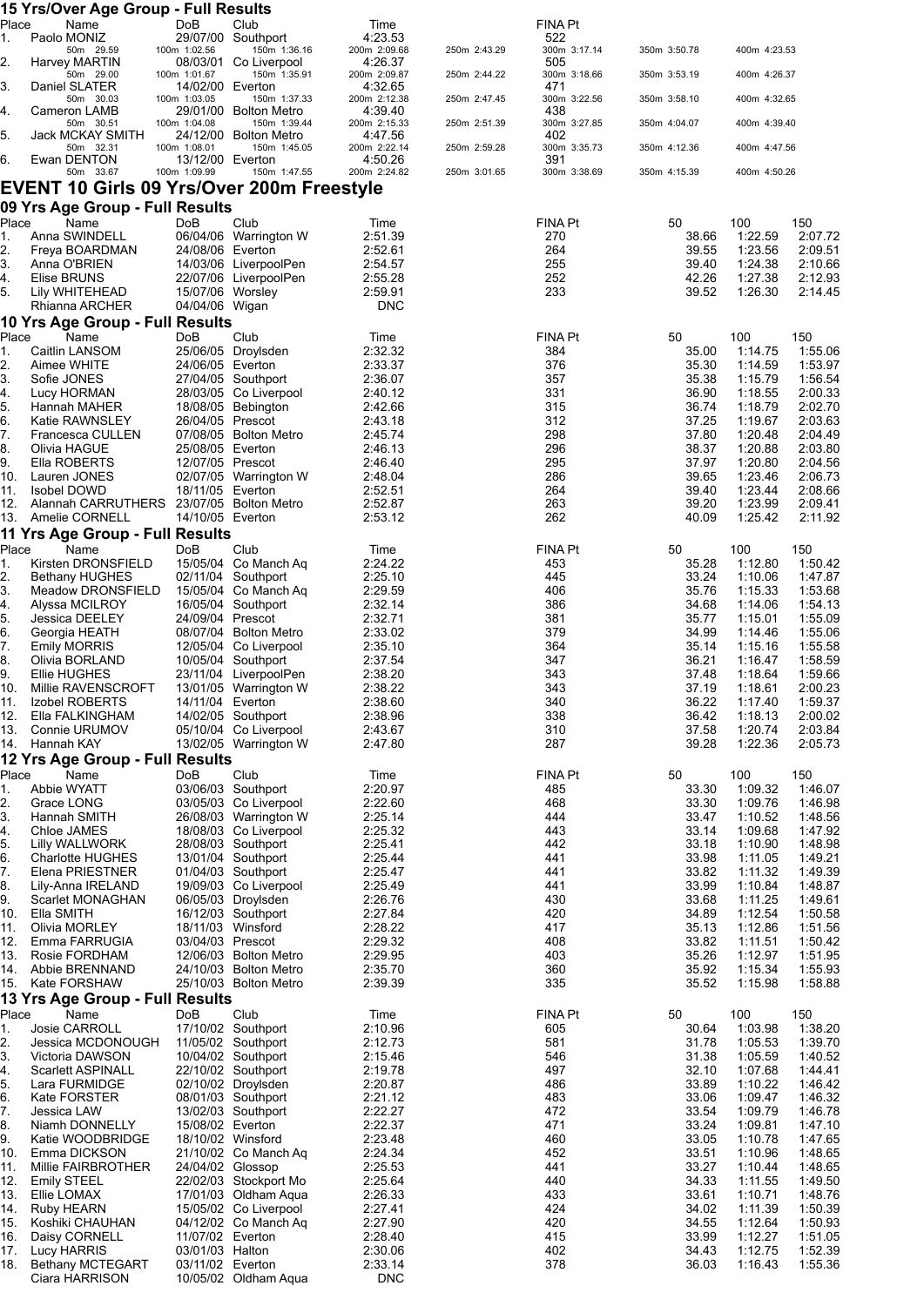## 15 Yrs/Over Age Group - Full Results

| Place | Name | DoB | Club | Time | | FINA Pt | | |
|---|---|---|---|---|---|---|---|---|
| 1. | Paolo MONIZ | 29/07/00 | Southport | 4:23.53 | | 522 | | |
| | 50m 29.59 | 100m 1:02.56 | 150m 1:36.16 | 200m 2:09.68 | 250m 2:43.29 | 300m 3:17.14 | 350m 3:50.78 | 400m 4:23.53 |
| 2. | Harvey MARTIN | 08/03/01 | Co Liverpool | 4:26.37 | | 505 | | |
| | 50m 29.00 | 100m 1:01.67 | 150m 1:35.91 | 200m 2:09.87 | 250m 2:44.22 | 300m 3:18.66 | 350m 3:53.19 | 400m 4:26.37 |
| 3. | Daniel SLATER | 14/02/00 | Everton | 4:32.65 | | 471 | | |
| | 50m 30.03 | 100m 1:03.05 | 150m 1:37.33 | 200m 2:12.38 | 250m 2:47.45 | 300m 3:22.56 | 350m 3:58.10 | 400m 4:32.65 |
| 4. | Cameron LAMB | 29/01/00 | Bolton Metro | 4:39.40 | | 438 | | |
| | 50m 30.51 | 100m 1:04.08 | 150m 1:39.44 | 200m 2:15.33 | 250m 2:51.39 | 300m 3:27.85 | 350m 4:04.07 | 400m 4:39.40 |
| 5. | Jack MCKAY SMITH | 24/12/00 | Bolton Metro | 4:47.56 | | 402 | | |
| | 50m 32.31 | 100m 1:08.01 | 150m 1:45.05 | 200m 2:22.14 | 250m 2:59.28 | 300m 3:35.73 | 350m 4:12.36 | 400m 4:47.56 |
| 6. | Ewan DENTON | 13/12/00 | Everton | 4:50.26 | | 391 | | |
| | 50m 33.67 | 100m 1:09.99 | 150m 1:47.55 | 200m 2:24.82 | 250m 3:01.65 | 300m 3:38.69 | 350m 4:15.39 | 400m 4:50.26 |

# EVENT 10 Girls 09 Yrs/Over 200m Freestyle

## 09 Yrs Age Group - Full Results

| Place | Name | DoB | Club | Time | FINA Pt | 50 | 100 | 150 |
|---|---|---|---|---|---|---|---|---|
| 1. | Anna SWINDELL | 06/04/06 | Warrington W | 2:51.39 | 270 | 38.66 | 1:22.59 | 2:07.72 |
| 2. | Freya BOARDMAN | 24/08/06 | Everton | 2:52.61 | 264 | 39.55 | 1:23.56 | 2:09.51 |
| 3. | Anna O'BRIEN | 14/03/06 | LiverpoolPen | 2:54.57 | 255 | 39.40 | 1:24.38 | 2:10.66 |
| 4. | Elise BRUNS | 22/07/06 | LiverpoolPen | 2:55.28 | 252 | 42.26 | 1:27.38 | 2:12.93 |
| 5. | Lily WHITEHEAD | 15/07/06 | Worsley | 2:59.91 | 233 | 39.52 | 1:26.30 | 2:14.45 |
| | Rhianna ARCHER | 04/04/06 | Wigan | DNC | | | | |

## 10 Yrs Age Group - Full Results

| Place | Name | DoB | Club | Time | FINA Pt | 50 | 100 | 150 |
|---|---|---|---|---|---|---|---|---|
| 1. | Caitlin LANSOM | 25/06/05 | Droylsden | 2:32.32 | 384 | 35.00 | 1:14.75 | 1:55.06 |
| 2. | Aimee WHITE | 24/06/05 | Everton | 2:33.37 | 376 | 35.30 | 1:14.59 | 1:53.97 |
| 3. | Sofie JONES | 27/04/05 | Southport | 2:36.07 | 357 | 35.38 | 1:15.79 | 1:56.54 |
| 4. | Lucy HORMAN | 28/03/05 | Co Liverpool | 2:40.12 | 331 | 36.90 | 1:18.55 | 2:00.33 |
| 5. | Hannah MAHER | 18/08/05 | Bebington | 2:42.66 | 315 | 36.74 | 1:18.79 | 2:02.70 |
| 6. | Katie RAWNSLEY | 26/04/05 | Prescot | 2:43.18 | 312 | 37.25 | 1:19.67 | 2:03.63 |
| 7. | Francesca CULLEN | 07/08/05 | Bolton Metro | 2:45.74 | 298 | 37.80 | 1:20.48 | 2:04.49 |
| 8. | Olivia HAGUE | 25/08/05 | Everton | 2:46.13 | 296 | 38.37 | 1:20.88 | 2:03.80 |
| 9. | Ella ROBERTS | 12/07/05 | Prescot | 2:46.40 | 295 | 37.97 | 1:20.80 | 2:04.56 |
| 10. | Lauren JONES | 02/07/05 | Warrington W | 2:48.04 | 286 | 39.65 | 1:23.46 | 2:06.73 |
| 11. | Isobel DOWD | 18/11/05 | Everton | 2:52.51 | 264 | 39.40 | 1:23.44 | 2:08.66 |
| 12. | Alannah CARRUTHERS | 23/07/05 | Bolton Metro | 2:52.87 | 263 | 39.20 | 1:23.99 | 2:09.41 |
| 13. | Amelie CORNELL | 14/10/05 | Everton | 2:53.12 | 262 | 40.09 | 1:25.42 | 2:11.92 |

## 11 Yrs Age Group - Full Results

| Place | Name | DoB | Club | Time | FINA Pt | 50 | 100 | 150 |
|---|---|---|---|---|---|---|---|---|
| 1. | Kirsten DRONSFIELD | 15/05/04 | Co Manch Aq | 2:24.22 | 453 | 35.28 | 1:12.80 | 1:50.42 |
| 2. | Bethany HUGHES | 02/11/04 | Southport | 2:25.10 | 445 | 33.24 | 1:10.06 | 1:47.87 |
| 3. | Meadow DRONSFIELD | 15/05/04 | Co Manch Aq | 2:29.59 | 406 | 35.76 | 1:15.33 | 1:53.68 |
| 4. | Alyssa MCILROY | 16/05/04 | Southport | 2:32.14 | 386 | 34.68 | 1:14.06 | 1:54.13 |
| 5. | Jessica DEELEY | 24/09/04 | Prescot | 2:32.71 | 381 | 35.77 | 1:15.01 | 1:55.09 |
| 6. | Georgia HEATH | 08/07/04 | Bolton Metro | 2:33.02 | 379 | 34.99 | 1:14.46 | 1:55.06 |
| 7. | Emily MORRIS | 12/05/04 | Co Liverpool | 2:35.10 | 364 | 35.14 | 1:15.16 | 1:55.58 |
| 8. | Olivia BORLAND | 10/05/04 | Southport | 2:37.54 | 347 | 36.21 | 1:16.47 | 1:58.59 |
| 9. | Ellie HUGHES | 23/11/04 | LiverpoolPen | 2:38.20 | 343 | 37.48 | 1:18.64 | 1:59.66 |
| 10. | Millie RAVENSCROFT | 13/01/05 | Warrington W | 2:38.22 | 343 | 37.19 | 1:18.61 | 2:00.23 |
| 11. | Izobel ROBERTS | 14/11/04 | Everton | 2:38.60 | 340 | 36.22 | 1:17.40 | 1:59.37 |
| 12. | Ella FALKINGHAM | 14/02/05 | Southport | 2:38.96 | 338 | 36.42 | 1:18.13 | 2:00.02 |
| 13. | Connie URUMOV | 05/10/04 | Co Liverpool | 2:43.67 | 310 | 37.58 | 1:20.74 | 2:03.84 |
| 14. | Hannah KAY | 13/02/05 | Warrington W | 2:47.80 | 287 | 39.28 | 1:22.36 | 2:05.73 |

## 12 Yrs Age Group - Full Results

| Place | Name | DoB | Club | Time | FINA Pt | 50 | 100 | 150 |
|---|---|---|---|---|---|---|---|---|
| 1. | Abbie WYATT | 03/06/03 | Southport | 2:20.97 | 485 | 33.30 | 1:09.32 | 1:46.07 |
| 2. | Grace LONG | 03/05/03 | Co Liverpool | 2:22.60 | 468 | 33.30 | 1:09.76 | 1:46.98 |
| 3. | Hannah SMITH | 26/08/03 | Warrington W | 2:25.14 | 444 | 33.47 | 1:10.52 | 1:48.56 |
| 4. | Chloe JAMES | 18/08/03 | Co Liverpool | 2:25.32 | 443 | 33.14 | 1:09.68 | 1:47.92 |
| 5. | Lilly WALLWORK | 28/08/03 | Southport | 2:25.41 | 442 | 33.18 | 1:10.90 | 1:48.98 |
| 6. | Charlotte HUGHES | 13/01/04 | Southport | 2:25.44 | 441 | 33.98 | 1:11.05 | 1:49.21 |
| 7. | Elena PRIESTNER | 01/04/03 | Southport | 2:25.47 | 441 | 33.82 | 1:11.32 | 1:49.39 |
| 8. | Lily-Anna IRELAND | 19/09/03 | Co Liverpool | 2:25.49 | 441 | 33.99 | 1:10.84 | 1:48.87 |
| 9. | Scarlet MONAGHAN | 06/05/03 | Droylsden | 2:26.76 | 430 | 33.68 | 1:11.25 | 1:49.61 |
| 10. | Ella SMITH | 16/12/03 | Southport | 2:27.84 | 420 | 34.89 | 1:12.54 | 1:50.58 |
| 11. | Olivia MORLEY | 18/11/03 | Winsford | 2:28.22 | 417 | 35.13 | 1:12.86 | 1:51.56 |
| 12. | Emma FARRUGIA | 03/04/03 | Prescot | 2:29.32 | 408 | 33.82 | 1:11.51 | 1:50.42 |
| 13. | Rosie FORDHAM | 12/06/03 | Bolton Metro | 2:29.95 | 403 | 35.26 | 1:12.97 | 1:51.95 |
| 14. | Abbie BRENNAND | 24/10/03 | Bolton Metro | 2:35.70 | 360 | 35.92 | 1:15.34 | 1:55.93 |
| 15. | Kate FORSHAW | 25/10/03 | Bolton Metro | 2:39.39 | 335 | 35.52 | 1:15.98 | 1:58.88 |

## 13 Yrs Age Group - Full Results

| Place | Name | DoB | Club | Time | FINA Pt | 50 | 100 | 150 |
|---|---|---|---|---|---|---|---|---|
| 1. | Josie CARROLL | 17/10/02 | Southport | 2:10.96 | 605 | 30.64 | 1:03.98 | 1:38.20 |
| 2. | Jessica MCDONOUGH | 11/05/02 | Southport | 2:12.73 | 581 | 31.78 | 1:05.53 | 1:39.70 |
| 3. | Victoria DAWSON | 10/04/02 | Southport | 2:15.46 | 546 | 31.38 | 1:05.59 | 1:40.52 |
| 4. | Scarlett ASPINALL | 22/10/02 | Southport | 2:19.78 | 497 | 32.10 | 1:07.68 | 1:44.41 |
| 5. | Lara FURMIDGE | 02/10/02 | Droylsden | 2:20.87 | 486 | 33.89 | 1:10.22 | 1:46.42 |
| 6. | Kate FORSTER | 08/01/03 | Southport | 2:21.12 | 483 | 33.06 | 1:09.47 | 1:46.32 |
| 7. | Jessica LAW | 13/02/03 | Southport | 2:22.27 | 472 | 33.54 | 1:09.79 | 1:46.78 |
| 8. | Niamh DONNELLY | 15/08/02 | Everton | 2:22.37 | 471 | 33.24 | 1:09.81 | 1:47.10 |
| 9. | Katie WOODBRIDGE | 18/10/02 | Winsford | 2:23.48 | 460 | 33.05 | 1:10.78 | 1:47.65 |
| 10. | Emma DICKSON | 21/10/02 | Co Manch Aq | 2:24.34 | 452 | 33.51 | 1:10.96 | 1:48.65 |
| 11. | Millie FAIRBROTHER | 24/04/02 | Glossop | 2:25.53 | 441 | 33.27 | 1:10.44 | 1:48.65 |
| 12. | Emily STEEL | 22/02/03 | Stockport Mo | 2:25.64 | 440 | 34.33 | 1:11.55 | 1:49.50 |
| 13. | Ellie LOMAX | 17/01/03 | Oldham Aqua | 2:26.33 | 433 | 33.61 | 1:10.71 | 1:48.76 |
| 14. | Ruby HEARN | 15/05/02 | Co Liverpool | 2:27.41 | 424 | 34.02 | 1:11.39 | 1:50.39 |
| 15. | Koshiki CHAUHAN | 04/12/02 | Co Manch Aq | 2:27.90 | 420 | 34.55 | 1:12.64 | 1:50.93 |
| 16. | Daisy CORNELL | 11/07/02 | Everton | 2:28.40 | 415 | 33.99 | 1:12.27 | 1:51.05 |
| 17. | Lucy HARRIS | 03/01/03 | Halton | 2:30.06 | 402 | 34.43 | 1:12.75 | 1:52.39 |
| 18. | Bethany MCTEGART | 03/11/02 | Everton | 2:33.14 | 378 | 36.03 | 1:16.43 | 1:55.36 |
| | Ciara HARRISON | 10/05/02 | Oldham Aqua | DNC | | | | |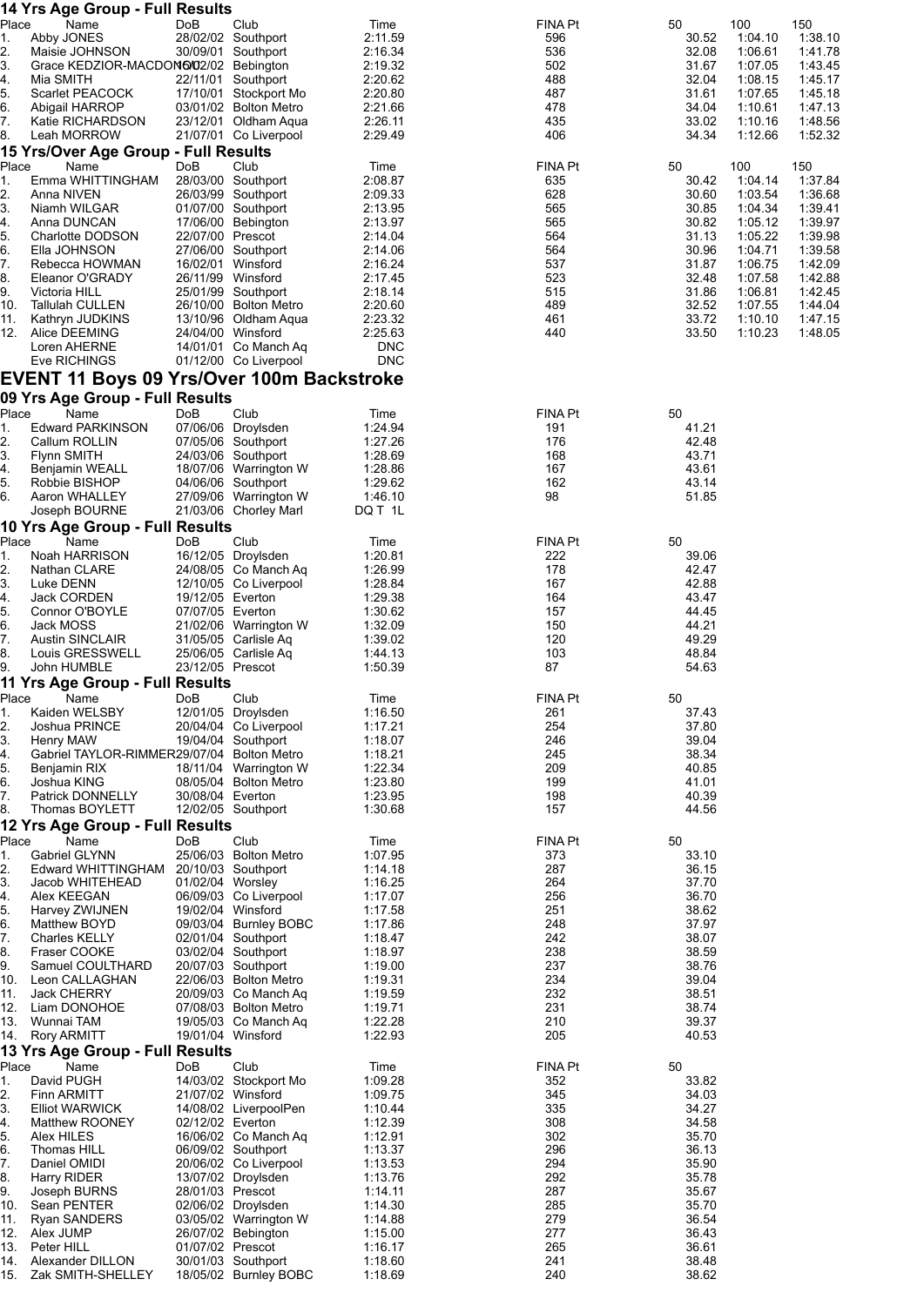### 14 Yrs Age Group - Full Results

| Place | Name | DoB | Club | Time | FINA Pt | 50 | 100 | 150 |
|---|---|---|---|---|---|---|---|---|
| 1. | Abby JONES | 28/02/02 | Southport | 2:11.59 | 596 | 30.52 | 1:04.10 | 1:38.10 |
| 2. | Maisie JOHNSON | 30/09/01 | Southport | 2:16.34 | 536 | 32.08 | 1:06.61 | 1:41.78 |
| 3. | Grace KEDZIOR-MACDONALD | 16/02/02 | Bebington | 2:19.32 | 502 | 31.67 | 1:07.05 | 1:43.45 |
| 4. | Mia SMITH | 22/11/01 | Southport | 2:20.62 | 488 | 32.04 | 1:08.15 | 1:45.17 |
| 5. | Scarlet PEACOCK | 17/10/01 | Stockport Mo | 2:20.80 | 487 | 31.61 | 1:07.65 | 1:45.18 |
| 6. | Abigail HARROP | 03/01/02 | Bolton Metro | 2:21.66 | 478 | 34.04 | 1:10.61 | 1:47.13 |
| 7. | Katie RICHARDSON | 23/12/01 | Oldham Aqua | 2:26.11 | 435 | 33.02 | 1:10.16 | 1:48.56 |
| 8. | Leah MORROW | 21/07/01 | Co Liverpool | 2:29.49 | 406 | 34.34 | 1:12.66 | 1:52.32 |

### 15 Yrs/Over Age Group - Full Results

| Place | Name | DoB | Club | Time | FINA Pt | 50 | 100 | 150 |
|---|---|---|---|---|---|---|---|---|
| 1. | Emma WHITTINGHAM | 28/03/00 | Southport | 2:08.87 | 635 | 30.42 | 1:04.14 | 1:37.84 |
| 2. | Anna NIVEN | 26/03/99 | Southport | 2:09.33 | 628 | 30.60 | 1:03.54 | 1:36.68 |
| 3. | Niamh WILGAR | 01/07/00 | Southport | 2:13.95 | 565 | 30.85 | 1:04.34 | 1:39.41 |
| 4. | Anna DUNCAN | 17/06/00 | Bebington | 2:13.97 | 565 | 30.82 | 1:05.12 | 1:39.97 |
| 5. | Charlotte DODSON | 22/07/00 | Prescot | 2:14.04 | 564 | 31.13 | 1:05.22 | 1:39.98 |
| 6. | Ella JOHNSON | 27/06/00 | Southport | 2:14.06 | 564 | 30.96 | 1:04.71 | 1:39.58 |
| 7. | Rebecca HOWMAN | 16/02/01 | Winsford | 2:16.24 | 537 | 31.87 | 1:06.75 | 1:42.09 |
| 8. | Eleanor O'GRADY | 26/11/99 | Winsford | 2:17.45 | 523 | 32.48 | 1:07.58 | 1:42.88 |
| 9. | Victoria HILL | 25/01/99 | Southport | 2:18.14 | 515 | 31.86 | 1:06.81 | 1:42.45 |
| 10. | Tallulah CULLEN | 26/10/00 | Bolton Metro | 2:20.60 | 489 | 32.52 | 1:07.55 | 1:44.04 |
| 11. | Kathryn JUDKINS | 13/10/96 | Oldham Aqua | 2:23.32 | 461 | 33.72 | 1:10.10 | 1:47.15 |
| 12. | Alice DEEMING | 24/04/00 | Winsford | 2:25.63 | 440 | 33.50 | 1:10.23 | 1:48.05 |
| | Loren AHERNE | 14/01/01 | Co Manch Aq | DNC | | | | |
| | Eve RICHINGS | 01/12/00 | Co Liverpool | DNC | | | | |

## EVENT 11 Boys 09 Yrs/Over 100m Backstroke

### 09 Yrs Age Group - Full Results

| Place | Name | DoB | Club | Time | FINA Pt | 50 |
|---|---|---|---|---|---|---|
| 1. | Edward PARKINSON | 07/06/06 | Droylsden | 1:24.94 | 191 | 41.21 |
| 2. | Callum ROLLIN | 07/05/06 | Southport | 1:27.26 | 176 | 42.48 |
| 3. | Flynn SMITH | 24/03/06 | Southport | 1:28.69 | 168 | 43.71 |
| 4. | Benjamin WEALL | 18/07/06 | Warrington W | 1:28.86 | 167 | 43.61 |
| 5. | Robbie BISHOP | 04/06/06 | Southport | 1:29.62 | 162 | 43.14 |
| 6. | Aaron WHALLEY | 27/09/06 | Warrington W | 1:46.10 | 98 | 51.85 |
| | Joseph BOURNE | 21/03/06 | Chorley Marl | DQ T 1L | | |

### 10 Yrs Age Group - Full Results

| Place | Name | DoB | Club | Time | FINA Pt | 50 |
|---|---|---|---|---|---|---|
| 1. | Noah HARRISON | 16/12/05 | Droylsden | 1:20.81 | 222 | 39.06 |
| 2. | Nathan CLARE | 24/08/05 | Co Manch Aq | 1:26.99 | 178 | 42.47 |
| 3. | Luke DENN | 12/10/05 | Co Liverpool | 1:28.84 | 167 | 42.88 |
| 4. | Jack CORDEN | 19/12/05 | Everton | 1:29.38 | 164 | 43.47 |
| 5. | Connor O'BOYLE | 07/07/05 | Everton | 1:30.62 | 157 | 44.45 |
| 6. | Jack MOSS | 21/02/06 | Warrington W | 1:32.09 | 150 | 44.21 |
| 7. | Austin SINCLAIR | 31/05/05 | Carlisle Aq | 1:39.02 | 120 | 49.29 |
| 8. | Louis GRESSWELL | 25/06/05 | Carlisle Aq | 1:44.13 | 103 | 48.84 |
| 9. | John HUMBLE | 23/12/05 | Prescot | 1:50.39 | 87 | 54.63 |

### 11 Yrs Age Group - Full Results

| Place | Name | DoB | Club | Time | FINA Pt | 50 |
|---|---|---|---|---|---|---|
| 1. | Kaiden WELSBY | 12/01/05 | Droylsden | 1:16.50 | 261 | 37.43 |
| 2. | Joshua PRINCE | 20/04/04 | Co Liverpool | 1:17.21 | 254 | 37.80 |
| 3. | Henry MAW | 19/04/04 | Southport | 1:18.07 | 246 | 39.04 |
| 4. | Gabriel TAYLOR-RIMMER | 29/07/04 | Bolton Metro | 1:18.21 | 245 | 38.34 |
| 5. | Benjamin RIX | 18/11/04 | Warrington W | 1:22.34 | 209 | 40.85 |
| 6. | Joshua KING | 08/05/04 | Bolton Metro | 1:23.80 | 199 | 41.01 |
| 7. | Patrick DONNELLY | 30/08/04 | Everton | 1:23.95 | 198 | 40.39 |
| 8. | Thomas BOYLETT | 12/02/05 | Southport | 1:30.68 | 157 | 44.56 |

### 12 Yrs Age Group - Full Results

| Place | Name | DoB | Club | Time | FINA Pt | 50 |
|---|---|---|---|---|---|---|
| 1. | Gabriel GLYNN | 25/06/03 | Bolton Metro | 1:07.95 | 373 | 33.10 |
| 2. | Edward WHITTINGHAM | 20/10/03 | Southport | 1:14.18 | 287 | 36.15 |
| 3. | Jacob WHITEHEAD | 01/02/04 | Worsley | 1:16.25 | 264 | 37.70 |
| 4. | Alex KEEGAN | 06/09/03 | Co Liverpool | 1:17.07 | 256 | 36.70 |
| 5. | Harvey ZWIJNEN | 19/02/04 | Winsford | 1:17.58 | 251 | 38.62 |
| 6. | Matthew BOYD | 09/03/04 | Burnley BOBC | 1:17.86 | 248 | 37.97 |
| 7. | Charles KELLY | 02/01/04 | Southport | 1:18.47 | 242 | 38.07 |
| 8. | Fraser COOKE | 03/02/04 | Southport | 1:18.97 | 238 | 38.59 |
| 9. | Samuel COULTHARD | 20/07/03 | Southport | 1:19.00 | 237 | 38.76 |
| 10. | Leon CALLAGHAN | 22/06/03 | Bolton Metro | 1:19.31 | 234 | 39.04 |
| 11. | Jack CHERRY | 20/09/03 | Co Manch Aq | 1:19.59 | 232 | 38.51 |
| 12. | Liam DONOHOE | 07/08/03 | Bolton Metro | 1:19.71 | 231 | 38.74 |
| 13. | Wunnai TAM | 19/05/03 | Co Manch Aq | 1:22.28 | 210 | 39.37 |
| 14. | Rory ARMITT | 19/01/04 | Winsford | 1:22.93 | 205 | 40.53 |

### 13 Yrs Age Group - Full Results

| Place | Name | DoB | Club | Time | FINA Pt | 50 |
|---|---|---|---|---|---|---|
| 1. | David PUGH | 14/03/02 | Stockport Mo | 1:09.28 | 352 | 33.82 |
| 2. | Finn ARMITT | 21/07/02 | Winsford | 1:09.75 | 345 | 34.03 |
| 3. | Elliot WARWICK | 14/08/02 | LiverpoolPen | 1:10.44 | 335 | 34.27 |
| 4. | Matthew ROONEY | 02/12/02 | Everton | 1:12.39 | 308 | 34.58 |
| 5. | Alex HILES | 16/06/02 | Co Manch Aq | 1:12.91 | 302 | 35.70 |
| 6. | Thomas HILL | 06/09/02 | Southport | 1:13.37 | 296 | 36.13 |
| 7. | Daniel OMIDI | 20/06/02 | Co Liverpool | 1:13.53 | 294 | 35.90 |
| 8. | Harry RIDER | 13/07/02 | Droylsden | 1:13.76 | 292 | 35.78 |
| 9. | Joseph BURNS | 28/01/03 | Prescot | 1:14.11 | 287 | 35.67 |
| 10. | Sean PENTER | 02/06/02 | Droylsden | 1:14.30 | 285 | 35.70 |
| 11. | Ryan SANDERS | 03/05/02 | Warrington W | 1:14.88 | 279 | 36.54 |
| 12. | Alex JUMP | 26/07/02 | Bebington | 1:15.00 | 277 | 36.43 |
| 13. | Peter HILL | 01/07/02 | Prescot | 1:16.17 | 265 | 36.61 |
| 14. | Alexander DILLON | 30/01/03 | Southport | 1:18.60 | 241 | 38.48 |
| 15. | Zak SMITH-SHELLEY | 18/05/02 | Burnley BOBC | 1:18.69 | 240 | 38.62 |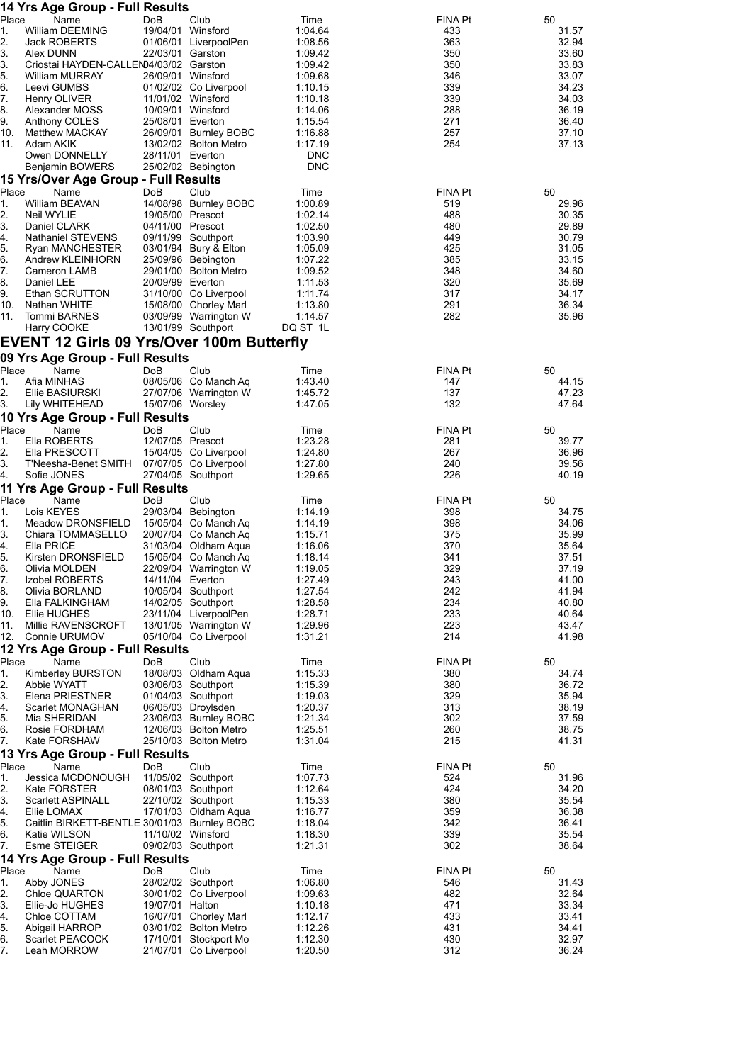## 14 Yrs Age Group - Full Results

| Place | Name | DoB | Club | Time | FINA Pt | 50 |
|---|---|---|---|---|---|---|
| 1. | William DEEMING | 19/04/01 | Winsford | 1:04.64 | 433 | 31.57 |
| 2. | Jack ROBERTS | 01/06/01 | LiverpoolPen | 1:08.56 | 363 | 32.94 |
| 3. | Alex DUNN | 22/03/01 | Garston | 1:09.42 | 350 | 33.60 |
| 3. | Criostai HAYDEN-CALLEN | 04/03/02 | Garston | 1:09.42 | 350 | 33.83 |
| 5. | William MURRAY | 26/09/01 | Winsford | 1:09.68 | 346 | 33.07 |
| 6. | Leevi GUMBS | 01/02/02 | Co Liverpool | 1:10.15 | 339 | 34.23 |
| 7. | Henry OLIVER | 11/01/02 | Winsford | 1:10.18 | 339 | 34.03 |
| 8. | Alexander MOSS | 10/09/01 | Winsford | 1:14.06 | 288 | 36.19 |
| 9. | Anthony COLES | 25/08/01 | Everton | 1:15.54 | 271 | 36.40 |
| 10. | Matthew MACKAY | 26/09/01 | Burnley BOBC | 1:16.88 | 257 | 37.10 |
| 11. | Adam AKIK | 13/02/02 | Bolton Metro | 1:17.19 | 254 | 37.13 |
| | Owen DONNELLY | 28/11/01 | Everton | DNC | | |
| | Benjamin BOWERS | 25/02/02 | Bebington | DNC | | |

## 15 Yrs/Over Age Group - Full Results

| Place | Name | DoB | Club | Time | FINA Pt | 50 |
|---|---|---|---|---|---|---|
| 1. | William BEAVAN | 14/08/98 | Burnley BOBC | 1:00.89 | 519 | 29.96 |
| 2. | Neil WYLIE | 19/05/00 | Prescot | 1:02.14 | 488 | 30.35 |
| 3. | Daniel CLARK | 04/11/00 | Prescot | 1:02.50 | 480 | 29.89 |
| 4. | Nathaniel STEVENS | 09/11/99 | Southport | 1:03.90 | 449 | 30.79 |
| 5. | Ryan MANCHESTER | 03/01/94 | Bury & Elton | 1:05.09 | 425 | 31.05 |
| 6. | Andrew KLEINHORN | 25/09/96 | Bebington | 1:07.22 | 385 | 33.15 |
| 7. | Cameron LAMB | 29/01/00 | Bolton Metro | 1:09.52 | 348 | 34.60 |
| 8. | Daniel LEE | 20/09/99 | Everton | 1:11.53 | 320 | 35.69 |
| 9. | Ethan SCRUTTON | 31/10/00 | Co Liverpool | 1:11.74 | 317 | 34.17 |
| 10. | Nathan WHITE | 15/08/00 | Chorley Marl | 1:13.80 | 291 | 36.34 |
| 11. | Tommi BARNES | 03/09/99 | Warrington W | 1:14.57 | 282 | 35.96 |
| | Harry COOKE | 13/01/99 | Southport | DQ ST 1L | | |

# EVENT 12 Girls 09 Yrs/Over 100m Butterfly

## 09 Yrs Age Group - Full Results

| Place | Name | DoB | Club | Time | FINA Pt | 50 |
|---|---|---|---|---|---|---|
| 1. | Afia MINHAS | 08/05/06 | Co Manch Aq | 1:43.40 | 147 | 44.15 |
| 2. | Ellie BASIURSKI | 27/07/06 | Warrington W | 1:45.72 | 137 | 47.23 |
| 3. | Lily WHITEHEAD | 15/07/06 | Worsley | 1:47.05 | 132 | 47.64 |

## 10 Yrs Age Group - Full Results

| Place | Name | DoB | Club | Time | FINA Pt | 50 |
|---|---|---|---|---|---|---|
| 1. | Ella ROBERTS | 12/07/05 | Prescot | 1:23.28 | 281 | 39.77 |
| 2. | Ella PRESCOTT | 15/04/05 | Co Liverpool | 1:24.80 | 267 | 36.96 |
| 3. | T'Neesha-Benet SMITH | 07/07/05 | Co Liverpool | 1:27.80 | 240 | 39.56 |
| 4. | Sofie JONES | 27/04/05 | Southport | 1:29.65 | 226 | 40.19 |

## 11 Yrs Age Group - Full Results

| Place | Name | DoB | Club | Time | FINA Pt | 50 |
|---|---|---|---|---|---|---|
| 1. | Lois KEYES | 29/03/04 | Bebington | 1:14.19 | 398 | 34.75 |
| 1. | Meadow DRONSFIELD | 15/05/04 | Co Manch Aq | 1:14.19 | 398 | 34.06 |
| 3. | Chiara TOMMASELLO | 20/07/04 | Co Manch Aq | 1:15.71 | 375 | 35.99 |
| 4. | Ella PRICE | 31/03/04 | Oldham Aqua | 1:16.06 | 370 | 35.64 |
| 5. | Kirsten DRONSFIELD | 15/05/04 | Co Manch Aq | 1:18.14 | 341 | 37.51 |
| 6. | Olivia MOLDEN | 22/09/04 | Warrington W | 1:19.05 | 329 | 37.19 |
| 7. | Izobel ROBERTS | 14/11/04 | Everton | 1:27.49 | 243 | 41.00 |
| 8. | Olivia BORLAND | 10/05/04 | Southport | 1:27.54 | 242 | 41.94 |
| 9. | Ella FALKINGHAM | 14/02/05 | Southport | 1:28.58 | 234 | 40.80 |
| 10. | Ellie HUGHES | 23/11/04 | LiverpoolPen | 1:28.71 | 233 | 40.64 |
| 11. | Millie RAVENSCROFT | 13/01/05 | Warrington W | 1:29.96 | 223 | 43.47 |
| 12. | Connie URUMOV | 05/10/04 | Co Liverpool | 1:31.21 | 214 | 41.98 |

## 12 Yrs Age Group - Full Results

| Place | Name | DoB | Club | Time | FINA Pt | 50 |
|---|---|---|---|---|---|---|
| 1. | Kimberley BURSTON | 18/08/03 | Oldham Aqua | 1:15.33 | 380 | 34.74 |
| 2. | Abbie WYATT | 03/06/03 | Southport | 1:15.39 | 380 | 36.72 |
| 3. | Elena PRIESTNER | 01/04/03 | Southport | 1:19.03 | 329 | 35.94 |
| 4. | Scarlet MONAGHAN | 06/05/03 | Droylsden | 1:20.37 | 313 | 38.19 |
| 5. | Mia SHERIDAN | 23/06/03 | Burnley BOBC | 1:21.34 | 302 | 37.59 |
| 6. | Rosie FORDHAM | 12/06/03 | Bolton Metro | 1:25.51 | 260 | 38.75 |
| 7. | Kate FORSHAW | 25/10/03 | Bolton Metro | 1:31.04 | 215 | 41.31 |

## 13 Yrs Age Group - Full Results

| Place | Name | DoB | Club | Time | FINA Pt | 50 |
|---|---|---|---|---|---|---|
| 1. | Jessica MCDONOUGH | 11/05/02 | Southport | 1:07.73 | 524 | 31.96 |
| 2. | Kate FORSTER | 08/01/03 | Southport | 1:12.64 | 424 | 34.20 |
| 3. | Scarlett ASPINALL | 22/10/02 | Southport | 1:15.33 | 380 | 35.54 |
| 4. | Ellie LOMAX | 17/01/03 | Oldham Aqua | 1:16.77 | 359 | 36.38 |
| 5. | Caitlin BIRKETT-BENTLE | 30/01/03 | Burnley BOBC | 1:18.04 | 342 | 36.41 |
| 6. | Katie WILSON | 11/10/02 | Winsford | 1:18.30 | 339 | 35.54 |
| 7. | Esme STEIGER | 09/02/03 | Southport | 1:21.31 | 302 | 38.64 |

## 14 Yrs Age Group - Full Results

| Place | Name | DoB | Club | Time | FINA Pt | 50 |
|---|---|---|---|---|---|---|
| 1. | Abby JONES | 28/02/02 | Southport | 1:06.80 | 546 | 31.43 |
| 2. | Chloe QUARTON | 30/01/02 | Co Liverpool | 1:09.63 | 482 | 32.64 |
| 3. | Ellie-Jo HUGHES | 19/07/01 | Halton | 1:10.18 | 471 | 33.34 |
| 4. | Chloe COTTAM | 16/07/01 | Chorley Marl | 1:12.17 | 433 | 33.41 |
| 5. | Abigail HARROP | 03/01/02 | Bolton Metro | 1:12.26 | 431 | 34.41 |
| 6. | Scarlet PEACOCK | 17/10/01 | Stockport Mo | 1:12.30 | 430 | 32.97 |
| 7. | Leah MORROW | 21/07/01 | Co Liverpool | 1:20.50 | 312 | 36.24 |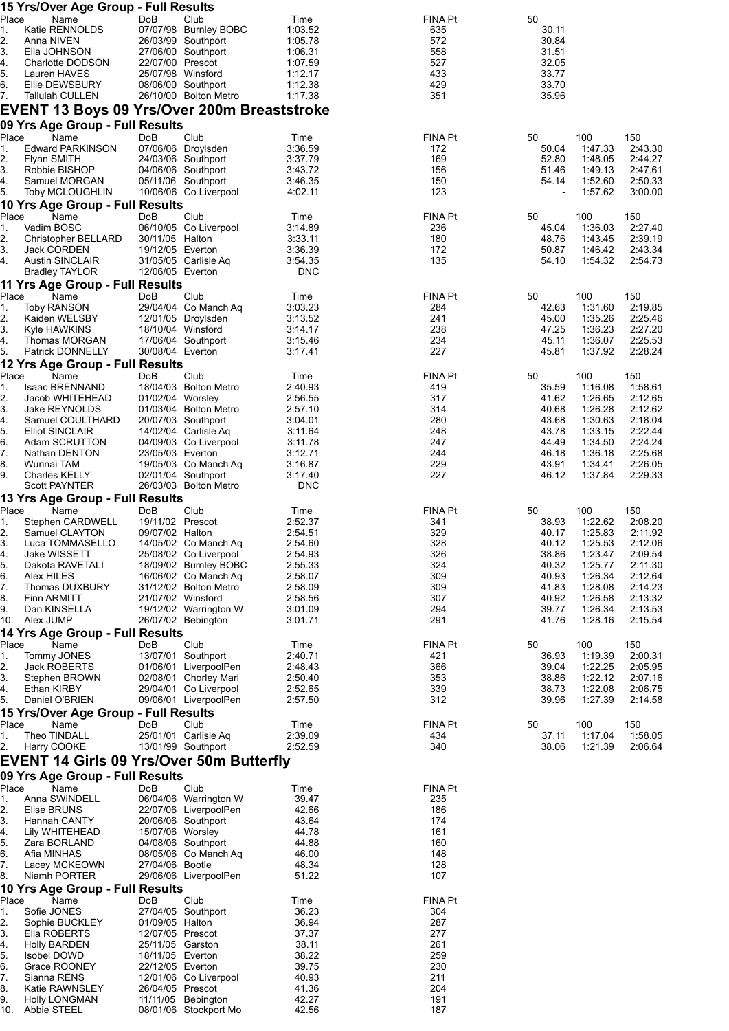### 15 Yrs/Over Age Group - Full Results

| Place | Name | DoB | Club | Time | FINA Pt | 50 |
|---|---|---|---|---|---|---|
| 1. | Katie RENNOLDS | 07/07/98 | Burnley BOBC | 1:03.52 | 635 | 30.11 |
| 2. | Anna NIVEN | 26/03/99 | Southport | 1:05.78 | 572 | 30.84 |
| 3. | Ella JOHNSON | 27/06/00 | Southport | 1:06.31 | 558 | 31.51 |
| 4. | Charlotte DODSON | 22/07/00 | Prescot | 1:07.59 | 527 | 32.05 |
| 5. | Lauren HAVES | 25/07/98 | Winsford | 1:12.17 | 433 | 33.77 |
| 6. | Ellie DEWSBURY | 08/06/00 | Southport | 1:12.38 | 429 | 33.70 |
| 7. | Tallulah CULLEN | 26/10/00 | Bolton Metro | 1:17.38 | 351 | 35.96 |

## EVENT 13 Boys 09 Yrs/Over 200m Breaststroke

### 09 Yrs Age Group - Full Results

| Place | Name | DoB | Club | Time | FINA Pt | 50 | 100 | 150 |
|---|---|---|---|---|---|---|---|---|
| 1. | Edward PARKINSON | 07/06/06 | Droylsden | 3:36.59 | 172 | 50.04 | 1:47.33 | 2:43.30 |
| 2. | Flynn SMITH | 24/03/06 | Southport | 3:37.79 | 169 | 52.80 | 1:48.05 | 2:44.27 |
| 3. | Robbie BISHOP | 04/06/06 | Southport | 3:43.72 | 156 | 51.46 | 1:49.13 | 2:47.61 |
| 4. | Samuel MORGAN | 05/11/06 | Southport | 3:46.35 | 150 | 54.14 | 1:52.60 | 2:50.33 |
| 5. | Toby MCLOUGHLIN | 10/06/06 | Co Liverpool | 4:02.11 | 123 | - | 1:57.62 | 3:00.00 |

### 10 Yrs Age Group - Full Results

| Place | Name | DoB | Club | Time | FINA Pt | 50 | 100 | 150 |
|---|---|---|---|---|---|---|---|---|
| 1. | Vadim BOSC | 06/10/05 | Co Liverpool | 3:14.89 | 236 | 45.04 | 1:36.03 | 2:27.40 |
| 2. | Christopher BELLARD | 30/11/05 | Halton | 3:33.11 | 180 | 48.76 | 1:43.45 | 2:39.19 |
| 3. | Jack CORDEN | 19/12/05 | Everton | 3:36.39 | 172 | 50.87 | 1:46.42 | 2:43.34 |
| 4. | Austin SINCLAIR | 31/05/05 | Carlisle Aq | 3:54.35 | 135 | 54.10 | 1:54.32 | 2:54.73 |
| | Bradley TAYLOR | 12/06/05 | Everton | DNC | | | | |

### 11 Yrs Age Group - Full Results

| Place | Name | DoB | Club | Time | FINA Pt | 50 | 100 | 150 |
|---|---|---|---|---|---|---|---|---|
| 1. | Toby RANSON | 29/04/04 | Co Manch Aq | 3:03.23 | 284 | 42.63 | 1:31.60 | 2:19.85 |
| 2. | Kaiden WELSBY | 12/01/05 | Droylsden | 3:13.52 | 241 | 45.00 | 1:35.26 | 2:25.46 |
| 3. | Kyle HAWKINS | 18/10/04 | Winsford | 3:14.17 | 238 | 47.25 | 1:36.23 | 2:27.20 |
| 4. | Thomas MORGAN | 17/06/04 | Southport | 3:15.46 | 234 | 45.11 | 1:36.07 | 2:25.53 |
| 5. | Patrick DONNELLY | 30/08/04 | Everton | 3:17.41 | 227 | 45.81 | 1:37.92 | 2:28.24 |

### 12 Yrs Age Group - Full Results

| Place | Name | DoB | Club | Time | FINA Pt | 50 | 100 | 150 |
|---|---|---|---|---|---|---|---|---|
| 1. | Isaac BRENNAND | 18/04/03 | Bolton Metro | 2:40.93 | 419 | 35.59 | 1:16.08 | 1:58.61 |
| 2. | Jacob WHITEHEAD | 01/02/04 | Worsley | 2:56.55 | 317 | 41.62 | 1:26.65 | 2:12.65 |
| 3. | Jake REYNOLDS | 01/03/04 | Bolton Metro | 2:57.10 | 314 | 40.68 | 1:26.28 | 2:12.62 |
| 4. | Samuel COULTHARD | 20/07/03 | Southport | 3:04.01 | 280 | 43.68 | 1:30.63 | 2:18.04 |
| 5. | Elliot SINCLAIR | 14/02/04 | Carlisle Aq | 3:11.64 | 248 | 43.78 | 1:33.15 | 2:22.44 |
| 6. | Adam SCRUTTON | 04/09/03 | Co Liverpool | 3:11.78 | 247 | 44.49 | 1:34.50 | 2:24.24 |
| 7. | Nathan DENTON | 23/05/03 | Everton | 3:12.71 | 244 | 46.18 | 1:36.18 | 2:25.68 |
| 8. | Wunnai TAM | 19/05/03 | Co Manch Aq | 3:16.87 | 229 | 43.91 | 1:34.41 | 2:26.05 |
| 9. | Charles KELLY | 02/01/04 | Southport | 3:17.40 | 227 | 46.12 | 1:37.84 | 2:29.33 |
| | Scott PAYNTER | 26/03/03 | Bolton Metro | DNC | | | | |

### 13 Yrs Age Group - Full Results

| Place | Name | DoB | Club | Time | FINA Pt | 50 | 100 | 150 |
|---|---|---|---|---|---|---|---|---|
| 1. | Stephen CARDWELL | 19/11/02 | Prescot | 2:52.37 | 341 | 38.93 | 1:22.62 | 2:08.20 |
| 2. | Samuel CLAYTON | 09/07/02 | Halton | 2:54.51 | 329 | 40.17 | 1:25.83 | 2:11.92 |
| 3. | Luca TOMMASELLO | 14/05/02 | Co Manch Aq | 2:54.60 | 328 | 40.12 | 1:25.53 | 2:12.06 |
| 4. | Jake WISSETT | 25/08/02 | Co Liverpool | 2:54.93 | 326 | 38.86 | 1:23.47 | 2:09.54 |
| 5. | Dakota RAVETALI | 18/09/02 | Burnley BOBC | 2:55.33 | 324 | 40.32 | 1:25.77 | 2:11.30 |
| 6. | Alex HILES | 16/06/02 | Co Manch Aq | 2:58.07 | 309 | 40.93 | 1:26.34 | 2:12.64 |
| 7. | Thomas DUXBURY | 31/12/02 | Bolton Metro | 2:58.09 | 309 | 41.83 | 1:28.08 | 2:14.23 |
| 8. | Finn ARMITT | 21/07/02 | Winsford | 2:58.56 | 307 | 40.92 | 1:26.58 | 2:13.32 |
| 9. | Dan KINSELLA | 19/12/02 | Warrington W | 3:01.09 | 294 | 39.77 | 1:26.34 | 2:13.53 |
| 10. | Alex JUMP | 26/07/02 | Bebington | 3:01.71 | 291 | 41.76 | 1:28.16 | 2:15.54 |

### 14 Yrs Age Group - Full Results

| Place | Name | DoB | Club | Time | FINA Pt | 50 | 100 | 150 |
|---|---|---|---|---|---|---|---|---|
| 1. | Tommy JONES | 13/07/01 | Southport | 2:40.71 | 421 | 36.93 | 1:19.39 | 2:00.31 |
| 2. | Jack ROBERTS | 01/06/01 | LiverpoolPen | 2:48.43 | 366 | 39.04 | 1:22.25 | 2:05.95 |
| 3. | Stephen BROWN | 02/08/01 | Chorley Marl | 2:50.40 | 353 | 38.86 | 1:22.12 | 2:07.16 |
| 4. | Ethan KIRBY | 29/04/01 | Co Liverpool | 2:52.65 | 339 | 38.73 | 1:22.08 | 2:06.75 |
| 5. | Daniel O'BRIEN | 09/06/01 | LiverpoolPen | 2:57.50 | 312 | 39.96 | 1:27.39 | 2:14.58 |

### 15 Yrs/Over Age Group - Full Results

| Place | Name | DoB | Club | Time | FINA Pt | 50 | 100 | 150 |
|---|---|---|---|---|---|---|---|---|
| 1. | Theo TINDALL | 25/01/01 | Carlisle Aq | 2:39.09 | 434 | 37.11 | 1:17.04 | 1:58.05 |
| 2. | Harry COOKE | 13/01/99 | Southport | 2:52.59 | 340 | 38.06 | 1:21.39 | 2:06.64 |

## EVENT 14 Girls 09 Yrs/Over 50m Butterfly

### 09 Yrs Age Group - Full Results

| Place | Name | DoB | Club | Time | FINA Pt |
|---|---|---|---|---|---|
| 1. | Anna SWINDELL | 06/04/06 | Warrington W | 39.47 | 235 |
| 2. | Elise BRUNS | 22/07/06 | LiverpoolPen | 42.66 | 186 |
| 3. | Hannah CANTY | 20/06/06 | Southport | 43.64 | 174 |
| 4. | Lily WHITEHEAD | 15/07/06 | Worsley | 44.78 | 161 |
| 5. | Zara BORLAND | 04/08/06 | Southport | 44.88 | 160 |
| 6. | Afia MINHAS | 08/05/06 | Co Manch Aq | 46.00 | 148 |
| 7. | Lacey MCKEOWN | 27/04/06 | Bootle | 48.34 | 128 |
| 8. | Niamh PORTER | 29/06/06 | LiverpoolPen | 51.22 | 107 |

### 10 Yrs Age Group - Full Results

| Place | Name | DoB | Club | Time | FINA Pt |
|---|---|---|---|---|---|
| 1. | Sofie JONES | 27/04/05 | Southport | 36.23 | 304 |
| 2. | Sophie BUCKLEY | 01/09/05 | Halton | 36.94 | 287 |
| 3. | Ella ROBERTS | 12/07/05 | Prescot | 37.37 | 277 |
| 4. | Holly BARDEN | 25/11/05 | Garston | 38.11 | 261 |
| 5. | Isobel DOWD | 18/11/05 | Everton | 38.22 | 259 |
| 6. | Grace ROONEY | 22/12/05 | Everton | 39.75 | 230 |
| 7. | Sianna RENS | 12/01/06 | Co Liverpool | 40.93 | 211 |
| 8. | Katie RAWNSLEY | 26/04/05 | Prescot | 41.36 | 204 |
| 9. | Holly LONGMAN | 11/11/05 | Bebington | 42.27 | 191 |
| 10. | Abbie STEEL | 08/01/06 | Stockport Mo | 42.56 | 187 |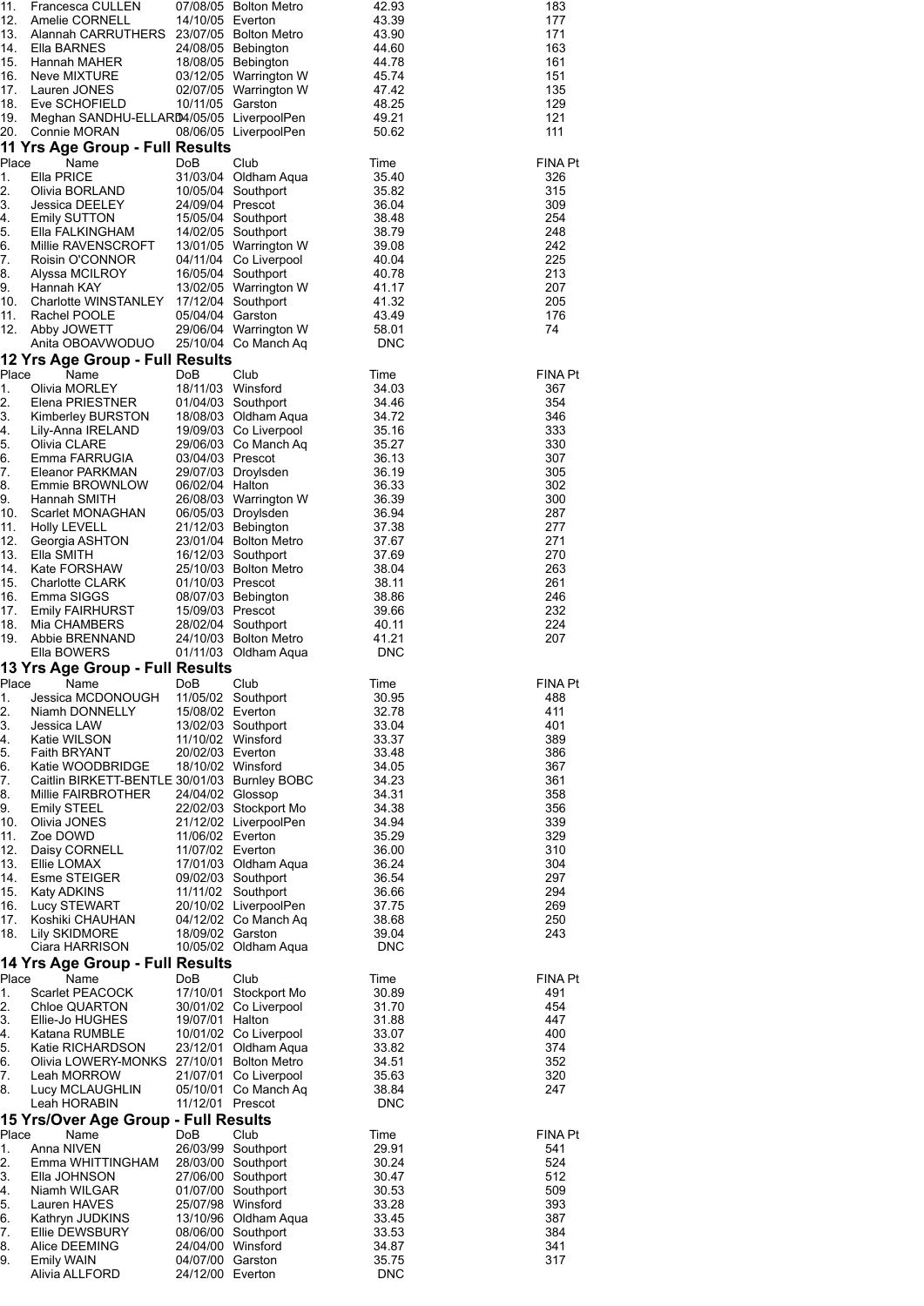| Place | Name | DoB | Club | Time | FINA Pt |
|---|---|---|---|---|---|
| 11. | Francesca CULLEN | 07/08/05 | Bolton Metro | 42.93 | 183 |
| 12. | Amelie CORNELL | 14/10/05 | Everton | 43.39 | 177 |
| 13. | Alannah CARRUTHERS | 23/07/05 | Bolton Metro | 43.90 | 171 |
| 14. | Ella BARNES | 24/08/05 | Bebington | 44.60 | 163 |
| 15. | Hannah MAHER | 18/08/05 | Bebington | 44.78 | 161 |
| 16. | Neve MIXTURE | 03/12/05 | Warrington W | 45.74 | 151 |
| 17. | Lauren JONES | 02/07/05 | Warrington W | 47.42 | 135 |
| 18. | Eve SCHOFIELD | 10/11/05 | Garston | 48.25 | 129 |
| 19. | Meghan SANDHU-ELLARD | 04/05/05 | LiverpoolPen | 49.21 | 121 |
| 20. | Connie MORAN | 08/06/05 | LiverpoolPen | 50.62 | 111 |

## 11 Yrs Age Group - Full Results

| Place | Name | DoB | Club | Time | FINA Pt |
|---|---|---|---|---|---|
| 1. | Ella PRICE | 31/03/04 | Oldham Aqua | 35.40 | 326 |
| 2. | Olivia BORLAND | 10/05/04 | Southport | 35.82 | 315 |
| 3. | Jessica DEELEY | 24/09/04 | Prescot | 36.04 | 309 |
| 4. | Emily SUTTON | 15/05/04 | Southport | 38.48 | 254 |
| 5. | Ella FALKINGHAM | 14/02/05 | Southport | 38.79 | 248 |
| 6. | Millie RAVENSCROFT | 13/01/05 | Warrington W | 39.08 | 242 |
| 7. | Roisin O'CONNOR | 04/11/04 | Co Liverpool | 40.04 | 225 |
| 8. | Alyssa MCILROY | 16/05/04 | Southport | 40.78 | 213 |
| 9. | Hannah KAY | 13/02/05 | Warrington W | 41.17 | 207 |
| 10. | Charlotte WINSTANLEY | 17/12/04 | Southport | 41.32 | 205 |
| 11. | Rachel POOLE | 05/04/04 | Garston | 43.49 | 176 |
| 12. | Abby JOWETT | 29/06/04 | Warrington W | 58.01 | 74 |
| | Anita OBOAVWODUO | 25/10/04 | Co Manch Aq | DNC | |

## 12 Yrs Age Group - Full Results

| Place | Name | DoB | Club | Time | FINA Pt |
|---|---|---|---|---|---|
| 1. | Olivia MORLEY | 18/11/03 | Winsford | 34.03 | 367 |
| 2. | Elena PRIESTNER | 01/04/03 | Southport | 34.46 | 354 |
| 3. | Kimberley BURSTON | 18/08/03 | Oldham Aqua | 34.72 | 346 |
| 4. | Lily-Anna IRELAND | 19/09/03 | Co Liverpool | 35.16 | 333 |
| 5. | Olivia CLARE | 29/06/03 | Co Manch Aq | 35.27 | 330 |
| 6. | Emma FARRUGIA | 03/04/03 | Prescot | 36.13 | 307 |
| 7. | Eleanor PARKMAN | 29/07/03 | Droylsden | 36.19 | 305 |
| 8. | Emmie BROWNLOW | 06/02/04 | Halton | 36.33 | 302 |
| 9. | Hannah SMITH | 26/08/03 | Warrington W | 36.39 | 300 |
| 10. | Scarlet MONAGHAN | 06/05/03 | Droylsden | 36.94 | 287 |
| 11. | Holly LEVELL | 21/12/03 | Bebington | 37.38 | 277 |
| 12. | Georgia ASHTON | 23/01/04 | Bolton Metro | 37.67 | 271 |
| 13. | Ella SMITH | 16/12/03 | Southport | 37.69 | 270 |
| 14. | Kate FORSHAW | 25/10/03 | Bolton Metro | 38.04 | 263 |
| 15. | Charlotte CLARK | 01/10/03 | Prescot | 38.11 | 261 |
| 16. | Emma SIGGS | 08/07/03 | Bebington | 38.86 | 246 |
| 17. | Emily FAIRHURST | 15/09/03 | Prescot | 39.66 | 232 |
| 18. | Mia CHAMBERS | 28/02/04 | Southport | 40.11 | 224 |
| 19. | Abbie BRENNAND | 24/10/03 | Bolton Metro | 41.21 | 207 |
| | Ella BOWERS | 01/11/03 | Oldham Aqua | DNC | |

## 13 Yrs Age Group - Full Results

| Place | Name | DoB | Club | Time | FINA Pt |
|---|---|---|---|---|---|
| 1. | Jessica MCDONOUGH | 11/05/02 | Southport | 30.95 | 488 |
| 2. | Niamh DONNELLY | 15/08/02 | Everton | 32.78 | 411 |
| 3. | Jessica LAW | 13/02/03 | Southport | 33.04 | 401 |
| 4. | Katie WILSON | 11/10/02 | Winsford | 33.37 | 389 |
| 5. | Faith BRYANT | 20/02/03 | Everton | 33.48 | 386 |
| 6. | Katie WOODBRIDGE | 18/10/02 | Winsford | 34.05 | 367 |
| 7. | Caitlin BIRKETT-BENTLE | 30/01/02 | Burnley BOBC | 34.23 | 361 |
| 8. | Millie FAIRBROTHER | 24/04/02 | Glossop | 34.31 | 358 |
| 9. | Emily STEEL | 22/02/03 | Stockport Mo | 34.38 | 356 |
| 10. | Olivia JONES | 21/12/02 | LiverpoolPen | 34.94 | 339 |
| 11. | Zoe DOWD | 11/06/02 | Everton | 35.29 | 329 |
| 12. | Daisy CORNELL | 11/07/02 | Everton | 36.00 | 310 |
| 13. | Ellie LOMAX | 17/01/03 | Oldham Aqua | 36.24 | 304 |
| 14. | Esme STEIGER | 09/02/03 | Southport | 36.54 | 297 |
| 15. | Katy ADKINS | 11/11/02 | Southport | 36.66 | 294 |
| 16. | Lucy STEWART | 20/10/02 | LiverpoolPen | 37.75 | 269 |
| 17. | Koshiki CHAUHAN | 04/12/02 | Co Manch Aq | 38.68 | 250 |
| 18. | Lily SKIDMORE | 18/09/02 | Garston | 39.04 | 243 |
| | Ciara HARRISON | 10/05/02 | Oldham Aqua | DNC | |

## 14 Yrs Age Group - Full Results

| Place | Name | DoB | Club | Time | FINA Pt |
|---|---|---|---|---|---|
| 1. | Scarlet PEACOCK | 17/10/01 | Stockport Mo | 30.89 | 491 |
| 2. | Chloe QUARTON | 30/01/02 | Co Liverpool | 31.70 | 454 |
| 3. | Ellie-Jo HUGHES | 19/07/01 | Halton | 31.88 | 447 |
| 4. | Katana RUMBLE | 10/01/02 | Co Liverpool | 33.07 | 400 |
| 5. | Katie RICHARDSON | 23/12/01 | Oldham Aqua | 33.82 | 374 |
| 6. | Olivia LOWERY-MONKS | 27/10/01 | Bolton Metro | 34.51 | 352 |
| 7. | Leah MORROW | 21/07/01 | Co Liverpool | 35.63 | 320 |
| 8. | Lucy MCLAUGHLIN | 05/10/01 | Co Manch Aq | 38.84 | 247 |
| | Leah HORABIN | 11/12/01 | Prescot | DNC | |

## 15 Yrs/Over Age Group - Full Results

| Place | Name | DoB | Club | Time | FINA Pt |
|---|---|---|---|---|---|
| 1. | Anna NIVEN | 26/03/99 | Southport | 29.91 | 541 |
| 2. | Emma WHITTINGHAM | 28/03/00 | Southport | 30.24 | 524 |
| 3. | Ella JOHNSON | 27/06/00 | Southport | 30.47 | 512 |
| 4. | Niamh WILGAR | 01/07/00 | Southport | 30.53 | 509 |
| 5. | Lauren HAVES | 25/07/98 | Winsford | 33.28 | 393 |
| 6. | Kathryn JUDKINS | 13/10/96 | Oldham Aqua | 33.45 | 387 |
| 7. | Ellie DEWSBURY | 08/06/00 | Southport | 33.53 | 384 |
| 8. | Alice DEEMING | 24/04/00 | Winsford | 34.87 | 341 |
| 9. | Emily WAIN | 04/07/00 | Garston | 35.75 | 317 |
| | Alivia ALLFORD | 24/12/00 | Everton | DNC | |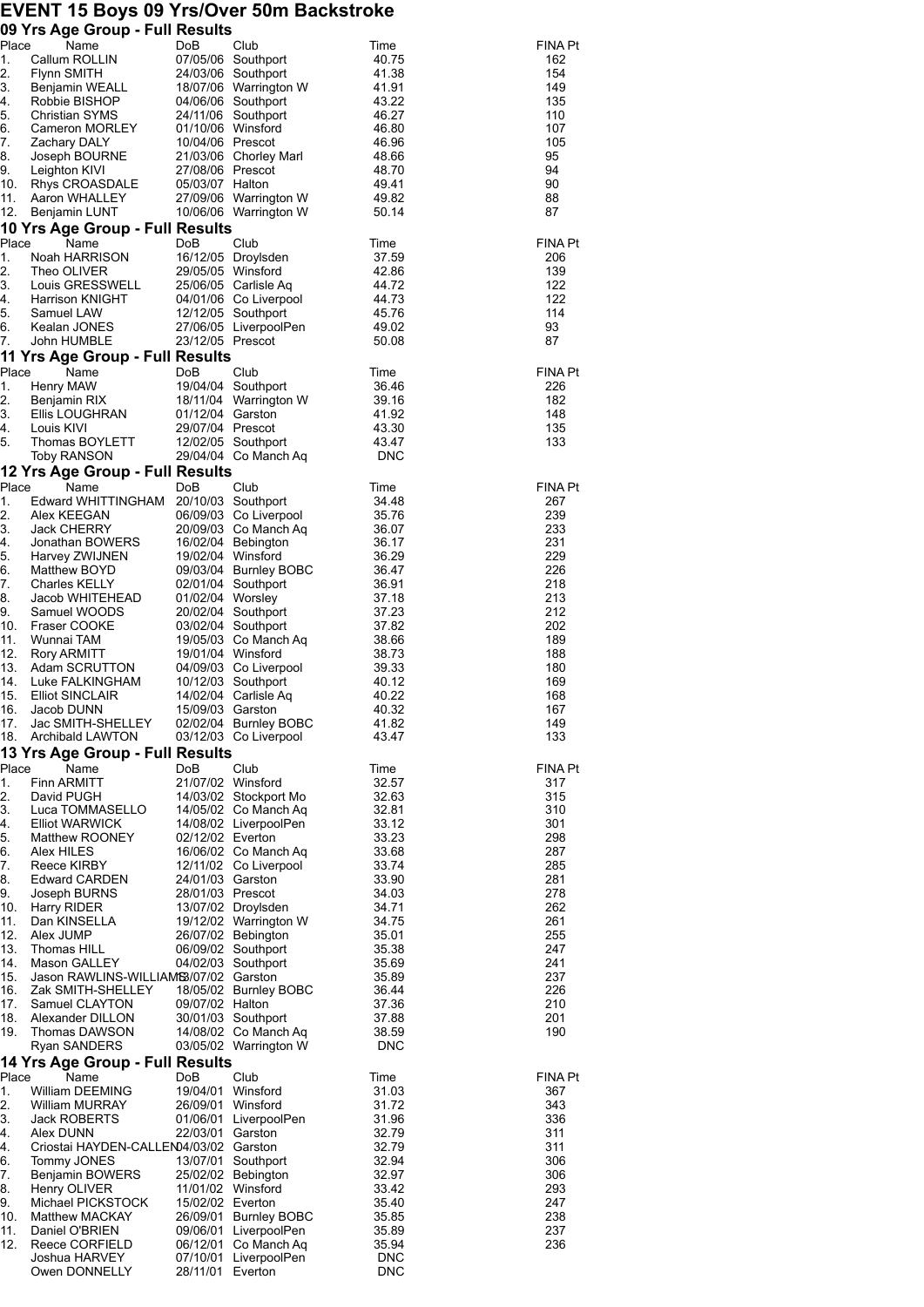# EVENT 15 Boys 09 Yrs/Over 50m Backstroke

## 09 Yrs Age Group - Full Results

| Place | Name | DoB | Club | Time | FINA Pt |
|---|---|---|---|---|---|
| 1. | Callum ROLLIN | 07/05/06 | Southport | 40.75 | 162 |
| 2. | Flynn SMITH | 24/03/06 | Southport | 41.38 | 154 |
| 3. | Benjamin WEALL | 18/07/06 | Warrington W | 41.91 | 149 |
| 4. | Robbie BISHOP | 04/06/06 | Southport | 43.22 | 135 |
| 5. | Christian SYMS | 24/11/06 | Southport | 46.27 | 110 |
| 6. | Cameron MORLEY | 01/10/06 | Winsford | 46.80 | 107 |
| 7. | Zachary DALY | 10/04/06 | Prescot | 46.96 | 105 |
| 8. | Joseph BOURNE | 21/03/06 | Chorley Marl | 48.66 | 95 |
| 9. | Leighton KIVI | 27/08/06 | Prescot | 48.70 | 94 |
| 10. | Rhys CROASDALE | 05/03/07 | Halton | 49.41 | 90 |
| 11. | Aaron WHALLEY | 27/09/06 | Warrington W | 49.82 | 88 |
| 12. | Benjamin LUNT | 10/06/06 | Warrington W | 50.14 | 87 |

## 10 Yrs Age Group - Full Results

| Place | Name | DoB | Club | Time | FINA Pt |
|---|---|---|---|---|---|
| 1. | Noah HARRISON | 16/12/05 | Droylsden | 37.59 | 206 |
| 2. | Theo OLIVER | 29/05/05 | Winsford | 42.86 | 139 |
| 3. | Louis GRESSWELL | 25/06/05 | Carlisle Aq | 44.72 | 122 |
| 4. | Harrison KNIGHT | 04/01/06 | Co Liverpool | 44.73 | 122 |
| 5. | Samuel LAW | 12/12/05 | Southport | 45.76 | 114 |
| 6. | Kealan JONES | 27/06/05 | LiverpoolPen | 49.02 | 93 |
| 7. | John HUMBLE | 23/12/05 | Prescot | 50.08 | 87 |

## 11 Yrs Age Group - Full Results

| Place | Name | DoB | Club | Time | FINA Pt |
|---|---|---|---|---|---|
| 1. | Henry MAW | 19/04/04 | Southport | 36.46 | 226 |
| 2. | Benjamin RIX | 18/11/04 | Warrington W | 39.16 | 182 |
| 3. | Ellis LOUGHRAN | 01/12/04 | Garston | 41.92 | 148 |
| 4. | Louis KIVI | 29/07/04 | Prescot | 43.30 | 135 |
| 5. | Thomas BOYLETT | 12/02/05 | Southport | 43.47 | 133 |
| | Toby RANSON | 29/04/04 | Co Manch Aq | DNC | |

## 12 Yrs Age Group - Full Results

| Place | Name | DoB | Club | Time | FINA Pt |
|---|---|---|---|---|---|
| 1. | Edward WHITTINGHAM | 20/10/03 | Southport | 34.48 | 267 |
| 2. | Alex KEEGAN | 06/09/03 | Co Liverpool | 35.76 | 239 |
| 3. | Jack CHERRY | 20/09/03 | Co Manch Aq | 36.07 | 233 |
| 4. | Jonathan BOWERS | 16/02/04 | Bebington | 36.17 | 231 |
| 5. | Harvey ZWIJNEN | 19/02/04 | Winsford | 36.29 | 229 |
| 6. | Matthew BOYD | 09/03/04 | Burnley BOBC | 36.47 | 226 |
| 7. | Charles KELLY | 02/01/04 | Southport | 36.91 | 218 |
| 8. | Jacob WHITEHEAD | 01/02/04 | Worsley | 37.18 | 213 |
| 9. | Samuel WOODS | 20/02/04 | Southport | 37.23 | 212 |
| 10. | Fraser COOKE | 03/02/04 | Southport | 37.82 | 202 |
| 11. | Wunnai TAM | 19/05/03 | Co Manch Aq | 38.66 | 189 |
| 12. | Rory ARMITT | 19/01/04 | Winsford | 38.73 | 188 |
| 13. | Adam SCRUTTON | 04/09/03 | Co Liverpool | 39.33 | 180 |
| 14. | Luke FALKINGHAM | 10/12/03 | Southport | 40.12 | 169 |
| 15. | Elliot SINCLAIR | 14/02/04 | Carlisle Aq | 40.22 | 168 |
| 16. | Jacob DUNN | 15/09/03 | Garston | 40.32 | 167 |
| 17. | Jac SMITH-SHELLEY | 02/02/04 | Burnley BOBC | 41.82 | 149 |
| 18. | Archibald LAWTON | 03/12/03 | Co Liverpool | 43.47 | 133 |

## 13 Yrs Age Group - Full Results

| Place | Name | DoB | Club | Time | FINA Pt |
|---|---|---|---|---|---|
| 1. | Finn ARMITT | 21/07/02 | Winsford | 32.57 | 317 |
| 2. | David PUGH | 14/03/02 | Stockport Mo | 32.63 | 315 |
| 3. | Luca TOMMASELLO | 14/05/02 | Co Manch Aq | 32.81 | 310 |
| 4. | Elliot WARWICK | 14/08/02 | LiverpoolPen | 33.12 | 301 |
| 5. | Matthew ROONEY | 02/12/02 | Everton | 33.23 | 298 |
| 6. | Alex HILES | 16/06/02 | Co Manch Aq | 33.68 | 287 |
| 7. | Reece KIRBY | 12/11/02 | Co Liverpool | 33.74 | 285 |
| 8. | Edward CARDEN | 24/01/03 | Garston | 33.90 | 281 |
| 9. | Joseph BURNS | 28/01/03 | Prescot | 34.03 | 278 |
| 10. | Harry RIDER | 13/07/02 | Droylsden | 34.71 | 262 |
| 11. | Dan KINSELLA | 19/12/02 | Warrington W | 34.75 | 261 |
| 12. | Alex JUMP | 26/07/02 | Bebington | 35.01 | 255 |
| 13. | Thomas HILL | 06/09/02 | Southport | 35.38 | 247 |
| 14. | Mason GALLEY | 04/02/03 | Southport | 35.69 | 241 |
| 15. | Jason RAWLINS-WILLIAMS | 03/07/02 | Garston | 35.89 | 237 |
| 16. | Zak SMITH-SHELLEY | 18/05/02 | Burnley BOBC | 36.44 | 226 |
| 17. | Samuel CLAYTON | 09/07/02 | Halton | 37.36 | 210 |
| 18. | Alexander DILLON | 30/01/03 | Southport | 37.88 | 201 |
| 19. | Thomas DAWSON | 14/08/02 | Co Manch Aq | 38.59 | 190 |
| | Ryan SANDERS | 03/05/02 | Warrington W | DNC | |

## 14 Yrs Age Group - Full Results

| Place | Name | DoB | Club | Time | FINA Pt |
|---|---|---|---|---|---|
| 1. | William DEEMING | 19/04/01 | Winsford | 31.03 | 367 |
| 2. | William MURRAY | 26/09/01 | Winsford | 31.72 | 343 |
| 3. | Jack ROBERTS | 01/06/01 | LiverpoolPen | 31.96 | 336 |
| 4. | Alex DUNN | 22/03/01 | Garston | 32.79 | 311 |
| 4. | Criostai HAYDEN-CALLEN | 04/03/02 | Garston | 32.79 | 311 |
| 6. | Tommy JONES | 13/07/01 | Southport | 32.94 | 306 |
| 7. | Benjamin BOWERS | 25/02/02 | Bebington | 32.97 | 306 |
| 8. | Henry OLIVER | 11/01/02 | Winsford | 33.42 | 293 |
| 9. | Michael PICKSTOCK | 15/02/02 | Everton | 35.40 | 247 |
| 10. | Matthew MACKAY | 26/09/01 | Burnley BOBC | 35.85 | 238 |
| 11. | Daniel O'BRIEN | 09/06/01 | LiverpoolPen | 35.89 | 237 |
| 12. | Reece CORFIELD | 06/12/01 | Co Manch Aq | 35.94 | 236 |
| | Joshua HARVEY | 07/10/01 | LiverpoolPen | DNC | |
| | Owen DONNELLY | 28/11/01 | Everton | DNC | |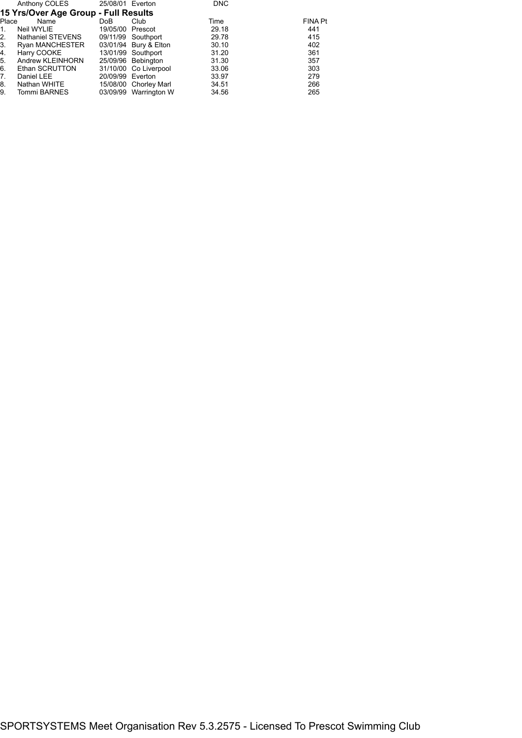| | Name | DoB | Club | Time | FINA Pt |
|---|---|---|---|---|---|
| | Anthony COLES | 25/08/01 | Everton | DNC | |

## 15 Yrs/Over Age Group - Full Results

| Place | Name | DoB | Club | Time | FINA Pt |
|---|---|---|---|---|---|
| 1. | Neil WYLIE | 19/05/00 | Prescot | 29.18 | 441 |
| 2. | Nathaniel STEVENS | 09/11/99 | Southport | 29.78 | 415 |
| 3. | Ryan MANCHESTER | 03/01/94 | Bury & Elton | 30.10 | 402 |
| 4. | Harry COOKE | 13/01/99 | Southport | 31.20 | 361 |
| 5. | Andrew KLEINHORN | 25/09/96 | Bebington | 31.30 | 357 |
| 6. | Ethan SCRUTTON | 31/10/00 | Co Liverpool | 33.06 | 303 |
| 7. | Daniel LEE | 20/09/99 | Everton | 33.97 | 279 |
| 8. | Nathan WHITE | 15/08/00 | Chorley Marl | 34.51 | 266 |
| 9. | Tommi BARNES | 03/09/99 | Warrington W | 34.56 | 265 |

SPORTSYSTEMS Meet Organisation Rev 5.3.2575 - Licensed To Prescot Swimming Club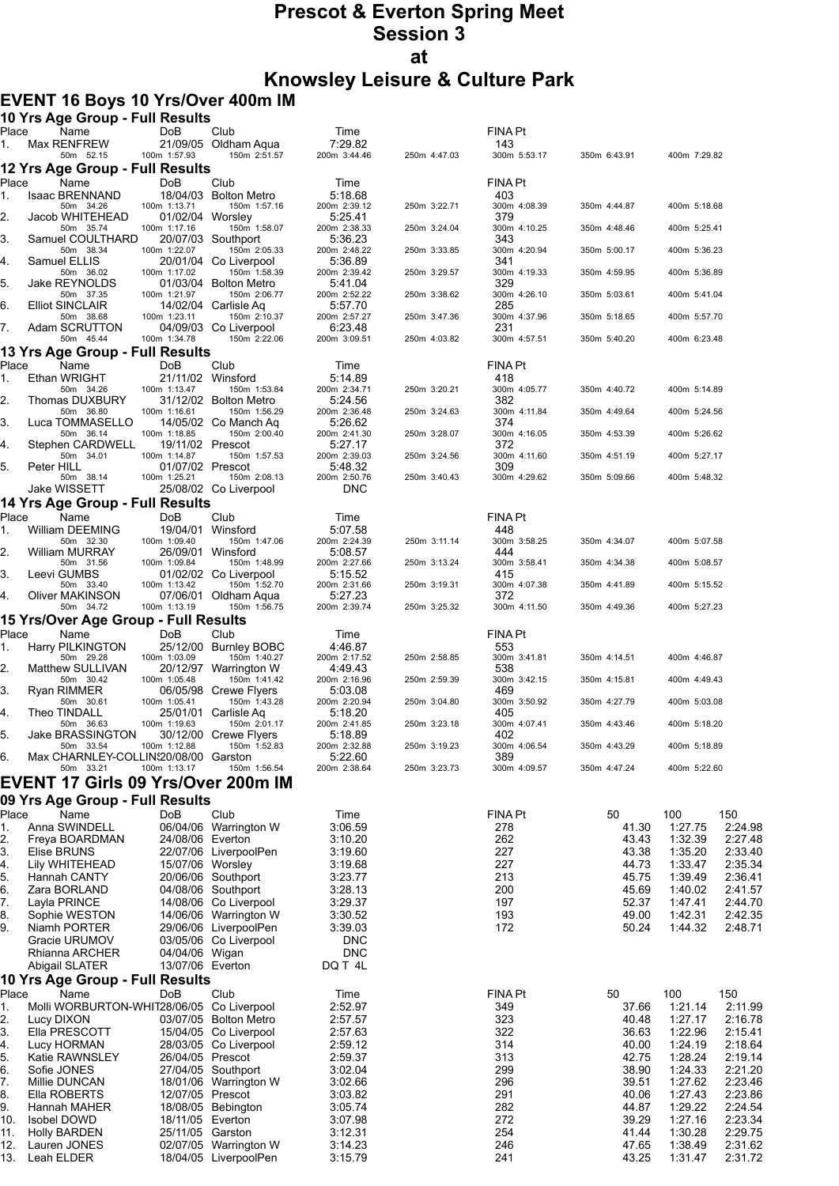# Prescot & Everton Spring Meet
## Session 3
## at
## Knowsley Leisure & Culture Park

## EVENT 16 Boys 10 Yrs/Over 400m IM

### 10 Yrs Age Group - Full Results

| Place | Name | DoB | Club | Time | | FINA Pt | | |
|---|---|---|---|---|---|---|---|---|
| 1. | Max RENFREW | 21/09/05 | Oldham Aqua | 7:29.82 | | 143 | | |
| | 50m 52.15 | 100m 1:57.93 | 150m 2:51.57 | 200m 3:44.46 | 250m 4:47.03 | 300m 5:53.17 | 350m 6:43.91 | 400m 7:29.82 |

### 12 Yrs Age Group - Full Results

| Place | Name | DoB | Club | Time | | FINA Pt | | |
|---|---|---|---|---|---|---|---|---|
| 1. | Isaac BRENNAND | 18/04/03 | Bolton Metro | 5:18.68 | | 403 | | |
| | 50m 34.26 | 100m 1:13.71 | 150m 1:57.16 | 200m 2:39.12 | 250m 3:22.71 | 300m 4:08.39 | 350m 4:44.87 | 400m 5:18.68 |
| 2. | Jacob WHITEHEAD | 01/02/04 | Worsley | 5:25.41 | | 379 | | |
| | 50m 35.74 | 100m 1:17.16 | 150m 1:58.07 | 200m 2:38.33 | 250m 3:24.04 | 300m 4:10.25 | 350m 4:48.46 | 400m 5:25.41 |
| 3. | Samuel COULTHARD | 20/07/03 | Southport | 5:36.23 | | 343 | | |
| | 50m 38.34 | 100m 1:22.07 | 150m 2:05.33 | 200m 2:48.22 | 250m 3:33.85 | 300m 4:20.94 | 350m 5:00.17 | 400m 5:36.23 |
| 4. | Samuel ELLIS | 20/01/04 | Co Liverpool | 5:36.89 | | 341 | | |
| | 50m 36.02 | 100m 1:17.02 | 150m 1:58.39 | 200m 2:39.42 | 250m 3:29.57 | 300m 4:19.33 | 350m 4:59.95 | 400m 5:36.89 |
| 5. | Jake REYNOLDS | 01/03/04 | Bolton Metro | 5:41.04 | | 329 | | |
| | 50m 37.35 | 100m 1:21.97 | 150m 2:06.77 | 200m 2:52.22 | 250m 3:38.62 | 300m 4:26.10 | 350m 5:03.61 | 400m 5:41.04 |
| 6. | Elliot SINCLAIR | 14/02/04 | Carlisle Aq | 5:57.70 | | 285 | | |
| | 50m 38.68 | 100m 1:23.11 | 150m 2:10.37 | 200m 2:57.27 | 250m 3:47.36 | 300m 4:37.96 | 350m 5:18.65 | 400m 5:57.70 |
| 7. | Adam SCRUTTON | 04/09/03 | Co Liverpool | 6:23.48 | | 231 | | |
| | 50m 45.44 | 100m 1:34.78 | 150m 2:22.06 | 200m 3:09.51 | 250m 4:03.82 | 300m 4:57.51 | 350m 5:40.20 | 400m 6:23.48 |

### 13 Yrs Age Group - Full Results

| Place | Name | DoB | Club | Time | | FINA Pt | | |
|---|---|---|---|---|---|---|---|---|
| 1. | Ethan WRIGHT | 21/11/02 | Winsford | 5:14.89 | | 418 | | |
| | 50m 34.26 | 100m 1:13.47 | 150m 1:53.84 | 200m 2:34.71 | 250m 3:20.21 | 300m 4:05.77 | 350m 4:40.72 | 400m 5:14.89 |
| 2. | Thomas DUXBURY | 31/12/02 | Bolton Metro | 5:24.56 | | 382 | | |
| | 50m 36.80 | 100m 1:16.61 | 150m 1:56.29 | 200m 2:36.48 | 250m 3:24.63 | 300m 4:11.84 | 350m 4:49.64 | 400m 5:24.56 |
| 3. | Luca TOMMASELLO | 14/05/02 | Co Manch Aq | 5:26.62 | | 374 | | |
| | 50m 36.14 | 100m 1:18.85 | 150m 2:00.40 | 200m 2:41.30 | 250m 3:28.07 | 300m 4:16.05 | 350m 4:53.39 | 400m 5:26.62 |
| 4. | Stephen CARDWELL | 19/11/02 | Prescot | 5:27.17 | | 372 | | |
| | 50m 34.01 | 100m 1:14.87 | 150m 1:57.53 | 200m 2:39.03 | 250m 3:24.56 | 300m 4:11.60 | 350m 4:51.19 | 400m 5:27.17 |
| 5. | Peter HILL | 01/07/02 | Prescot | 5:48.32 | | 309 | | |
| | 50m 38.14 | 100m 1:25.21 | 150m 2:08.13 | 200m 2:50.76 | 250m 3:40.43 | 300m 4:29.62 | 350m 5:09.66 | 400m 5:48.32 |
| | Jake WISSETT | 25/08/02 | Co Liverpool | DNC | | | | |

### 14 Yrs Age Group - Full Results

| Place | Name | DoB | Club | Time | | FINA Pt | | |
|---|---|---|---|---|---|---|---|---|
| 1. | William DEEMING | 19/04/01 | Winsford | 5:07.58 | | 448 | | |
| | 50m 32.30 | 100m 1:09.40 | 150m 1:47.06 | 200m 2:24.39 | 250m 3:11.14 | 300m 3:58.25 | 350m 4:34.07 | 400m 5:07.58 |
| 2. | William MURRAY | 26/09/01 | Winsford | 5:08.57 | | 444 | | |
| | 50m 31.56 | 100m 1:09.84 | 150m 1:48.99 | 200m 2:27.66 | 250m 3:13.24 | 300m 3:58.41 | 350m 4:34.38 | 400m 5:08.57 |
| 3. | Leevi GUMBS | 01/02/02 | Co Liverpool | 5:15.52 | | 415 | | |
| | 50m 33.40 | 100m 1:13.42 | 150m 1:52.70 | 200m 2:31.66 | 250m 3:19.31 | 300m 4:07.38 | 350m 4:41.89 | 400m 5:15.52 |
| 4. | Oliver MAKINSON | 07/06/01 | Oldham Aqua | 5:27.23 | | 372 | | |
| | 50m 34.72 | 100m 1:13.19 | 150m 1:56.75 | 200m 2:39.74 | 250m 3:25.32 | 300m 4:11.50 | 350m 4:49.36 | 400m 5:27.23 |

### 15 Yrs/Over Age Group - Full Results

| Place | Name | DoB | Club | Time | | FINA Pt | | |
|---|---|---|---|---|---|---|---|---|
| 1. | Harry PILKINGTON | 25/12/00 | Burnley BOBC | 4:46.87 | | 553 | | |
| | 50m 29.28 | 100m 1:03.09 | 150m 1:40.27 | 200m 2:17.52 | 250m 2:58.85 | 300m 3:41.81 | 350m 4:14.51 | 400m 4:46.87 |
| 2. | Matthew SULLIVAN | 20/12/97 | Warrington W | 4:49.43 | | 538 | | |
| | 50m 30.42 | 100m 1:05.48 | 150m 1:41.42 | 200m 2:16.96 | 250m 2:59.39 | 300m 3:42.15 | 350m 4:15.81 | 400m 4:49.43 |
| 3. | Ryan RIMMER | 06/05/98 | Crewe Flyers | 5:03.08 | | 469 | | |
| | 50m 30.61 | 100m 1:05.41 | 150m 1:43.28 | 200m 2:20.94 | 250m 3:04.80 | 300m 3:50.92 | 350m 4:27.79 | 400m 5:03.08 |
| 4. | Theo TINDALL | 25/01/01 | Carlisle Aq | 5:18.20 | | 405 | | |
| | 50m 36.63 | 100m 1:19.63 | 150m 2:01.17 | 200m 2:41.85 | 250m 3:23.18 | 300m 4:07.41 | 350m 4:43.46 | 400m 5:18.20 |
| 5. | Jake BRASSINGTON | 30/12/00 | Crewe Flyers | 5:18.89 | | 402 | | |
| | 50m 33.54 | 100m 1:12.88 | 150m 1:52.83 | 200m 2:32.88 | 250m 3:19.23 | 300m 4:06.54 | 350m 4:43.29 | 400m 5:18.89 |
| 6. | Max CHARNLEY-COLLINS | 20/08/00 | Garston | 5:22.60 | | 389 | | |
| | 50m 33.21 | 100m 1:13.17 | 150m 1:56.54 | 200m 2:38.64 | 250m 3:23.73 | 300m 4:09.57 | 350m 4:47.24 | 400m 5:22.60 |

## EVENT 17 Girls 09 Yrs/Over 200m IM

### 09 Yrs Age Group - Full Results

| Place | Name | DoB | Club | Time | FINA Pt | 50 | 100 | 150 |
|---|---|---|---|---|---|---|---|---|
| 1. | Anna SWINDELL | 06/04/06 | Warrington W | 3:06.59 | 278 | 41.30 | 1:27.75 | 2:24.98 |
| 2. | Freya BOARDMAN | 24/08/06 | Everton | 3:10.20 | 262 | 43.43 | 1:32.39 | 2:27.48 |
| 3. | Elise BRUNS | 22/07/06 | LiverpoolPen | 3:19.60 | 227 | 43.38 | 1:35.20 | 2:33.40 |
| 4. | Lily WHITEHEAD | 15/07/06 | Worsley | 3:19.68 | 227 | 44.73 | 1:33.47 | 2:35.34 |
| 5. | Hannah CANTY | 20/06/06 | Southport | 3:23.77 | 213 | 45.75 | 1:39.49 | 2:36.41 |
| 6. | Zara BORLAND | 04/08/06 | Southport | 3:28.13 | 200 | 45.69 | 1:40.02 | 2:41.57 |
| 7. | Layla PRINCE | 14/08/06 | Co Liverpool | 3:29.37 | 197 | 52.37 | 1:47.41 | 2:44.70 |
| 8. | Sophie WESTON | 14/06/06 | Warrington W | 3:30.52 | 193 | 49.00 | 1:42.31 | 2:42.35 |
| 9. | Niamh PORTER | 29/06/06 | LiverpoolPen | 3:39.03 | 172 | 50.24 | 1:44.32 | 2:48.71 |
| | Gracie URUMOV | 03/05/06 | Co Liverpool | DNC | | | | |
| | Rhianna ARCHER | 04/04/06 | Wigan | DNC | | | | |
| | Abigail SLATER | 13/07/06 | Everton | DQ T 4L | | | | |

### 10 Yrs Age Group - Full Results

| Place | Name | DoB | Club | Time | FINA Pt | 50 | 100 | 150 |
|---|---|---|---|---|---|---|---|---|
| 1. | Molli WORBURTON-WHIT | 28/06/05 | Co Liverpool | 2:52.97 | 349 | 37.66 | 1:21.14 | 2:11.99 |
| 2. | Lucy DIXON | 03/07/05 | Bolton Metro | 2:57.57 | 323 | 40.48 | 1:27.17 | 2:16.78 |
| 3. | Ella PRESCOTT | 15/04/05 | Co Liverpool | 2:57.63 | 322 | 36.63 | 1:22.96 | 2:15.41 |
| 4. | Lucy HORMAN | 28/03/05 | Co Liverpool | 2:59.12 | 314 | 40.00 | 1:24.19 | 2:18.64 |
| 5. | Katie RAWNSLEY | 26/04/05 | Prescot | 2:59.37 | 313 | 42.75 | 1:28.24 | 2:19.14 |
| 6. | Sofie JONES | 27/04/05 | Southport | 3:02.04 | 299 | 38.90 | 1:24.33 | 2:21.20 |
| 7. | Millie DUNCAN | 18/01/06 | Warrington W | 3:02.66 | 296 | 39.51 | 1:27.62 | 2:23.46 |
| 8. | Ella ROBERTS | 12/07/05 | Prescot | 3:03.82 | 291 | 40.06 | 1:27.43 | 2:23.86 |
| 9. | Hannah MAHER | 18/08/05 | Bebington | 3:05.74 | 282 | 44.87 | 1:29.22 | 2:24.54 |
| 10. | Isobel DOWD | 18/11/05 | Everton | 3:07.98 | 272 | 39.29 | 1:27.16 | 2:23.34 |
| 11. | Holly BARDEN | 25/11/05 | Garston | 3:12.31 | 254 | 41.44 | 1:30.28 | 2:29.75 |
| 12. | Lauren JONES | 02/07/05 | Warrington W | 3:14.23 | 246 | 47.65 | 1:38.49 | 2:31.62 |
| 13. | Leah ELDER | 18/04/05 | LiverpoolPen | 3:15.79 | 241 | 43.25 | 1:31.47 | 2:31.72 |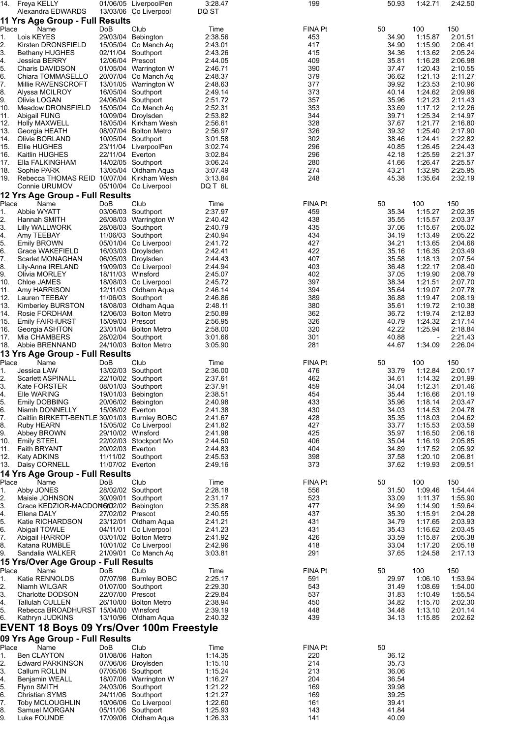| Place | Name | DoB | Club | Time | FINA Pt | 50 | 100 | 150 |
|---|---|---|---|---|---|---|---|---|
| 14. | Freya KELLY | 01/06/05 | LiverpoolPen | 3:28.47 | 199 | 50.93 | 1:42.71 | 2:42.50 |
| | Alexandra EDWARDS | 13/03/06 | Co Liverpool | DQ ST | | | | |

## 11 Yrs Age Group - Full Results

| Place | Name | DoB | Club | Time | FINA Pt | 50 | 100 | 150 |
|---|---|---|---|---|---|---|---|---|
| 1. | Lois KEYES | 29/03/04 | Bebington | 2:38.56 | 453 | 34.90 | 1:15.87 | 2:01.51 |
| 2. | Kirsten DRONSFIELD | 15/05/04 | Co Manch Aq | 2:43.01 | 417 | 34.90 | 1:15.90 | 2:06.41 |
| 3. | Bethany HUGHES | 02/11/04 | Southport | 2:43.26 | 415 | 34.36 | 1:13.62 | 2:05.24 |
| 4. | Jessica BERRY | 12/06/04 | Prescot | 2:44.05 | 409 | 35.81 | 1:16.28 | 2:06.98 |
| 5. | Charis DAVIDSON | 01/05/04 | Warrington W | 2:46.71 | 390 | 37.47 | 1:20.43 | 2:10.55 |
| 6. | Chiara TOMMASELLO | 20/07/04 | Co Manch Aq | 2:48.37 | 379 | 36.62 | 1:21.13 | 2:11.27 |
| 7. | Millie RAVENSCROFT | 13/01/05 | Warrington W | 2:48.63 | 377 | 39.92 | 1:23.53 | 2:10.96 |
| 8. | Alyssa MCILROY | 16/05/04 | Southport | 2:49.14 | 373 | 40.14 | 1:24.62 | 2:09.96 |
| 9. | Olivia LOGAN | 24/06/04 | Southport | 2:51.72 | 357 | 35.96 | 1:21.23 | 2:11.43 |
| 10. | Meadow DRONSFIELD | 15/05/04 | Co Manch Aq | 2:52.31 | 353 | 33.69 | 1:17.12 | 2:12.26 |
| 11. | Abigail FUNG | 10/09/04 | Droylsden | 2:53.82 | 344 | 39.71 | 1:25.34 | 2:14.97 |
| 12. | Holly MAXWELL | 18/05/04 | Kirkham Wesh | 2:56.61 | 328 | 37.67 | 1:21.77 | 2:16.80 |
| 13. | Georgia HEATH | 08/07/04 | Bolton Metro | 2:56.97 | 326 | 39.32 | 1:25.40 | 2:17.90 |
| 14. | Olivia BORLAND | 10/05/04 | Southport | 3:01.58 | 302 | 38.46 | 1:24.41 | 2:22.82 |
| 15. | Ellie HUGHES | 23/11/04 | LiverpoolPen | 3:02.74 | 296 | 40.85 | 1:26.45 | 2:24.43 |
| 16. | Kaitlin HUGHES | 22/11/04 | Everton | 3:02.84 | 296 | 42.18 | 1:25.59 | 2:21.37 |
| 17. | Ella FALKINGHAM | 14/02/05 | Southport | 3:06.24 | 280 | 41.66 | 1:26.47 | 2:25.57 |
| 18. | Sophie PARK | 13/05/04 | Oldham Aqua | 3:07.49 | 274 | 43.21 | 1:32.95 | 2:25.95 |
| 19. | Rebecca THOMAS REID | 10/07/04 | Kirkham Wesh | 3:13.84 | 248 | 45.38 | 1:35.64 | 2:32.19 |
| | Connie URUMOV | 05/10/04 | Co Liverpool | DQ T 6L | | | | |

## 12 Yrs Age Group - Full Results

| Place | Name | DoB | Club | Time | FINA Pt | 50 | 100 | 150 |
|---|---|---|---|---|---|---|---|---|
| 1. | Abbie WYATT | 03/06/03 | Southport | 2:37.97 | 459 | 35.34 | 1:15.27 | 2:02.35 |
| 2. | Hannah SMITH | 26/08/03 | Warrington W | 2:40.42 | 438 | 35.55 | 1:15.57 | 2:03.37 |
| 3. | Lilly WALLWORK | 28/08/03 | Southport | 2:40.79 | 435 | 37.06 | 1:15.67 | 2:05.02 |
| 4. | Amy TEEBAY | 11/06/03 | Southport | 2:40.94 | 434 | 34.19 | 1:13.49 | 2:05.22 |
| 5. | Emily BROWN | 05/01/04 | Co Liverpool | 2:41.72 | 427 | 34.21 | 1:13.65 | 2:04.66 |
| 6. | Grace WAKEFIELD | 16/03/03 | Droylsden | 2:42.41 | 422 | 35.16 | 1:16.35 | 2:03.49 |
| 7. | Scarlet MONAGHAN | 06/05/03 | Droylsden | 2:44.43 | 407 | 35.58 | 1:18.13 | 2:07.54 |
| 8. | Lily-Anna IRELAND | 19/09/03 | Co Liverpool | 2:44.94 | 403 | 36.48 | 1:22.17 | 2:08.40 |
| 9. | Olivia MORLEY | 18/11/03 | Winsford | 2:45.07 | 402 | 37.05 | 1:19.90 | 2:08.79 |
| 10. | Chloe JAMES | 18/08/03 | Co Liverpool | 2:45.72 | 397 | 38.34 | 1:21.51 | 2:07.70 |
| 11. | Amy HARRISON | 12/11/03 | Oldham Aqua | 2:46.14 | 394 | 35.64 | 1:19.07 | 2:07.78 |
| 12. | Lauren TEEBAY | 11/06/03 | Southport | 2:46.86 | 389 | 36.88 | 1:19.47 | 2:08.19 |
| 13. | Kimberley BURSTON | 18/08/03 | Oldham Aqua | 2:48.11 | 380 | 35.61 | 1:19.72 | 2:10.38 |
| 14. | Rosie FORDHAM | 12/06/03 | Bolton Metro | 2:50.89 | 362 | 36.72 | 1:19.74 | 2:12.83 |
| 15. | Emily FAIRHURST | 15/09/03 | Prescot | 2:56.95 | 326 | 40.79 | 1:24.32 | 2:17.14 |
| 16. | Georgia ASHTON | 23/01/04 | Bolton Metro | 2:58.00 | 320 | 42.22 | 1:25.94 | 2:18.84 |
| 17. | Mia CHAMBERS | 28/02/04 | Southport | 3:01.66 | 301 | 40.88 | - | 2:21.43 |
| 18. | Abbie BRENNAND | 24/10/03 | Bolton Metro | 3:05.90 | 281 | 44.67 | 1:34.09 | 2:26.04 |

## 13 Yrs Age Group - Full Results

| Place | Name | DoB | Club | Time | FINA Pt | 50 | 100 | 150 |
|---|---|---|---|---|---|---|---|---|
| 1. | Jessica LAW | 13/02/03 | Southport | 2:36.00 | 476 | 33.79 | 1:12.84 | 2:00.17 |
| 2. | Scarlett ASPINALL | 22/10/02 | Southport | 2:37.61 | 462 | 34.61 | 1:14.32 | 2:01.99 |
| 3. | Kate FORSTER | 08/01/03 | Southport | 2:37.91 | 459 | 34.04 | 1:12.31 | 2:01.46 |
| 4. | Elle WARING | 19/01/03 | Bebington | 2:38.51 | 454 | 35.44 | 1:16.66 | 2:01.19 |
| 5. | Emily DOBBING | 20/06/02 | Bebington | 2:40.98 | 433 | 35.96 | 1:18.14 | 2:03.47 |
| 6. | Niamh DONNELLY | 15/08/02 | Everton | 2:41.38 | 430 | 34.03 | 1:14.53 | 2:04.78 |
| 7. | Caitlin BIRKETT-BENTLE | 30/01/03 | Burnley BOBC | 2:41.67 | 428 | 35.35 | 1:18.03 | 2:04.62 |
| 8. | Ruby HEARN | 15/05/02 | Co Liverpool | 2:41.82 | 427 | 33.77 | 1:15.53 | 2:03.59 |
| 9. | Abbey BROWN | 29/10/02 | Winsford | 2:41.98 | 425 | 35.97 | 1:16.50 | 2:06.16 |
| 10. | Emily STEEL | 22/02/03 | Stockport Mo | 2:44.50 | 406 | 35.04 | 1:16.19 | 2:05.85 |
| 11. | Faith BRYANT | 20/02/03 | Everton | 2:44.83 | 404 | 34.89 | 1:17.52 | 2:05.92 |
| 12. | Katy ADKINS | 11/11/02 | Southport | 2:45.53 | 398 | 37.58 | 1:20.10 | 2:06.81 |
| 13. | Daisy CORNELL | 11/07/02 | Everton | 2:49.16 | 373 | 37.62 | 1:19.93 | 2:09.51 |

## 14 Yrs Age Group - Full Results

| Place | Name | DoB | Club | Time | FINA Pt | 50 | 100 | 150 |
|---|---|---|---|---|---|---|---|---|
| 1. | Abby JONES | 28/02/02 | Southport | 2:28.18 | 556 | 31.50 | 1:09.46 | 1:54.44 |
| 2. | Maisie JOHNSON | 30/09/01 | Southport | 2:31.17 | 523 | 33.09 | 1:11.37 | 1:55.90 |
| 3. | Grace KEDZIOR-MACDONALD | 16/02/02 | Bebington | 2:35.88 | 477 | 34.99 | 1:14.90 | 1:59.64 |
| 4. | Ellena DALY | 27/02/02 | Prescot | 2:40.55 | 437 | 35.30 | 1:15.91 | 2:04.28 |
| 5. | Katie RICHARDSON | 23/12/01 | Oldham Aqua | 2:41.21 | 431 | 34.79 | 1:17.65 | 2:03.93 |
| 6. | Abigail TOWLE | 04/11/01 | Co Liverpool | 2:41.23 | 431 | 35.43 | 1:16.62 | 2:03.45 |
| 7. | Abigail HARROP | 03/01/02 | Bolton Metro | 2:41.92 | 426 | 33.59 | 1:15.87 | 2:05.38 |
| 8. | Katana RUMBLE | 10/01/02 | Co Liverpool | 2:42.96 | 418 | 33.04 | 1:17.20 | 2:05.18 |
| 9. | Sandalia WALKER | 21/09/01 | Co Manch Aq | 3:03.81 | 291 | 37.65 | 1:24.58 | 2:17.13 |

## 15 Yrs/Over Age Group - Full Results

| Place | Name | DoB | Club | Time | FINA Pt | 50 | 100 | 150 |
|---|---|---|---|---|---|---|---|---|
| 1. | Katie RENNOLDS | 07/07/98 | Burnley BOBC | 2:25.17 | 591 | 29.97 | 1:06.10 | 1:53.94 |
| 2. | Niamh WILGAR | 01/07/00 | Southport | 2:29.30 | 543 | 31.49 | 1:08.69 | 1:54.00 |
| 3. | Charlotte DODSON | 22/07/00 | Prescot | 2:29.84 | 537 | 31.83 | 1:10.49 | 1:55.54 |
| 4. | Tallulah CULLEN | 26/10/00 | Bolton Metro | 2:38.94 | 450 | 34.82 | 1:15.70 | 2:02.30 |
| 5. | Rebecca BROADHURST | 15/04/00 | Winsford | 2:39.19 | 448 | 34.48 | 1:13.10 | 2:01.14 |
| 6. | Kathryn JUDKINS | 13/10/96 | Oldham Aqua | 2:40.32 | 439 | 34.13 | 1:15.85 | 2:02.62 |

# EVENT 18 Boys 09 Yrs/Over 100m Freestyle

## 09 Yrs Age Group - Full Results

| Place | Name | DoB | Club | Time | FINA Pt | 50 |
|---|---|---|---|---|---|---|
| 1. | Ben CLAYTON | 01/08/06 | Halton | 1:14.35 | 220 | 36.12 |
| 2. | Edward PARKINSON | 07/06/06 | Droylsden | 1:15.10 | 214 | 35.73 |
| 3. | Callum ROLLIN | 07/05/06 | Southport | 1:15.24 | 213 | 36.06 |
| 4. | Benjamin WEALL | 18/07/06 | Warrington W | 1:16.27 | 204 | 36.54 |
| 5. | Flynn SMITH | 24/03/06 | Southport | 1:21.22 | 169 | 39.98 |
| 6. | Christian SYMS | 24/11/06 | Southport | 1:21.27 | 169 | 39.25 |
| 7. | Toby MCLOUGHLIN | 10/06/06 | Co Liverpool | 1:22.60 | 161 | 39.41 |
| 8. | Samuel MORGAN | 05/11/06 | Southport | 1:25.93 | 143 | 41.84 |
| 9. | Luke FOUNDE | 17/09/06 | Oldham Aqua | 1:26.33 | 141 | 40.09 |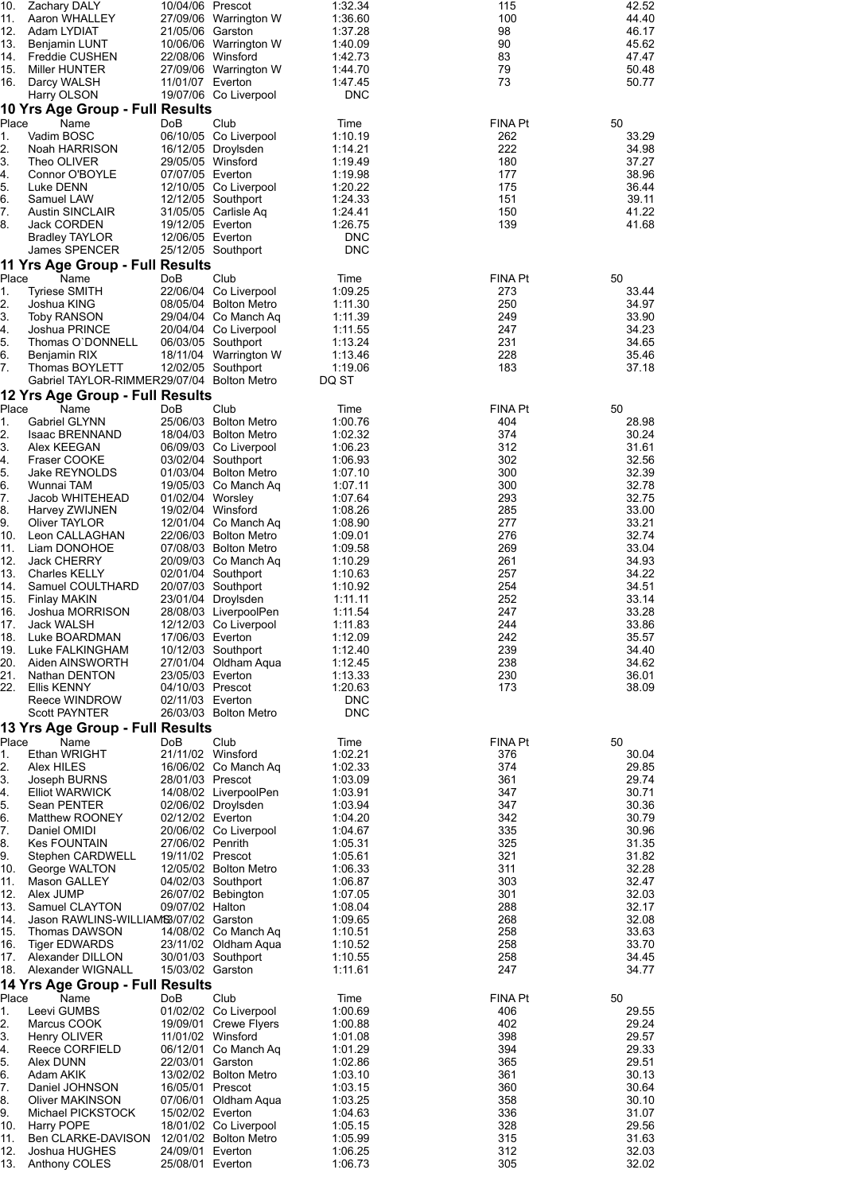| Place | Name | DoB | Club | Time | FINA Pt | 50 |
|---|---|---|---|---|---|---|
| 10. | Zachary DALY | 10/04/06 | Prescot | 1:32.34 | 115 | 42.52 |
| 11. | Aaron WHALLEY | 27/09/06 | Warrington W | 1:36.60 | 100 | 44.40 |
| 12. | Adam LYDIAT | 21/05/06 | Garston | 1:37.28 | 98 | 46.17 |
| 13. | Benjamin LUNT | 10/06/06 | Warrington W | 1:40.09 | 90 | 45.62 |
| 14. | Freddie CUSHEN | 22/08/06 | Winsford | 1:42.73 | 83 | 47.47 |
| 15. | Miller HUNTER | 27/09/06 | Warrington W | 1:44.70 | 79 | 50.48 |
| 16. | Darcy WALSH | 11/01/07 | Everton | 1:47.45 | 73 | 50.77 |
| | Harry OLSON | 19/07/06 | Co Liverpool | DNC | | |

## 10 Yrs Age Group - Full Results

| Place | Name | DoB | Club | Time | FINA Pt | 50 |
|---|---|---|---|---|---|---|
| 1. | Vadim BOSC | 06/10/05 | Co Liverpool | 1:10.19 | 262 | 33.29 |
| 2. | Noah HARRISON | 16/12/05 | Droylsden | 1:14.21 | 222 | 34.98 |
| 3. | Theo OLIVER | 29/05/05 | Winsford | 1:19.49 | 180 | 37.27 |
| 4. | Connor O'BOYLE | 07/07/05 | Everton | 1:19.98 | 177 | 38.96 |
| 5. | Luke DENN | 12/10/05 | Co Liverpool | 1:20.22 | 175 | 36.44 |
| 6. | Samuel LAW | 12/12/05 | Southport | 1:24.33 | 151 | 39.11 |
| 7. | Austin SINCLAIR | 31/05/05 | Carlisle Aq | 1:24.41 | 150 | 41.22 |
| 8. | Jack CORDEN | 19/12/05 | Everton | 1:26.75 | 139 | 41.68 |
| | Bradley TAYLOR | 12/06/05 | Everton | DNC | | |
| | James SPENCER | 25/12/05 | Southport | DNC | | |

## 11 Yrs Age Group - Full Results

| Place | Name | DoB | Club | Time | FINA Pt | 50 |
|---|---|---|---|---|---|---|
| 1. | Tyriese SMITH | 22/06/04 | Co Liverpool | 1:09.25 | 273 | 33.44 |
| 2. | Joshua KING | 08/05/04 | Bolton Metro | 1:11.30 | 250 | 34.97 |
| 3. | Toby RANSON | 29/04/04 | Co Manch Aq | 1:11.39 | 249 | 33.90 |
| 4. | Joshua PRINCE | 20/04/04 | Co Liverpool | 1:11.55 | 247 | 34.23 |
| 5. | Thomas O`DONNELL | 06/03/05 | Southport | 1:13.24 | 231 | 34.65 |
| 6. | Benjamin RIX | 18/11/04 | Warrington W | 1:13.46 | 228 | 35.46 |
| 7. | Thomas BOYLETT | 12/02/05 | Southport | 1:19.06 | 183 | 37.18 |
| | Gabriel TAYLOR-RIMMER | 29/07/04 | Bolton Metro | DQ ST | | |

## 12 Yrs Age Group - Full Results

| Place | Name | DoB | Club | Time | FINA Pt | 50 |
|---|---|---|---|---|---|---|
| 1. | Gabriel GLYNN | 25/06/03 | Bolton Metro | 1:00.76 | 404 | 28.98 |
| 2. | Isaac BRENNAND | 18/04/03 | Bolton Metro | 1:02.32 | 374 | 30.24 |
| 3. | Alex KEEGAN | 06/09/03 | Co Liverpool | 1:06.23 | 312 | 31.61 |
| 4. | Fraser COOKE | 03/02/04 | Southport | 1:06.93 | 302 | 32.56 |
| 5. | Jake REYNOLDS | 01/03/04 | Bolton Metro | 1:07.10 | 300 | 32.39 |
| 6. | Wunnai TAM | 19/05/03 | Co Manch Aq | 1:07.11 | 300 | 32.78 |
| 7. | Jacob WHITEHEAD | 01/02/04 | Worsley | 1:07.64 | 293 | 32.75 |
| 8. | Harvey ZWIJNEN | 19/02/04 | Winsford | 1:08.26 | 285 | 33.00 |
| 9. | Oliver TAYLOR | 12/01/04 | Co Manch Aq | 1:08.90 | 277 | 33.21 |
| 10. | Leon CALLAGHAN | 22/06/03 | Bolton Metro | 1:09.01 | 276 | 32.74 |
| 11. | Liam DONOHOE | 07/08/03 | Bolton Metro | 1:09.58 | 269 | 33.04 |
| 12. | Jack CHERRY | 20/09/03 | Co Manch Aq | 1:10.29 | 261 | 34.93 |
| 13. | Charles KELLY | 02/01/04 | Southport | 1:10.63 | 257 | 34.22 |
| 14. | Samuel COULTHARD | 20/07/03 | Southport | 1:10.92 | 254 | 34.51 |
| 15. | Finlay MAKIN | 23/01/04 | Droylsden | 1:11.11 | 252 | 33.14 |
| 16. | Joshua MORRISON | 28/08/03 | LiverpoolPen | 1:11.54 | 247 | 33.28 |
| 17. | Jack WALSH | 12/12/03 | Co Liverpool | 1:11.83 | 244 | 33.86 |
| 18. | Luke BOARDMAN | 17/06/03 | Everton | 1:12.09 | 242 | 35.57 |
| 19. | Luke FALKINGHAM | 10/12/03 | Southport | 1:12.40 | 239 | 34.40 |
| 20. | Aiden AINSWORTH | 27/01/04 | Oldham Aqua | 1:12.45 | 238 | 34.62 |
| 21. | Nathan DENTON | 23/05/03 | Everton | 1:13.33 | 230 | 36.01 |
| 22. | Ellis KENNY | 04/10/03 | Prescot | 1:20.63 | 173 | 38.09 |
| | Reece WINDROW | 02/11/03 | Everton | DNC | | |
| | Scott PAYNTER | 26/03/03 | Bolton Metro | DNC | | |

## 13 Yrs Age Group - Full Results

| Place | Name | DoB | Club | Time | FINA Pt | 50 |
|---|---|---|---|---|---|---|
| 1. | Ethan WRIGHT | 21/11/02 | Winsford | 1:02.21 | 376 | 30.04 |
| 2. | Alex HILES | 16/06/02 | Co Manch Aq | 1:02.33 | 374 | 29.85 |
| 3. | Joseph BURNS | 28/01/03 | Prescot | 1:03.09 | 361 | 29.74 |
| 4. | Elliot WARWICK | 14/08/02 | LiverpoolPen | 1:03.91 | 347 | 30.71 |
| 5. | Sean PENTER | 02/06/02 | Droylsden | 1:03.94 | 347 | 30.36 |
| 6. | Matthew ROONEY | 02/12/02 | Everton | 1:04.20 | 342 | 30.79 |
| 7. | Daniel OMIDI | 20/06/02 | Co Liverpool | 1:04.67 | 335 | 30.96 |
| 8. | Kes FOUNTAIN | 27/06/02 | Penrith | 1:05.31 | 325 | 31.35 |
| 9. | Stephen CARDWELL | 19/11/02 | Prescot | 1:05.61 | 321 | 31.82 |
| 10. | George WALTON | 12/05/02 | Bolton Metro | 1:06.33 | 311 | 32.28 |
| 11. | Mason GALLEY | 04/02/03 | Southport | 1:06.87 | 303 | 32.47 |
| 12. | Alex JUMP | 26/07/02 | Bebington | 1:07.05 | 301 | 32.03 |
| 13. | Samuel CLAYTON | 09/07/02 | Halton | 1:08.04 | 288 | 32.17 |
| 14. | Jason RAWLINS-WILLIAMS | 13/07/02 | Garston | 1:09.65 | 268 | 32.08 |
| 15. | Thomas DAWSON | 14/08/02 | Co Manch Aq | 1:10.51 | 258 | 33.63 |
| 16. | Tiger EDWARDS | 23/11/02 | Oldham Aqua | 1:10.52 | 258 | 33.70 |
| 17. | Alexander DILLON | 30/01/03 | Southport | 1:10.55 | 258 | 34.45 |
| 18. | Alexander WIGNALL | 15/03/02 | Garston | 1:11.61 | 247 | 34.77 |

## 14 Yrs Age Group - Full Results

| Place | Name | DoB | Club | Time | FINA Pt | 50 |
|---|---|---|---|---|---|---|
| 1. | Leevi GUMBS | 01/02/02 | Co Liverpool | 1:00.69 | 406 | 29.55 |
| 2. | Marcus COOK | 19/09/01 | Crewe Flyers | 1:00.88 | 402 | 29.24 |
| 3. | Henry OLIVER | 11/01/02 | Winsford | 1:01.08 | 398 | 29.57 |
| 4. | Reece CORFIELD | 06/12/01 | Co Manch Aq | 1:01.29 | 394 | 29.33 |
| 5. | Alex DUNN | 22/03/01 | Garston | 1:02.86 | 365 | 29.51 |
| 6. | Adam AKIK | 13/02/02 | Bolton Metro | 1:03.10 | 361 | 30.13 |
| 7. | Daniel JOHNSON | 16/05/01 | Prescot | 1:03.15 | 360 | 30.64 |
| 8. | Oliver MAKINSON | 07/06/01 | Oldham Aqua | 1:03.25 | 358 | 30.10 |
| 9. | Michael PICKSTOCK | 15/02/02 | Everton | 1:04.63 | 336 | 31.07 |
| 10. | Harry POPE | 18/01/02 | Co Liverpool | 1:05.15 | 328 | 29.56 |
| 11. | Ben CLARKE-DAVISON | 12/01/02 | Bolton Metro | 1:05.99 | 315 | 31.63 |
| 12. | Joshua HUGHES | 24/09/01 | Everton | 1:06.25 | 312 | 32.03 |
| 13. | Anthony COLES | 25/08/01 | Everton | 1:06.73 | 305 | 32.02 |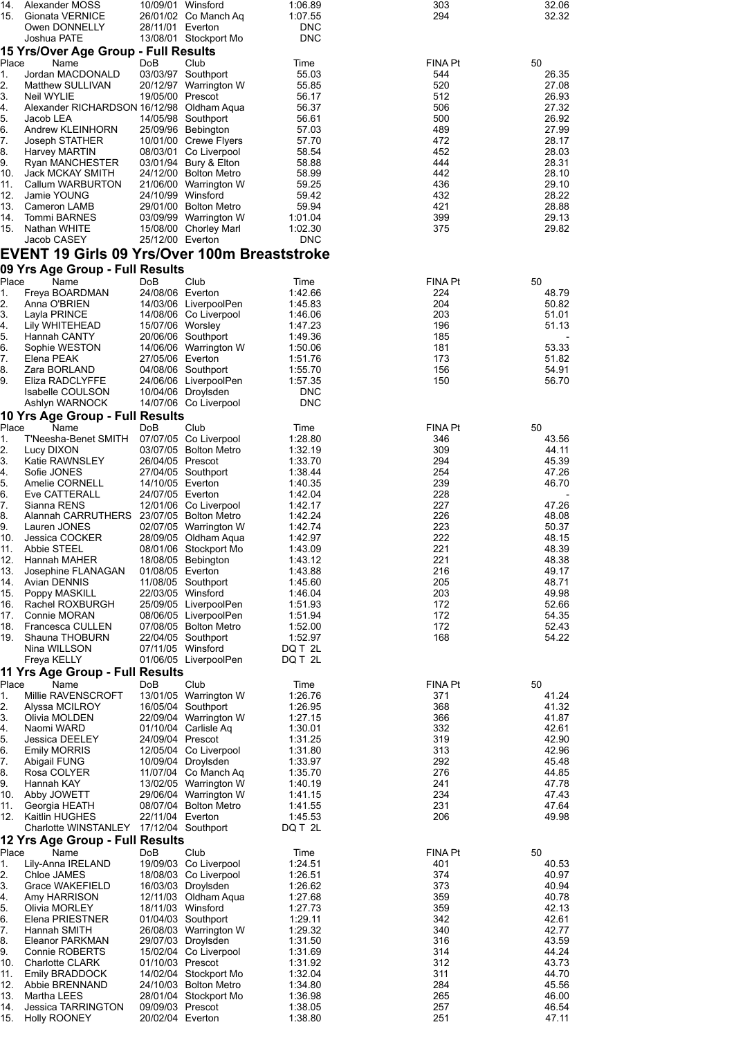| Place | Name | DoB | Club | Time | FINA Pt | 50 |
|---|---|---|---|---|---|---|
| 14. | Alexander MOSS | 10/09/01 | Winsford | 1:06.89 | 303 | 32.06 |
| 15. | Gionata VERNICE | 26/01/02 | Co Manch Aq | 1:07.55 | 294 | 32.32 |
| | Owen DONNELLY | 28/11/01 | Everton | DNC | | |
| | Joshua PATE | 13/08/01 | Stockport Mo | DNC | | |

### 15 Yrs/Over Age Group - Full Results

| Place | Name | DoB | Club | Time | FINA Pt | 50 |
|---|---|---|---|---|---|---|
| 1. | Jordan MACDONALD | 03/03/97 | Southport | 55.03 | 544 | 26.35 |
| 2. | Matthew SULLIVAN | 20/12/97 | Warrington W | 55.85 | 520 | 27.08 |
| 3. | Neil WYLIE | 19/05/00 | Prescot | 56.17 | 512 | 26.93 |
| 4. | Alexander RICHARDSON | 16/12/98 | Oldham Aqua | 56.37 | 506 | 27.32 |
| 5. | Jacob LEA | 14/05/98 | Southport | 56.61 | 500 | 26.92 |
| 6. | Andrew KLEINHORN | 25/09/96 | Bebington | 57.03 | 489 | 27.99 |
| 7. | Joseph STATHER | 10/01/00 | Crewe Flyers | 57.70 | 472 | 28.17 |
| 8. | Harvey MARTIN | 08/03/01 | Co Liverpool | 58.54 | 452 | 28.03 |
| 9. | Ryan MANCHESTER | 03/01/94 | Bury & Elton | 58.88 | 444 | 28.31 |
| 10. | Jack MCKAY SMITH | 24/12/00 | Bolton Metro | 58.99 | 442 | 28.10 |
| 11. | Callum WARBURTON | 21/06/00 | Warrington W | 59.25 | 436 | 29.10 |
| 12. | Jamie YOUNG | 24/10/99 | Winsford | 59.42 | 432 | 28.22 |
| 13. | Cameron LAMB | 29/01/00 | Bolton Metro | 59.94 | 421 | 28.88 |
| 14. | Tommi BARNES | 03/09/99 | Warrington W | 1:01.04 | 399 | 29.13 |
| 15. | Nathan WHITE | 15/08/00 | Chorley Marl | 1:02.30 | 375 | 29.82 |
| | Jacob CASEY | 25/12/00 | Everton | DNC | | |

## EVENT 19 Girls 09 Yrs/Over 100m Breaststroke

### 09 Yrs Age Group - Full Results

| Place | Name | DoB | Club | Time | FINA Pt | 50 |
|---|---|---|---|---|---|---|
| 1. | Freya BOARDMAN | 24/08/06 | Everton | 1:42.66 | 224 | 48.79 |
| 2. | Anna O'BRIEN | 14/03/06 | LiverpoolPen | 1:45.83 | 204 | 50.82 |
| 3. | Layla PRINCE | 14/08/06 | Co Liverpool | 1:46.06 | 203 | 51.01 |
| 4. | Lily WHITEHEAD | 15/07/06 | Worsley | 1:47.23 | 196 | 51.13 |
| 5. | Hannah CANTY | 20/06/06 | Southport | 1:49.36 | 185 | - |
| 6. | Sophie WESTON | 14/06/06 | Warrington W | 1:50.06 | 181 | 53.33 |
| 7. | Elena PEAK | 27/05/06 | Everton | 1:51.76 | 173 | 51.82 |
| 8. | Zara BORLAND | 04/08/06 | Southport | 1:55.70 | 156 | 54.91 |
| 9. | Eliza RADCLYFFE | 24/06/06 | LiverpoolPen | 1:57.35 | 150 | 56.70 |
| | Isabelle COULSON | 10/04/06 | Droylsden | DNC | | |
| | Ashlyn WARNOCK | 14/07/06 | Co Liverpool | DNC | | |

### 10 Yrs Age Group - Full Results

| Place | Name | DoB | Club | Time | FINA Pt | 50 |
|---|---|---|---|---|---|---|
| 1. | T'Neesha-Benet SMITH | 07/07/05 | Co Liverpool | 1:28.80 | 346 | 43.56 |
| 2. | Lucy DIXON | 03/07/05 | Bolton Metro | 1:32.19 | 309 | 44.11 |
| 3. | Katie RAWNSLEY | 26/04/05 | Prescot | 1:33.70 | 294 | 45.39 |
| 4. | Sofie JONES | 27/04/05 | Southport | 1:38.44 | 254 | 47.26 |
| 5. | Amelie CORNELL | 14/10/05 | Everton | 1:40.35 | 239 | 46.70 |
| 6. | Eve CATTERALL | 24/07/05 | Everton | 1:42.04 | 228 | - |
| 7. | Sianna RENS | 12/01/06 | Co Liverpool | 1:42.17 | 227 | 47.26 |
| 8. | Alannah CARRUTHERS | 23/07/05 | Bolton Metro | 1:42.24 | 226 | 48.08 |
| 9. | Lauren JONES | 02/07/05 | Warrington W | 1:42.74 | 223 | 50.37 |
| 10. | Jessica COCKER | 28/09/05 | Oldham Aqua | 1:42.97 | 222 | 48.15 |
| 11. | Abbie STEEL | 08/01/06 | Stockport Mo | 1:43.09 | 221 | 48.39 |
| 12. | Hannah MAHER | 18/08/05 | Bebington | 1:43.12 | 221 | 48.38 |
| 13. | Josephine FLANAGAN | 01/08/05 | Everton | 1:43.88 | 216 | 49.17 |
| 14. | Avian DENNIS | 11/08/05 | Southport | 1:45.60 | 205 | 48.71 |
| 15. | Poppy MASKILL | 22/03/05 | Winsford | 1:46.04 | 203 | 49.98 |
| 16. | Rachel ROXBURGH | 25/09/05 | LiverpoolPen | 1:51.93 | 172 | 52.66 |
| 17. | Connie MORAN | 08/06/05 | LiverpoolPen | 1:51.94 | 172 | 54.35 |
| 18. | Francesca CULLEN | 07/08/05 | Bolton Metro | 1:52.00 | 172 | 52.43 |
| 19. | Shauna THOBURN | 22/04/05 | Southport | 1:52.97 | 168 | 54.22 |
| | Nina WILLSON | 07/11/05 | Winsford | DQ T 2L | | |
| | Freya KELLY | 01/06/05 | LiverpoolPen | DQ T 2L | | |

### 11 Yrs Age Group - Full Results

| Place | Name | DoB | Club | Time | FINA Pt | 50 |
|---|---|---|---|---|---|---|
| 1. | Millie RAVENSCROFT | 13/01/05 | Warrington W | 1:26.76 | 371 | 41.24 |
| 2. | Alyssa MCILROY | 16/05/04 | Southport | 1:26.95 | 368 | 41.32 |
| 3. | Olivia MOLDEN | 22/09/04 | Warrington W | 1:27.15 | 366 | 41.87 |
| 4. | Naomi WARD | 01/10/04 | Carlisle Aq | 1:30.01 | 332 | 42.61 |
| 5. | Jessica DEELEY | 24/09/04 | Prescot | 1:31.25 | 319 | 42.90 |
| 6. | Emily MORRIS | 12/05/04 | Co Liverpool | 1:31.80 | 313 | 42.96 |
| 7. | Abigail FUNG | 10/09/04 | Droylsden | 1:33.97 | 292 | 45.48 |
| 8. | Rosa COLYER | 11/07/04 | Co Manch Aq | 1:35.70 | 276 | 44.85 |
| 9. | Hannah KAY | 13/02/05 | Warrington W | 1:40.19 | 241 | 47.78 |
| 10. | Abby JOWETT | 29/06/04 | Warrington W | 1:41.15 | 234 | 47.43 |
| 11. | Georgia HEATH | 08/07/04 | Bolton Metro | 1:41.55 | 231 | 47.64 |
| 12. | Kaitlin HUGHES | 22/11/04 | Everton | 1:45.53 | 206 | 49.98 |
| | Charlotte WINSTANLEY | 17/12/04 | Southport | DQ T 2L | | |

### 12 Yrs Age Group - Full Results

| Place | Name | DoB | Club | Time | FINA Pt | 50 |
|---|---|---|---|---|---|---|
| 1. | Lily-Anna IRELAND | 19/09/03 | Co Liverpool | 1:24.51 | 401 | 40.53 |
| 2. | Chloe JAMES | 18/08/03 | Co Liverpool | 1:26.51 | 374 | 40.97 |
| 3. | Grace WAKEFIELD | 16/03/03 | Droylsden | 1:26.62 | 373 | 40.94 |
| 4. | Amy HARRISON | 12/11/03 | Oldham Aqua | 1:27.68 | 359 | 40.78 |
| 5. | Olivia MORLEY | 18/11/03 | Winsford | 1:27.73 | 359 | 42.13 |
| 6. | Elena PRIESTNER | 01/04/03 | Southport | 1:29.11 | 342 | 42.61 |
| 7. | Hannah SMITH | 26/08/03 | Warrington W | 1:29.32 | 340 | 42.77 |
| 8. | Eleanor PARKMAN | 29/07/03 | Droylsden | 1:31.50 | 316 | 43.59 |
| 9. | Connie ROBERTS | 15/02/04 | Co Liverpool | 1:31.69 | 314 | 44.24 |
| 10. | Charlotte CLARK | 01/10/03 | Prescot | 1:31.92 | 312 | 43.73 |
| 11. | Emily BRADDOCK | 14/02/04 | Stockport Mo | 1:32.04 | 311 | 44.70 |
| 12. | Abbie BRENNAND | 24/10/03 | Bolton Metro | 1:34.80 | 284 | 45.56 |
| 13. | Martha LEES | 28/01/04 | Stockport Mo | 1:36.98 | 265 | 46.00 |
| 14. | Jessica TARRINGTON | 09/09/03 | Prescot | 1:38.05 | 257 | 46.54 |
| 15. | Holly ROONEY | 20/02/04 | Everton | 1:38.80 | 251 | 47.11 |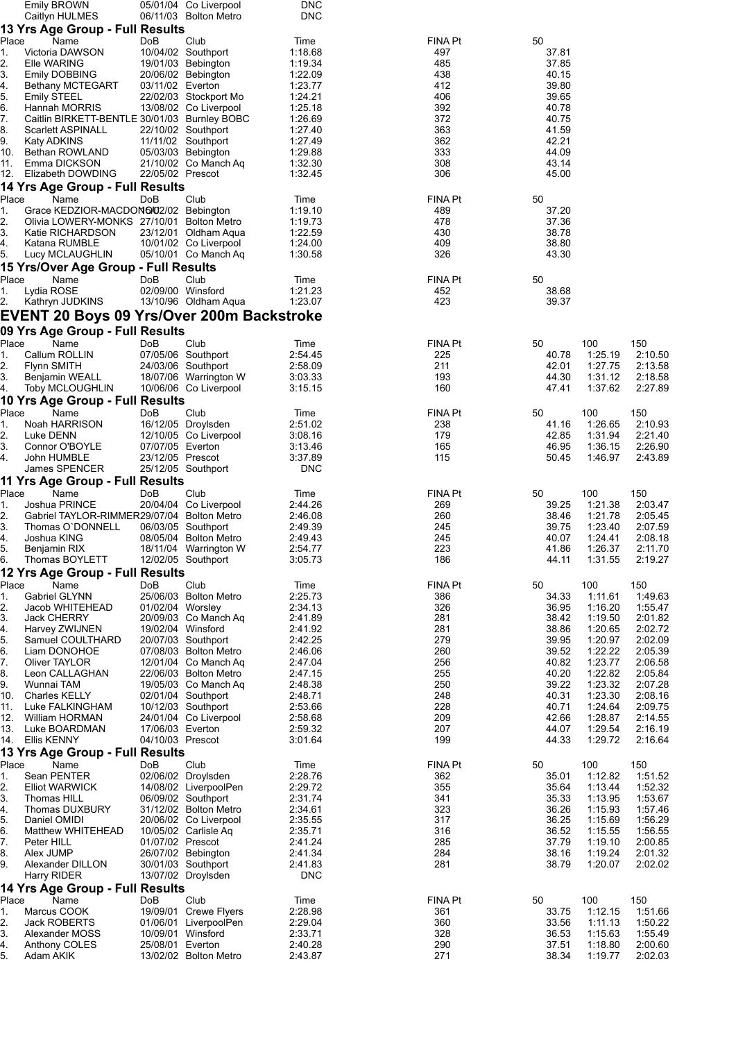| Place | Name | DoB | Club | Time | FINA Pt | 50 |
|---|---|---|---|---|---|---|
| | Emily BROWN | 05/01/04 | Co Liverpool | DNC | | |
| | Caitlyn HULMES | 06/11/03 | Bolton Metro | DNC | | |

### 13 Yrs Age Group - Full Results

| Place | Name | DoB | Club | Time | FINA Pt | 50 |
|---|---|---|---|---|---|---|
| 1. | Victoria DAWSON | 10/04/02 | Southport | 1:18.68 | 497 | 37.81 |
| 2. | Elle WARING | 19/01/03 | Bebington | 1:19.34 | 485 | 37.85 |
| 3. | Emily DOBBING | 20/06/02 | Bebington | 1:22.09 | 438 | 40.15 |
| 4. | Bethany MCTEGART | 03/11/02 | Everton | 1:23.77 | 412 | 39.80 |
| 5. | Emily STEEL | 22/02/03 | Stockport Mo | 1:24.21 | 406 | 39.65 |
| 6. | Hannah MORRIS | 13/08/02 | Co Liverpool | 1:25.18 | 392 | 40.78 |
| 7. | Caitlin BIRKETT-BENTLE | 30/01/03 | Burnley BOBC | 1:26.69 | 372 | 40.75 |
| 8. | Scarlett ASPINALL | 22/10/02 | Southport | 1:27.40 | 363 | 41.59 |
| 9. | Katy ADKINS | 11/11/02 | Southport | 1:27.49 | 362 | 42.21 |
| 10. | Bethan ROWLAND | 05/03/03 | Bebington | 1:29.88 | 333 | 44.09 |
| 11. | Emma DICKSON | 21/10/02 | Co Manch Aq | 1:32.30 | 308 | 43.14 |
| 12. | Elizabeth DOWDING | 22/05/02 | Prescot | 1:32.45 | 306 | 45.00 |

### 14 Yrs Age Group - Full Results

| Place | Name | DoB | Club | Time | FINA Pt | 50 |
|---|---|---|---|---|---|---|
| 1. | Grace KEDZIOR-MACDON | 16/02/02 | Bebington | 1:19.10 | 489 | 37.20 |
| 2. | Olivia LOWERY-MONKS | 27/10/01 | Bolton Metro | 1:19.73 | 478 | 37.36 |
| 3. | Katie RICHARDSON | 23/12/01 | Oldham Aqua | 1:22.59 | 430 | 38.78 |
| 4. | Katana RUMBLE | 10/01/02 | Co Liverpool | 1:24.00 | 409 | 38.80 |
| 5. | Lucy MCLAUGHLIN | 05/10/01 | Co Manch Aq | 1:30.58 | 326 | 43.30 |

### 15 Yrs/Over Age Group - Full Results

| Place | Name | DoB | Club | Time | FINA Pt | 50 |
|---|---|---|---|---|---|---|
| 1. | Lydia ROSE | 02/09/00 | Winsford | 1:21.23 | 452 | 38.68 |
| 2. | Kathryn JUDKINS | 13/10/96 | Oldham Aqua | 1:23.07 | 423 | 39.37 |

## EVENT 20 Boys 09 Yrs/Over 200m Backstroke

### 09 Yrs Age Group - Full Results

| Place | Name | DoB | Club | Time | FINA Pt | 50 | 100 | 150 |
|---|---|---|---|---|---|---|---|---|
| 1. | Callum ROLLIN | 07/05/06 | Southport | 2:54.45 | 225 | 40.78 | 1:25.19 | 2:10.50 |
| 2. | Flynn SMITH | 24/03/06 | Southport | 2:58.09 | 211 | 42.01 | 1:27.75 | 2:13.58 |
| 3. | Benjamin WEALL | 18/07/06 | Warrington W | 3:03.33 | 193 | 44.30 | 1:31.12 | 2:18.58 |
| 4. | Toby MCLOUGHLIN | 10/06/06 | Co Liverpool | 3:15.15 | 160 | 47.41 | 1:37.62 | 2:27.89 |

### 10 Yrs Age Group - Full Results

| Place | Name | DoB | Club | Time | FINA Pt | 50 | 100 | 150 |
|---|---|---|---|---|---|---|---|---|
| 1. | Noah HARRISON | 16/12/05 | Droylsden | 2:51.02 | 238 | 41.16 | 1:26.65 | 2:10.93 |
| 2. | Luke DENN | 12/10/05 | Co Liverpool | 3:08.16 | 179 | 42.85 | 1:31.94 | 2:21.40 |
| 3. | Connor O'BOYLE | 07/07/05 | Everton | 3:13.46 | 165 | 46.95 | 1:36.15 | 2:26.90 |
| 4. | John HUMBLE | 23/12/05 | Prescot | 3:37.89 | 115 | 50.45 | 1:46.97 | 2:43.89 |
| | James SPENCER | 25/12/05 | Southport | DNC | | | | |

### 11 Yrs Age Group - Full Results

| Place | Name | DoB | Club | Time | FINA Pt | 50 | 100 | 150 |
|---|---|---|---|---|---|---|---|---|
| 1. | Joshua PRINCE | 20/04/04 | Co Liverpool | 2:44.26 | 269 | 39.25 | 1:21.38 | 2:03.47 |
| 2. | Gabriel TAYLOR-RIMMER | 29/07/04 | Bolton Metro | 2:46.08 | 260 | 38.46 | 1:21.78 | 2:05.45 |
| 3. | Thomas O`DONNELL | 06/03/05 | Southport | 2:49.39 | 245 | 39.75 | 1:23.40 | 2:07.59 |
| 4. | Joshua KING | 08/05/04 | Bolton Metro | 2:49.43 | 245 | 40.07 | 1:24.41 | 2:08.18 |
| 5. | Benjamin RIX | 18/11/04 | Warrington W | 2:54.77 | 223 | 41.86 | 1:26.37 | 2:11.70 |
| 6. | Thomas BOYLETT | 12/02/05 | Southport | 3:05.73 | 186 | 44.11 | 1:31.55 | 2:19.27 |

### 12 Yrs Age Group - Full Results

| Place | Name | DoB | Club | Time | FINA Pt | 50 | 100 | 150 |
|---|---|---|---|---|---|---|---|---|
| 1. | Gabriel GLYNN | 25/06/03 | Bolton Metro | 2:25.73 | 386 | 34.33 | 1:11.61 | 1:49.63 |
| 2. | Jacob WHITEHEAD | 01/02/04 | Worsley | 2:34.13 | 326 | 36.95 | 1:16.20 | 1:55.47 |
| 3. | Jack CHERRY | 20/09/03 | Co Manch Aq | 2:41.89 | 281 | 38.42 | 1:19.50 | 2:01.82 |
| 4. | Harvey ZWIJNEN | 19/02/04 | Winsford | 2:41.92 | 281 | 38.86 | 1:20.65 | 2:02.72 |
| 5. | Samuel COULTHARD | 20/07/03 | Southport | 2:42.25 | 279 | 39.95 | 1:20.97 | 2:02.09 |
| 6. | Liam DONOHOE | 07/08/03 | Bolton Metro | 2:46.06 | 260 | 39.52 | 1:22.22 | 2:05.39 |
| 7. | Oliver TAYLOR | 12/01/04 | Co Manch Aq | 2:47.04 | 256 | 40.82 | 1:23.77 | 2:06.58 |
| 8. | Leon CALLAGHAN | 22/06/03 | Bolton Metro | 2:47.15 | 255 | 40.20 | 1:22.82 | 2:05.84 |
| 9. | Wunnai TAM | 19/05/03 | Co Manch Aq | 2:48.38 | 250 | 39.22 | 1:23.32 | 2:07.28 |
| 10. | Charles KELLY | 02/01/04 | Southport | 2:48.71 | 248 | 40.31 | 1:23.30 | 2:08.16 |
| 11. | Luke FALKINGHAM | 10/12/03 | Southport | 2:53.66 | 228 | 40.71 | 1:24.64 | 2:09.75 |
| 12. | William HORMAN | 24/01/04 | Co Liverpool | 2:58.68 | 209 | 42.66 | 1:28.87 | 2:14.55 |
| 13. | Luke BOARDMAN | 17/06/03 | Everton | 2:59.32 | 207 | 44.07 | 1:29.54 | 2:16.19 |
| 14. | Ellis KENNY | 04/10/03 | Prescot | 3:01.64 | 199 | 44.33 | 1:29.72 | 2:16.64 |

### 13 Yrs Age Group - Full Results

| Place | Name | DoB | Club | Time | FINA Pt | 50 | 100 | 150 |
|---|---|---|---|---|---|---|---|---|
| 1. | Sean PENTER | 02/06/02 | Droylsden | 2:28.76 | 362 | 35.01 | 1:12.82 | 1:51.52 |
| 2. | Elliot WARWICK | 14/08/02 | LiverpoolPen | 2:29.72 | 355 | 35.64 | 1:13.44 | 1:52.32 |
| 3. | Thomas HILL | 06/09/02 | Southport | 2:31.74 | 341 | 35.33 | 1:13.95 | 1:53.67 |
| 4. | Thomas DUXBURY | 31/12/02 | Bolton Metro | 2:34.61 | 323 | 36.26 | 1:15.93 | 1:57.46 |
| 5. | Daniel OMIDI | 20/06/02 | Co Liverpool | 2:35.55 | 317 | 36.25 | 1:15.69 | 1:56.29 |
| 6. | Matthew WHITEHEAD | 10/05/02 | Carlisle Aq | 2:35.71 | 316 | 36.52 | 1:15.55 | 1:56.55 |
| 7. | Peter HILL | 01/07/02 | Prescot | 2:41.24 | 285 | 37.79 | 1:19.10 | 2:00.85 |
| 8. | Alex JUMP | 26/07/02 | Bebington | 2:41.34 | 284 | 38.16 | 1:19.24 | 2:01.32 |
| 9. | Alexander DILLON | 30/01/03 | Southport | 2:41.83 | 281 | 38.79 | 1:20.07 | 2:02.02 |
| | Harry RIDER | 13/07/02 | Droylsden | DNC | | | | |

### 14 Yrs Age Group - Full Results

| Place | Name | DoB | Club | Time | FINA Pt | 50 | 100 | 150 |
|---|---|---|---|---|---|---|---|---|
| 1. | Marcus COOK | 19/09/01 | Crewe Flyers | 2:28.98 | 361 | 33.75 | 1:12.15 | 1:51.66 |
| 2. | Jack ROBERTS | 01/06/01 | LiverpoolPen | 2:29.04 | 360 | 33.56 | 1:11.13 | 1:50.22 |
| 3. | Alexander MOSS | 10/09/01 | Winsford | 2:33.71 | 328 | 36.53 | 1:15.63 | 1:55.49 |
| 4. | Anthony COLES | 25/08/01 | Everton | 2:40.28 | 290 | 37.51 | 1:18.80 | 2:00.60 |
| 5. | Adam AKIK | 13/02/02 | Bolton Metro | 2:43.87 | 271 | 38.34 | 1:19.77 | 2:02.03 |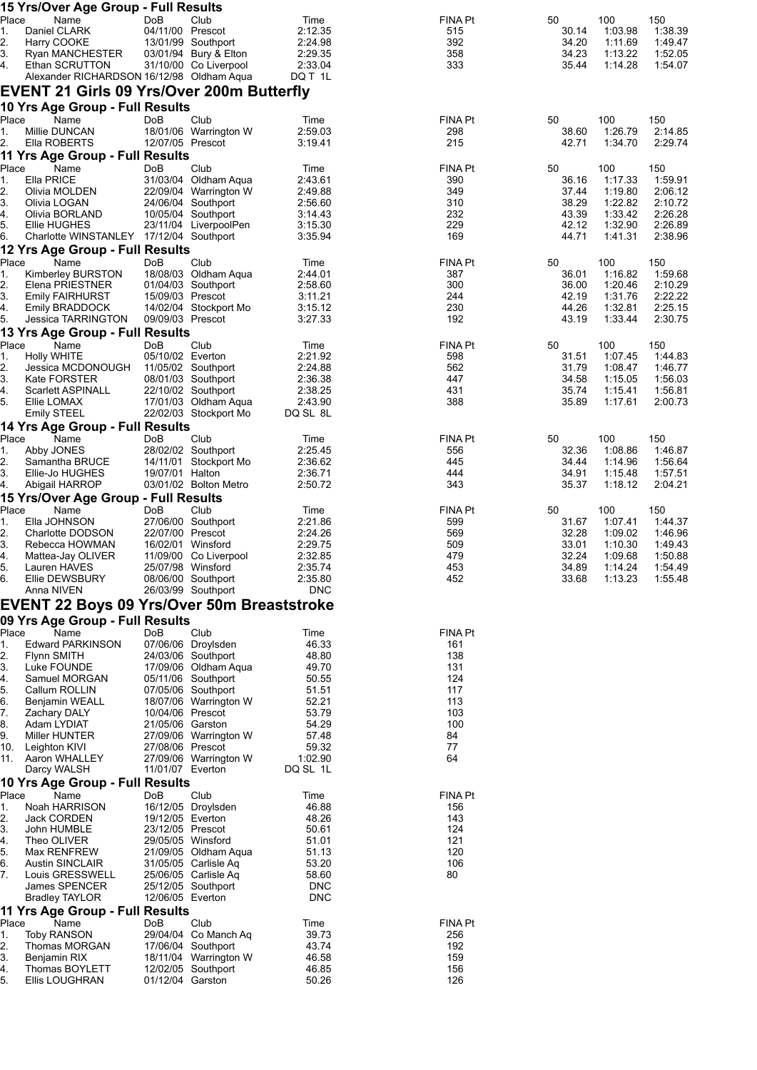### 15 Yrs/Over Age Group - Full Results

| Place | Name | DoB | Club | Time | FINA Pt | 50 | 100 | 150 |
|---|---|---|---|---|---|---|---|---|
| 1. | Daniel CLARK | 04/11/00 | Prescot | 2:12.35 | 515 | 30.14 | 1:03.98 | 1:38.39 |
| 2. | Harry COOKE | 13/01/99 | Southport | 2:24.98 | 392 | 34.20 | 1:11.69 | 1:49.47 |
| 3. | Ryan MANCHESTER | 03/01/94 | Bury & Elton | 2:29.35 | 358 | 34.23 | 1:13.22 | 1:52.05 |
| 4. | Ethan SCRUTTON | 31/10/00 | Co Liverpool | 2:33.04 | 333 | 35.44 | 1:14.28 | 1:54.07 |
| | Alexander RICHARDSON | 16/12/98 | Oldham Aqua | DQ T 1L | | | | |

## EVENT 21 Girls 09 Yrs/Over 200m Butterfly

### 10 Yrs Age Group - Full Results

| Place | Name | DoB | Club | Time | FINA Pt | 50 | 100 | 150 |
|---|---|---|---|---|---|---|---|---|
| 1. | Millie DUNCAN | 18/01/06 | Warrington W | 2:59.03 | 298 | 38.60 | 1:26.79 | 2:14.85 |
| 2. | Ella ROBERTS | 12/07/05 | Prescot | 3:19.41 | 215 | 42.71 | 1:34.70 | 2:29.74 |

### 11 Yrs Age Group - Full Results

| Place | Name | DoB | Club | Time | FINA Pt | 50 | 100 | 150 |
|---|---|---|---|---|---|---|---|---|
| 1. | Ella PRICE | 31/03/04 | Oldham Aqua | 2:43.61 | 390 | 36.16 | 1:17.33 | 1:59.91 |
| 2. | Olivia MOLDEN | 22/09/04 | Warrington W | 2:49.88 | 349 | 37.44 | 1:19.80 | 2:06.12 |
| 3. | Olivia LOGAN | 24/06/04 | Southport | 2:56.60 | 310 | 38.29 | 1:22.82 | 2:10.72 |
| 4. | Olivia BORLAND | 10/05/04 | Southport | 3:14.43 | 232 | 43.39 | 1:33.42 | 2:26.28 |
| 5. | Ellie HUGHES | 23/11/04 | LiverpoolPen | 3:15.30 | 229 | 42.12 | 1:32.90 | 2:26.89 |
| 6. | Charlotte WINSTANLEY | 17/12/04 | Southport | 3:35.94 | 169 | 44.71 | 1:41.31 | 2:38.96 |

### 12 Yrs Age Group - Full Results

| Place | Name | DoB | Club | Time | FINA Pt | 50 | 100 | 150 |
|---|---|---|---|---|---|---|---|---|
| 1. | Kimberley BURSTON | 18/08/03 | Oldham Aqua | 2:44.01 | 387 | 36.01 | 1:16.82 | 1:59.68 |
| 2. | Elena PRIESTNER | 01/04/03 | Southport | 2:58.60 | 300 | 36.00 | 1:20.46 | 2:10.29 |
| 3. | Emily FAIRHURST | 15/09/03 | Prescot | 3:11.21 | 244 | 42.19 | 1:31.76 | 2:22.22 |
| 4. | Emily BRADDOCK | 14/02/04 | Stockport Mo | 3:15.12 | 230 | 44.26 | 1:32.81 | 2:25.15 |
| 5. | Jessica TARRINGTON | 09/09/03 | Prescot | 3:27.33 | 192 | 43.19 | 1:33.44 | 2:30.75 |

### 13 Yrs Age Group - Full Results

| Place | Name | DoB | Club | Time | FINA Pt | 50 | 100 | 150 |
|---|---|---|---|---|---|---|---|---|
| 1. | Holly WHITE | 05/10/02 | Everton | 2:21.92 | 598 | 31.51 | 1:07.45 | 1:44.83 |
| 2. | Jessica MCDONOUGH | 11/05/02 | Southport | 2:24.88 | 562 | 31.79 | 1:08.47 | 1:46.77 |
| 3. | Kate FORSTER | 08/01/03 | Southport | 2:36.38 | 447 | 34.58 | 1:15.05 | 1:56.03 |
| 4. | Scarlett ASPINALL | 22/10/02 | Southport | 2:38.25 | 431 | 35.74 | 1:15.41 | 1:56.81 |
| 5. | Ellie LOMAX | 17/01/03 | Oldham Aqua | 2:43.90 | 388 | 35.89 | 1:17.61 | 2:00.73 |
| | Emily STEEL | 22/02/03 | Stockport Mo | DQ SL 8L | | | | |

### 14 Yrs Age Group - Full Results

| Place | Name | DoB | Club | Time | FINA Pt | 50 | 100 | 150 |
|---|---|---|---|---|---|---|---|---|
| 1. | Abby JONES | 28/02/02 | Southport | 2:25.45 | 556 | 32.36 | 1:08.86 | 1:46.87 |
| 2. | Samantha BRUCE | 14/11/01 | Stockport Mo | 2:36.62 | 445 | 34.44 | 1:14.96 | 1:56.64 |
| 3. | Ellie-Jo HUGHES | 19/07/01 | Halton | 2:36.71 | 444 | 34.91 | 1:15.48 | 1:57.51 |
| 4. | Abigail HARROP | 03/01/02 | Bolton Metro | 2:50.72 | 343 | 35.37 | 1:18.12 | 2:04.21 |

### 15 Yrs/Over Age Group - Full Results

| Place | Name | DoB | Club | Time | FINA Pt | 50 | 100 | 150 |
|---|---|---|---|---|---|---|---|---|
| 1. | Ella JOHNSON | 27/06/00 | Southport | 2:21.86 | 599 | 31.67 | 1:07.41 | 1:44.37 |
| 2. | Charlotte DODSON | 22/07/00 | Prescot | 2:24.26 | 569 | 32.28 | 1:09.02 | 1:46.96 |
| 3. | Rebecca HOWMAN | 16/02/01 | Winsford | 2:29.75 | 509 | 33.01 | 1:10.30 | 1:49.43 |
| 4. | Mattea-Jay OLIVER | 11/09/00 | Co Liverpool | 2:32.85 | 479 | 32.24 | 1:09.68 | 1:50.88 |
| 5. | Lauren HAVES | 25/07/98 | Winsford | 2:35.74 | 453 | 34.89 | 1:14.24 | 1:54.49 |
| 6. | Ellie DEWSBURY | 08/06/00 | Southport | 2:35.80 | 452 | 33.68 | 1:13.23 | 1:55.48 |
| | Anna NIVEN | 26/03/99 | Southport | DNC | | | | |

## EVENT 22 Boys 09 Yrs/Over 50m Breaststroke

### 09 Yrs Age Group - Full Results

| Place | Name | DoB | Club | Time | FINA Pt |
|---|---|---|---|---|---|
| 1. | Edward PARKINSON | 07/06/06 | Droylsden | 46.33 | 161 |
| 2. | Flynn SMITH | 24/03/06 | Southport | 48.80 | 138 |
| 3. | Luke FOUNDE | 17/09/06 | Oldham Aqua | 49.70 | 131 |
| 4. | Samuel MORGAN | 05/11/06 | Southport | 50.55 | 124 |
| 5. | Callum ROLLIN | 07/05/06 | Southport | 51.51 | 117 |
| 6. | Benjamin WEALL | 18/07/06 | Warrington W | 52.21 | 113 |
| 7. | Zachary DALY | 10/04/06 | Prescot | 53.79 | 103 |
| 8. | Adam LYDIAT | 21/05/06 | Garston | 54.29 | 100 |
| 9. | Miller HUNTER | 27/09/06 | Warrington W | 57.48 | 84 |
| 10. | Leighton KIVI | 27/08/06 | Prescot | 59.32 | 77 |
| 11. | Aaron WHALLEY | 27/09/06 | Warrington W | 1:02.90 | 64 |
| | Darcy WALSH | 11/01/07 | Everton | DQ SL 1L | |

### 10 Yrs Age Group - Full Results

| Place | Name | DoB | Club | Time | FINA Pt |
|---|---|---|---|---|---|
| 1. | Noah HARRISON | 16/12/05 | Droylsden | 46.88 | 156 |
| 2. | Jack CORDEN | 19/12/05 | Everton | 48.26 | 143 |
| 3. | John HUMBLE | 23/12/05 | Prescot | 50.61 | 124 |
| 4. | Theo OLIVER | 29/05/05 | Winsford | 51.01 | 121 |
| 5. | Max RENFREW | 21/09/05 | Oldham Aqua | 51.13 | 120 |
| 6. | Austin SINCLAIR | 31/05/05 | Carlisle Aq | 53.20 | 106 |
| 7. | Louis GRESSWELL | 25/06/05 | Carlisle Aq | 58.60 | 80 |
| | James SPENCER | 25/12/05 | Southport | DNC | |
| | Bradley TAYLOR | 12/06/05 | Everton | DNC | |

### 11 Yrs Age Group - Full Results

| Place | Name | DoB | Club | Time | FINA Pt |
|---|---|---|---|---|---|
| 1. | Toby RANSON | 29/04/04 | Co Manch Aq | 39.73 | 256 |
| 2. | Thomas MORGAN | 17/06/04 | Southport | 43.74 | 192 |
| 3. | Benjamin RIX | 18/11/04 | Warrington W | 46.58 | 159 |
| 4. | Thomas BOYLETT | 12/02/05 | Southport | 46.85 | 156 |
| 5. | Ellis LOUGHRAN | 01/12/04 | Garston | 50.26 | 126 |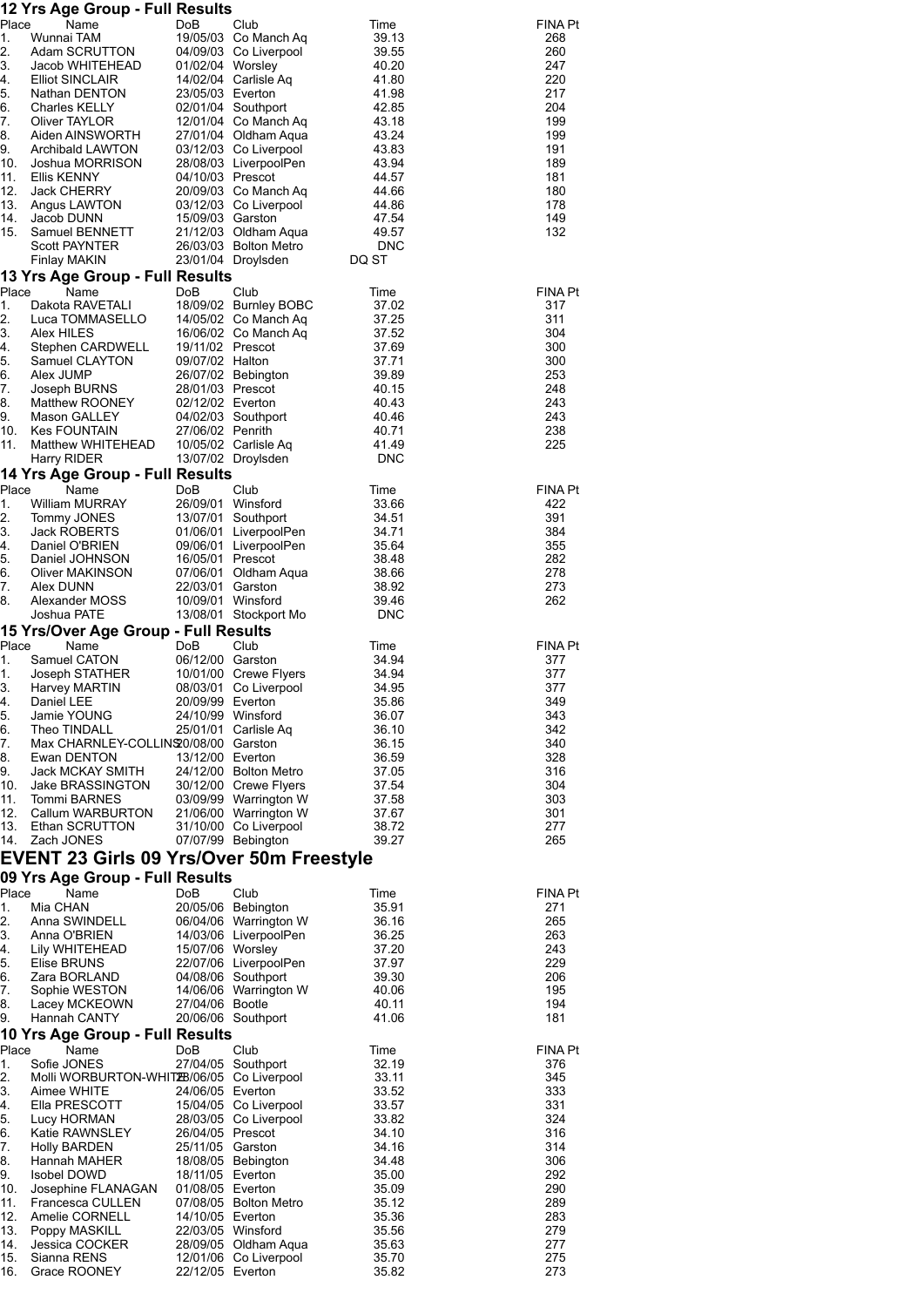### 12 Yrs Age Group - Full Results

| Place | Name | DoB | Club | Time | FINA Pt |
|---|---|---|---|---|---|
| 1. | Wunnai TAM | 19/05/03 | Co Manch Aq | 39.13 | 268 |
| 2. | Adam SCRUTTON | 04/09/03 | Co Liverpool | 39.55 | 260 |
| 3. | Jacob WHITEHEAD | 01/02/04 | Worsley | 40.20 | 247 |
| 4. | Elliot SINCLAIR | 14/02/04 | Carlisle Aq | 41.80 | 220 |
| 5. | Nathan DENTON | 23/05/03 | Everton | 41.98 | 217 |
| 6. | Charles KELLY | 02/01/04 | Southport | 42.85 | 204 |
| 7. | Oliver TAYLOR | 12/01/04 | Co Manch Aq | 43.18 | 199 |
| 8. | Aiden AINSWORTH | 27/01/04 | Oldham Aqua | 43.24 | 199 |
| 9. | Archibald LAWTON | 03/12/03 | Co Liverpool | 43.83 | 191 |
| 10. | Joshua MORRISON | 28/08/03 | LiverpoolPen | 43.94 | 189 |
| 11. | Ellis KENNY | 04/10/03 | Prescot | 44.57 | 181 |
| 12. | Jack CHERRY | 20/09/03 | Co Manch Aq | 44.66 | 180 |
| 13. | Angus LAWTON | 03/12/03 | Co Liverpool | 44.86 | 178 |
| 14. | Jacob DUNN | 15/09/03 | Garston | 47.54 | 149 |
| 15. | Samuel BENNETT | 21/12/03 | Oldham Aqua | 49.57 | 132 |
| | Scott PAYNTER | 26/03/03 | Bolton Metro | DNC | |
| | Finlay MAKIN | 23/01/04 | Droylsden | DQ ST | |

### 13 Yrs Age Group - Full Results

| Place | Name | DoB | Club | Time | FINA Pt |
|---|---|---|---|---|---|
| 1. | Dakota RAVETALI | 18/09/02 | Burnley BOBC | 37.02 | 317 |
| 2. | Luca TOMMASELLO | 14/05/02 | Co Manch Aq | 37.25 | 311 |
| 3. | Alex HILES | 16/06/02 | Co Manch Aq | 37.52 | 304 |
| 4. | Stephen CARDWELL | 19/11/02 | Prescot | 37.69 | 300 |
| 5. | Samuel CLAYTON | 09/07/02 | Halton | 37.71 | 300 |
| 6. | Alex JUMP | 26/07/02 | Bebington | 39.89 | 253 |
| 7. | Joseph BURNS | 28/01/03 | Prescot | 40.15 | 248 |
| 8. | Matthew ROONEY | 02/12/02 | Everton | 40.43 | 243 |
| 9. | Mason GALLEY | 04/02/03 | Southport | 40.46 | 243 |
| 10. | Kes FOUNTAIN | 27/06/02 | Penrith | 40.71 | 238 |
| 11. | Matthew WHITEHEAD | 10/05/02 | Carlisle Aq | 41.49 | 225 |
| | Harry RIDER | 13/07/02 | Droylsden | DNC | |

### 14 Yrs Age Group - Full Results

| Place | Name | DoB | Club | Time | FINA Pt |
|---|---|---|---|---|---|
| 1. | William MURRAY | 26/09/01 | Winsford | 33.66 | 422 |
| 2. | Tommy JONES | 13/07/01 | Southport | 34.51 | 391 |
| 3. | Jack ROBERTS | 01/06/01 | LiverpoolPen | 34.71 | 384 |
| 4. | Daniel O'BRIEN | 09/06/01 | LiverpoolPen | 35.64 | 355 |
| 5. | Daniel JOHNSON | 16/05/01 | Prescot | 38.48 | 282 |
| 6. | Oliver MAKINSON | 07/06/01 | Oldham Aqua | 38.66 | 278 |
| 7. | Alex DUNN | 22/03/01 | Garston | 38.92 | 273 |
| 8. | Alexander MOSS | 10/09/01 | Winsford | 39.46 | 262 |
| | Joshua PATE | 13/08/01 | Stockport Mo | DNC | |

### 15 Yrs/Over Age Group - Full Results

| Place | Name | DoB | Club | Time | FINA Pt |
|---|---|---|---|---|---|
| 1. | Samuel CATON | 06/12/00 | Garston | 34.94 | 377 |
| 1. | Joseph STATHER | 10/01/00 | Crewe Flyers | 34.94 | 377 |
| 3. | Harvey MARTIN | 08/03/01 | Co Liverpool | 34.95 | 377 |
| 4. | Daniel LEE | 20/09/99 | Everton | 35.86 | 349 |
| 5. | Jamie YOUNG | 24/10/99 | Winsford | 36.07 | 343 |
| 6. | Theo TINDALL | 25/01/01 | Carlisle Aq | 36.10 | 342 |
| 7. | Max CHARNLEY-COLLINS | 20/08/00 | Garston | 36.15 | 340 |
| 8. | Ewan DENTON | 13/12/00 | Everton | 36.59 | 328 |
| 9. | Jack MCKAY SMITH | 24/12/00 | Bolton Metro | 37.05 | 316 |
| 10. | Jake BRASSINGTON | 30/12/00 | Crewe Flyers | 37.54 | 304 |
| 11. | Tommi BARNES | 03/09/99 | Warrington W | 37.58 | 303 |
| 12. | Callum WARBURTON | 21/06/00 | Warrington W | 37.67 | 301 |
| 13. | Ethan SCRUTTON | 31/10/00 | Co Liverpool | 38.72 | 277 |
| 14. | Zach JONES | 07/07/99 | Bebington | 39.27 | 265 |

## EVENT 23 Girls 09 Yrs/Over 50m Freestyle

### 09 Yrs Age Group - Full Results

| Place | Name | DoB | Club | Time | FINA Pt |
|---|---|---|---|---|---|
| 1. | Mia CHAN | 20/05/06 | Bebington | 35.91 | 271 |
| 2. | Anna SWINDELL | 06/04/06 | Warrington W | 36.16 | 265 |
| 3. | Anna O'BRIEN | 14/03/06 | LiverpoolPen | 36.25 | 263 |
| 4. | Lily WHITEHEAD | 15/07/06 | Worsley | 37.20 | 243 |
| 5. | Elise BRUNS | 22/07/06 | LiverpoolPen | 37.97 | 229 |
| 6. | Zara BORLAND | 04/08/06 | Southport | 39.30 | 206 |
| 7. | Sophie WESTON | 14/06/06 | Warrington W | 40.06 | 195 |
| 8. | Lacey MCKEOWN | 27/04/06 | Bootle | 40.11 | 194 |
| 9. | Hannah CANTY | 20/06/06 | Southport | 41.06 | 181 |

### 10 Yrs Age Group - Full Results

| Place | Name | DoB | Club | Time | FINA Pt |
|---|---|---|---|---|---|
| 1. | Sofie JONES | 27/04/05 | Southport | 32.19 | 376 |
| 2. | Molli WORBURTON-WHITE | 23/06/05 | Co Liverpool | 33.11 | 345 |
| 3. | Aimee WHITE | 24/06/05 | Everton | 33.52 | 333 |
| 4. | Ella PRESCOTT | 15/04/05 | Co Liverpool | 33.57 | 331 |
| 5. | Lucy HORMAN | 28/03/05 | Co Liverpool | 33.82 | 324 |
| 6. | Katie RAWNSLEY | 26/04/05 | Prescot | 34.10 | 316 |
| 7. | Holly BARDEN | 25/11/05 | Garston | 34.16 | 314 |
| 8. | Hannah MAHER | 18/08/05 | Bebington | 34.48 | 306 |
| 9. | Isobel DOWD | 18/11/05 | Everton | 35.00 | 292 |
| 10. | Josephine FLANAGAN | 01/08/05 | Everton | 35.09 | 290 |
| 11. | Francesca CULLEN | 07/08/05 | Bolton Metro | 35.12 | 289 |
| 12. | Amelie CORNELL | 14/10/05 | Everton | 35.36 | 283 |
| 13. | Poppy MASKILL | 22/03/05 | Winsford | 35.56 | 279 |
| 14. | Jessica COCKER | 28/09/05 | Oldham Aqua | 35.63 | 277 |
| 15. | Sianna RENS | 12/01/06 | Co Liverpool | 35.70 | 275 |
| 16. | Grace ROONEY | 22/12/05 | Everton | 35.82 | 273 |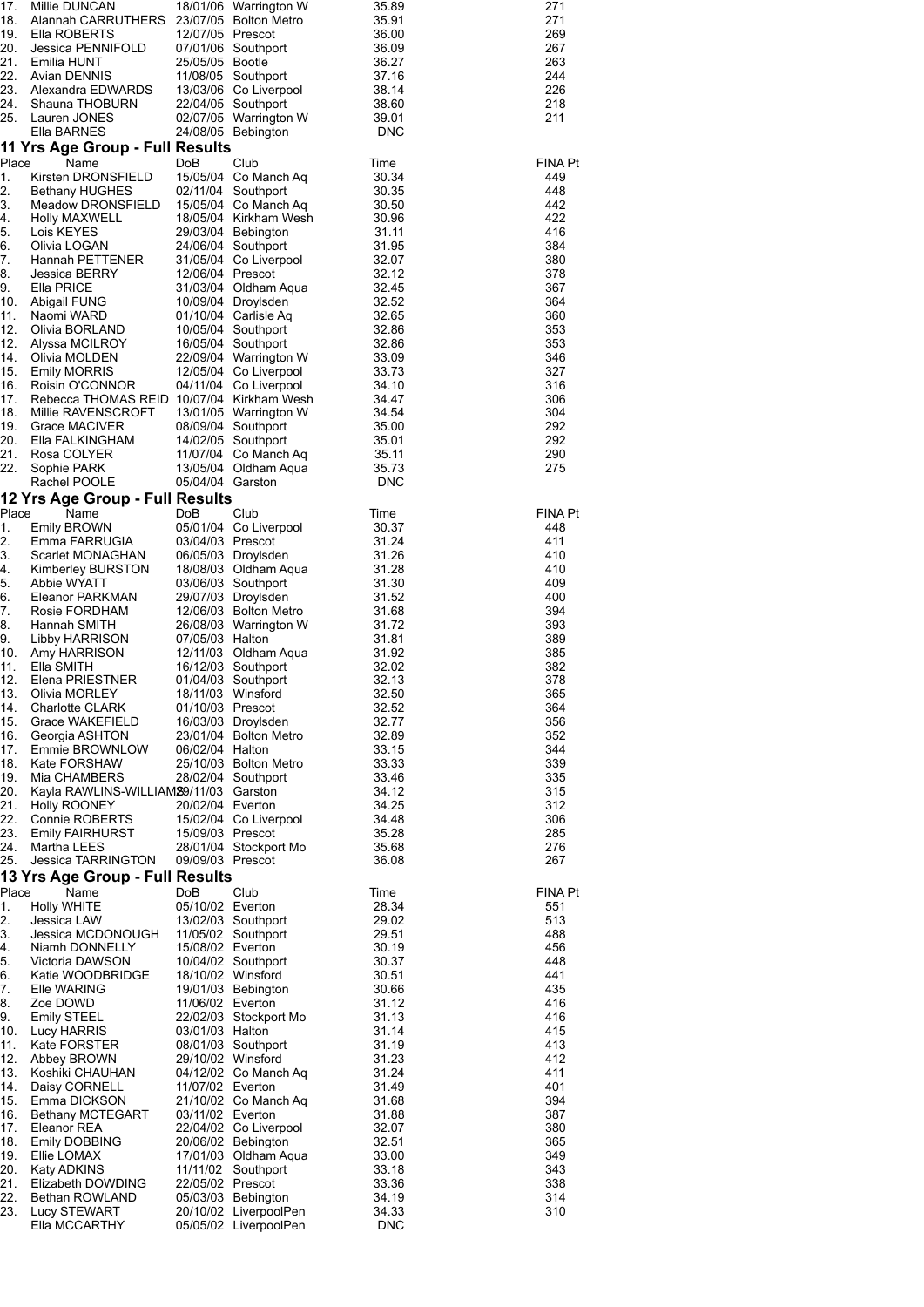| Place | Name | DoB | Club | Time | FINA Pt |
|---|---|---|---|---|---|
| 17. | Millie DUNCAN | 18/01/06 | Warrington W | 35.89 | 271 |
| 18. | Alannah CARRUTHERS | 23/07/05 | Bolton Metro | 35.91 | 271 |
| 19. | Ella ROBERTS | 12/07/05 | Prescot | 36.00 | 269 |
| 20. | Jessica PENNIFOLD | 07/01/06 | Southport | 36.09 | 267 |
| 21. | Emilia HUNT | 25/05/05 | Bootle | 36.27 | 263 |
| 22. | Avian DENNIS | 11/08/05 | Southport | 37.16 | 244 |
| 23. | Alexandra EDWARDS | 13/03/06 | Co Liverpool | 38.14 | 226 |
| 24. | Shauna THOBURN | 22/04/05 | Southport | 38.60 | 218 |
| 25. | Lauren JONES | 02/07/05 | Warrington W | 39.01 | 211 |
| | Ella BARNES | 24/08/05 | Bebington | DNC | |

## 11 Yrs Age Group - Full Results

| Place | Name | DoB | Club | Time | FINA Pt |
|---|---|---|---|---|---|
| 1. | Kirsten DRONSFIELD | 15/05/04 | Co Manch Aq | 30.34 | 449 |
| 2. | Bethany HUGHES | 02/11/04 | Southport | 30.35 | 448 |
| 3. | Meadow DRONSFIELD | 15/05/04 | Co Manch Aq | 30.50 | 442 |
| 4. | Holly MAXWELL | 18/05/04 | Kirkham Wesh | 30.96 | 422 |
| 5. | Lois KEYES | 29/03/04 | Bebington | 31.11 | 416 |
| 6. | Olivia LOGAN | 24/06/04 | Southport | 31.95 | 384 |
| 7. | Hannah PETTENER | 31/05/04 | Co Liverpool | 32.07 | 380 |
| 8. | Jessica BERRY | 12/06/04 | Prescot | 32.12 | 378 |
| 9. | Ella PRICE | 31/03/04 | Oldham Aqua | 32.45 | 367 |
| 10. | Abigail FUNG | 10/09/04 | Droylsden | 32.52 | 364 |
| 11. | Naomi WARD | 01/10/04 | Carlisle Aq | 32.65 | 360 |
| 12. | Olivia BORLAND | 10/05/04 | Southport | 32.86 | 353 |
| 12. | Alyssa MCILROY | 16/05/04 | Southport | 32.86 | 353 |
| 14. | Olivia MOLDEN | 22/09/04 | Warrington W | 33.09 | 346 |
| 15. | Emily MORRIS | 12/05/04 | Co Liverpool | 33.73 | 327 |
| 16. | Roisin O'CONNOR | 04/11/04 | Co Liverpool | 34.10 | 316 |
| 17. | Rebecca THOMAS REID | 10/07/04 | Kirkham Wesh | 34.47 | 306 |
| 18. | Millie RAVENSCROFT | 13/01/05 | Warrington W | 34.54 | 304 |
| 19. | Grace MACIVER | 08/09/04 | Southport | 35.00 | 292 |
| 20. | Ella FALKINGHAM | 14/02/05 | Southport | 35.01 | 292 |
| 21. | Rosa COLYER | 11/07/04 | Co Manch Aq | 35.11 | 290 |
| 22. | Sophie PARK | 13/05/04 | Oldham Aqua | 35.73 | 275 |
| | Rachel POOLE | 05/04/04 | Garston | DNC | |

## 12 Yrs Age Group - Full Results

| Place | Name | DoB | Club | Time | FINA Pt |
|---|---|---|---|---|---|
| 1. | Emily BROWN | 05/01/04 | Co Liverpool | 30.37 | 448 |
| 2. | Emma FARRUGIA | 03/04/03 | Prescot | 31.24 | 411 |
| 3. | Scarlet MONAGHAN | 06/05/03 | Droylsden | 31.26 | 410 |
| 4. | Kimberley BURSTON | 18/08/03 | Oldham Aqua | 31.28 | 410 |
| 5. | Abbie WYATT | 03/06/03 | Southport | 31.30 | 409 |
| 6. | Eleanor PARKMAN | 29/07/03 | Droylsden | 31.52 | 400 |
| 7. | Rosie FORDHAM | 12/06/03 | Bolton Metro | 31.68 | 394 |
| 8. | Hannah SMITH | 26/08/03 | Warrington W | 31.72 | 393 |
| 9. | Libby HARRISON | 07/05/03 | Halton | 31.81 | 389 |
| 10. | Amy HARRISON | 12/11/03 | Oldham Aqua | 31.92 | 385 |
| 11. | Ella SMITH | 16/12/03 | Southport | 32.02 | 382 |
| 12. | Elena PRIESTNER | 01/04/03 | Southport | 32.13 | 378 |
| 13. | Olivia MORLEY | 18/11/03 | Winsford | 32.50 | 365 |
| 14. | Charlotte CLARK | 01/10/03 | Prescot | 32.52 | 364 |
| 15. | Grace WAKEFIELD | 16/03/03 | Droylsden | 32.77 | 356 |
| 16. | Georgia ASHTON | 23/01/04 | Bolton Metro | 32.89 | 352 |
| 17. | Emmie BROWNLOW | 06/02/04 | Halton | 33.15 | 344 |
| 18. | Kate FORSHAW | 25/10/03 | Bolton Metro | 33.33 | 339 |
| 19. | Mia CHAMBERS | 28/02/04 | Southport | 33.46 | 335 |
| 20. | Kayla RAWLINS-WILLIAMS | 29/11/03 | Garston | 34.12 | 315 |
| 21. | Holly ROONEY | 20/02/04 | Everton | 34.25 | 312 |
| 22. | Connie ROBERTS | 15/02/04 | Co Liverpool | 34.48 | 306 |
| 23. | Emily FAIRHURST | 15/09/03 | Prescot | 35.28 | 285 |
| 24. | Martha LEES | 28/01/04 | Stockport Mo | 35.68 | 276 |
| 25. | Jessica TARRINGTON | 09/09/03 | Prescot | 36.08 | 267 |

## 13 Yrs Age Group - Full Results

| Place | Name | DoB | Club | Time | FINA Pt |
|---|---|---|---|---|---|
| 1. | Holly WHITE | 05/10/02 | Everton | 28.34 | 551 |
| 2. | Jessica LAW | 13/02/03 | Southport | 29.02 | 513 |
| 3. | Jessica MCDONOUGH | 11/05/02 | Southport | 29.51 | 488 |
| 4. | Niamh DONNELLY | 15/08/02 | Everton | 30.19 | 456 |
| 5. | Victoria DAWSON | 10/04/02 | Southport | 30.37 | 448 |
| 6. | Katie WOODBRIDGE | 18/10/02 | Winsford | 30.51 | 441 |
| 7. | Elle WARING | 19/01/03 | Bebington | 30.66 | 435 |
| 8. | Zoe DOWD | 11/06/02 | Everton | 31.12 | 416 |
| 9. | Emily STEEL | 22/02/03 | Stockport Mo | 31.13 | 416 |
| 10. | Lucy HARRIS | 03/01/03 | Halton | 31.14 | 415 |
| 11. | Kate FORSTER | 08/01/03 | Southport | 31.19 | 413 |
| 12. | Abbey BROWN | 29/10/02 | Winsford | 31.23 | 412 |
| 13. | Koshiki CHAUHAN | 04/12/02 | Co Manch Aq | 31.24 | 411 |
| 14. | Daisy CORNELL | 11/07/02 | Everton | 31.49 | 401 |
| 15. | Emma DICKSON | 21/10/02 | Co Manch Aq | 31.68 | 394 |
| 16. | Bethany MCTEGART | 03/11/02 | Everton | 31.88 | 387 |
| 17. | Eleanor REA | 22/04/02 | Co Liverpool | 32.07 | 380 |
| 18. | Emily DOBBING | 20/06/02 | Bebington | 32.51 | 365 |
| 19. | Ellie LOMAX | 17/01/03 | Oldham Aqua | 33.00 | 349 |
| 20. | Katy ADKINS | 11/11/02 | Southport | 33.18 | 343 |
| 21. | Elizabeth DOWDING | 22/05/02 | Prescot | 33.36 | 338 |
| 22. | Bethan ROWLAND | 05/03/03 | Bebington | 34.19 | 314 |
| 23. | Lucy STEWART | 20/10/02 | LiverpoolPen | 34.33 | 310 |
| | Ella MCCARTHY | 05/05/02 | LiverpoolPen | DNC | |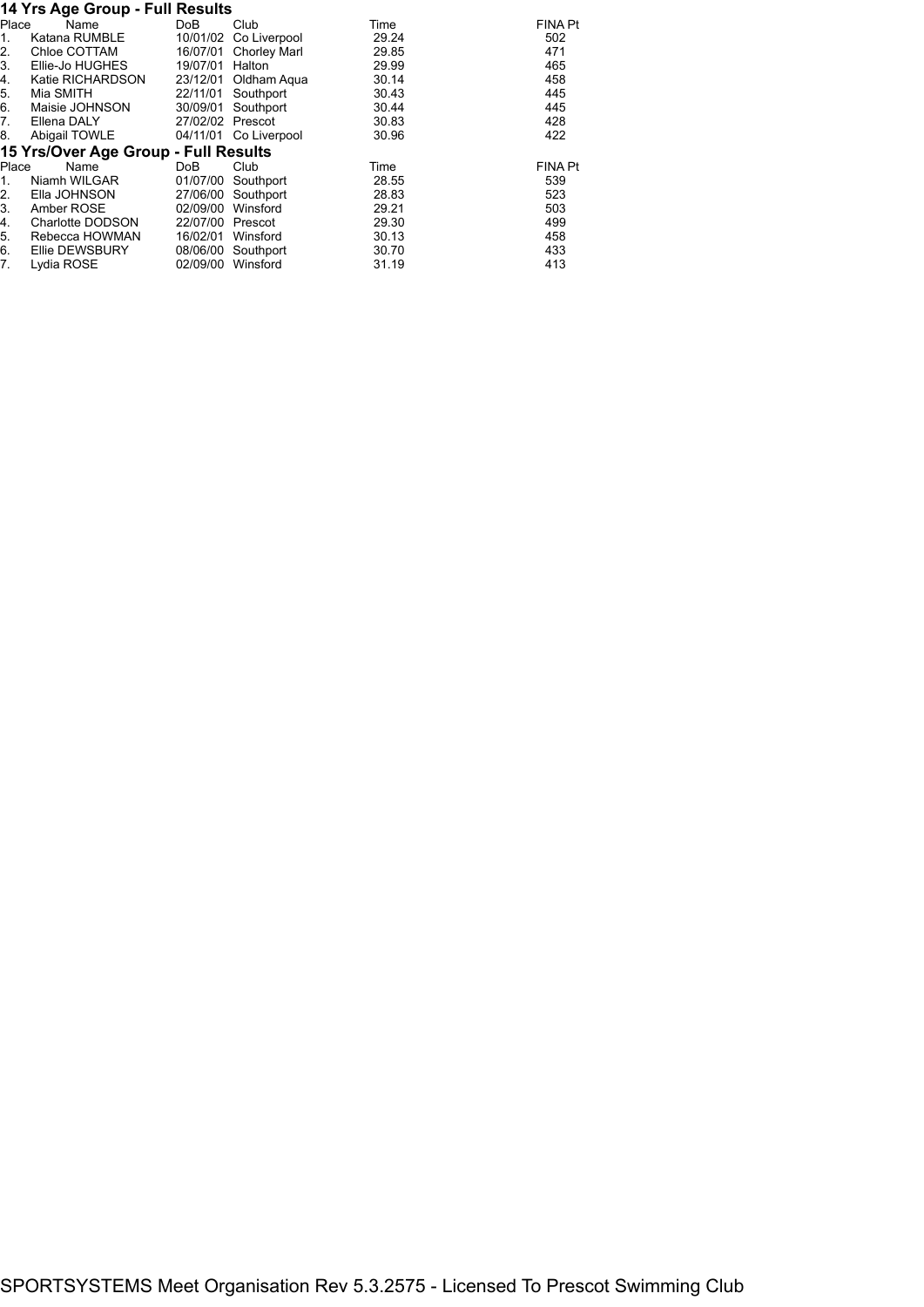## 14 Yrs Age Group - Full Results

| Place | Name | DoB | Club | Time | FINA Pt |
|---|---|---|---|---|---|
| 1. | Katana RUMBLE | 10/01/02 | Co Liverpool | 29.24 | 502 |
| 2. | Chloe COTTAM | 16/07/01 | Chorley Marl | 29.85 | 471 |
| 3. | Ellie-Jo HUGHES | 19/07/01 | Halton | 29.99 | 465 |
| 4. | Katie RICHARDSON | 23/12/01 | Oldham Aqua | 30.14 | 458 |
| 5. | Mia SMITH | 22/11/01 | Southport | 30.43 | 445 |
| 6. | Maisie JOHNSON | 30/09/01 | Southport | 30.44 | 445 |
| 7. | Ellena DALY | 27/02/02 | Prescot | 30.83 | 428 |
| 8. | Abigail TOWLE | 04/11/01 | Co Liverpool | 30.96 | 422 |

## 15 Yrs/Over Age Group - Full Results

| Place | Name | DoB | Club | Time | FINA Pt |
|---|---|---|---|---|---|
| 1. | Niamh WILGAR | 01/07/00 | Southport | 28.55 | 539 |
| 2. | Ella JOHNSON | 27/06/00 | Southport | 28.83 | 523 |
| 3. | Amber ROSE | 02/09/00 | Winsford | 29.21 | 503 |
| 4. | Charlotte DODSON | 22/07/00 | Prescot | 29.30 | 499 |
| 5. | Rebecca HOWMAN | 16/02/01 | Winsford | 30.13 | 458 |
| 6. | Ellie DEWSBURY | 08/06/00 | Southport | 30.70 | 433 |
| 7. | Lydia ROSE | 02/09/00 | Winsford | 31.19 | 413 |

SPORTSYSTEMS Meet Organisation Rev 5.3.2575 - Licensed To Prescot Swimming Club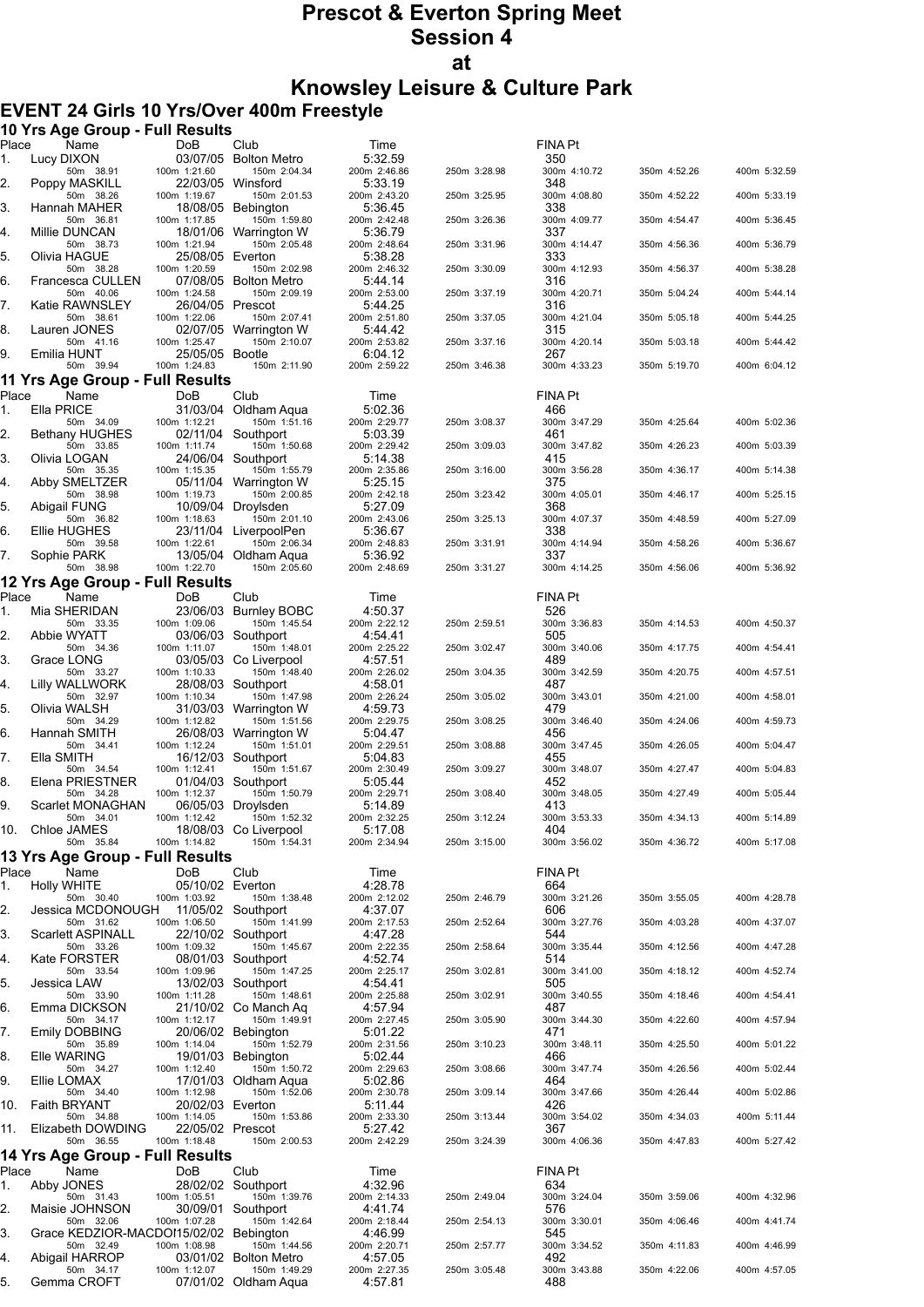# Prescot & Everton Spring Meet
## Session 4
## at
## Knowsley Leisure & Culture Park

### EVENT 24 Girls 10 Yrs/Over 400m Freestyle

#### 10 Yrs Age Group - Full Results

| Place | Name | DoB | Club | Time | | FINA Pt | | |
|---|---|---|---|---|---|---|---|---|
| 1. | Lucy DIXON | 03/07/05 | Bolton Metro | 5:32.59 | | 350 | | |
| | 50m 38.91 | 100m 1:21.60 | 150m 2:04.34 | 200m 2:46.86 | 250m 3:28.98 | 300m 4:10.72 | 350m 4:52.26 | 400m 5:32.59 |
| 2. | Poppy MASKILL | 22/03/05 | Winsford | 5:33.19 | | 348 | | |
| | 50m 38.26 | 100m 1:19.67 | 150m 2:01.53 | 200m 2:43.20 | 250m 3:25.95 | 300m 4:08.80 | 350m 4:52.22 | 400m 5:33.19 |
| 3. | Hannah MAHER | 18/08/05 | Bebington | 5:36.45 | | 338 | | |
| | 50m 36.81 | 100m 1:17.85 | 150m 1:59.80 | 200m 2:42.48 | 250m 3:26.36 | 300m 4:09.77 | 350m 4:54.47 | 400m 5:36.45 |
| 4. | Millie DUNCAN | 18/01/06 | Warrington W | 5:36.79 | | 337 | | |
| | 50m 38.73 | 100m 1:21.94 | 150m 2:05.48 | 200m 2:48.64 | 250m 3:31.96 | 300m 4:14.47 | 350m 4:56.36 | 400m 5:36.79 |
| 5. | Olivia HAGUE | 25/08/05 | Everton | 5:38.28 | | 333 | | |
| | 50m 38.28 | 100m 1:20.59 | 150m 2:02.98 | 200m 2:46.32 | 250m 3:30.09 | 300m 4:12.93 | 350m 4:56.37 | 400m 5:38.28 |
| 6. | Francesca CULLEN | 07/08/05 | Bolton Metro | 5:44.14 | | 316 | | |
| | 50m 40.06 | 100m 1:24.58 | 150m 2:09.19 | 200m 2:53.00 | 250m 3:37.19 | 300m 4:20.71 | 350m 5:04.24 | 400m 5:44.14 |
| 7. | Katie RAWNSLEY | 26/04/05 | Prescot | 5:44.25 | | 316 | | |
| | 50m 38.61 | 100m 1:22.06 | 150m 2:07.41 | 200m 2:51.80 | 250m 3:37.05 | 300m 4:21.04 | 350m 5:05.18 | 400m 5:44.25 |
| 8. | Lauren JONES | 02/07/05 | Warrington W | 5:44.42 | | 315 | | |
| | 50m 41.16 | 100m 1:25.47 | 150m 2:10.07 | 200m 2:53.82 | 250m 3:37.16 | 300m 4:20.14 | 350m 5:03.18 | 400m 5:44.42 |
| 9. | Emilia HUNT | 25/05/05 | Bootle | 6:04.12 | | 267 | | |
| | 50m 39.94 | 100m 1:24.83 | 150m 2:11.90 | 200m 2:59.22 | 250m 3:46.38 | 300m 4:33.23 | 350m 5:19.70 | 400m 6:04.12 |

#### 11 Yrs Age Group - Full Results

| Place | Name | DoB | Club | Time | | FINA Pt | | |
|---|---|---|---|---|---|---|---|---|
| 1. | Ella PRICE | 31/03/04 | Oldham Aqua | 5:02.36 | | 466 | | |
| | 50m 34.09 | 100m 1:12.21 | 150m 1:51.16 | 200m 2:29.77 | 250m 3:08.37 | 300m 3:47.29 | 350m 4:25.64 | 400m 5:02.36 |
| 2. | Bethany HUGHES | 02/11/04 | Southport | 5:03.39 | | 461 | | |
| | 50m 33.85 | 100m 1:11.74 | 150m 1:50.68 | 200m 2:29.42 | 250m 3:09.03 | 300m 3:47.82 | 350m 4:26.23 | 400m 5:03.39 |
| 3. | Olivia LOGAN | 24/06/04 | Southport | 5:14.38 | | 415 | | |
| | 50m 35.35 | 100m 1:15.35 | 150m 1:55.79 | 200m 2:35.86 | 250m 3:16.00 | 300m 3:56.28 | 350m 4:36.17 | 400m 5:14.38 |
| 4. | Abby SMELTZER | 05/11/04 | Warrington W | 5:25.15 | | 375 | | |
| | 50m 38.98 | 100m 1:19.73 | 150m 2:00.85 | 200m 2:42.18 | 250m 3:23.42 | 300m 4:05.01 | 350m 4:46.17 | 400m 5:25.15 |
| 5. | Abigail FUNG | 10/09/04 | Droylsden | 5:27.09 | | 368 | | |
| | 50m 36.82 | 100m 1:18.63 | 150m 2:01.10 | 200m 2:43.06 | 250m 3:25.13 | 300m 4:07.37 | 350m 4:48.59 | 400m 5:27.09 |
| 6. | Ellie HUGHES | 23/11/04 | LiverpoolPen | 5:36.67 | | 338 | | |
| | 50m 39.58 | 100m 1:22.61 | 150m 2:06.34 | 200m 2:48.83 | 250m 3:31.91 | 300m 4:14.94 | 350m 4:58.26 | 400m 5:36.67 |
| 7. | Sophie PARK | 13/05/04 | Oldham Aqua | 5:36.92 | | 337 | | |
| | 50m 38.98 | 100m 1:22.70 | 150m 2:05.60 | 200m 2:48.69 | 250m 3:31.27 | 300m 4:14.25 | 350m 4:56.06 | 400m 5:36.92 |

#### 12 Yrs Age Group - Full Results

| Place | Name | DoB | Club | Time | | FINA Pt | | |
|---|---|---|---|---|---|---|---|---|
| 1. | Mia SHERIDAN | 23/06/03 | Burnley BOBC | 4:50.37 | | 526 | | |
| | 50m 33.35 | 100m 1:09.06 | 150m 1:45.54 | 200m 2:22.12 | 250m 2:59.51 | 300m 3:36.83 | 350m 4:14.53 | 400m 4:50.37 |
| 2. | Abbie WYATT | 03/06/03 | Southport | 4:54.41 | | 505 | | |
| | 50m 34.36 | 100m 1:11.07 | 150m 1:48.01 | 200m 2:25.22 | 250m 3:02.47 | 300m 3:40.06 | 350m 4:17.75 | 400m 4:54.41 |
| 3. | Grace LONG | 03/05/03 | Co Liverpool | 4:57.51 | | 489 | | |
| | 50m 33.27 | 100m 1:10.33 | 150m 1:48.40 | 200m 2:26.02 | 250m 3:04.35 | 300m 3:42.59 | 350m 4:20.75 | 400m 4:57.51 |
| 4. | Lilly WALLWORK | 28/08/03 | Southport | 4:58.01 | | 487 | | |
| | 50m 32.97 | 100m 1:10.34 | 150m 1:47.98 | 200m 2:26.24 | 250m 3:05.02 | 300m 3:43.01 | 350m 4:21.00 | 400m 4:58.01 |
| 5. | Olivia WALSH | 31/03/03 | Warrington W | 4:59.73 | | 479 | | |
| | 50m 34.29 | 100m 1:12.82 | 150m 1:51.56 | 200m 2:29.75 | 250m 3:08.25 | 300m 3:46.40 | 350m 4:24.06 | 400m 4:59.73 |
| 6. | Hannah SMITH | 26/08/03 | Warrington W | 5:04.47 | | 456 | | |
| | 50m 34.41 | 100m 1:12.24 | 150m 1:51.01 | 200m 2:29.51 | 250m 3:08.88 | 300m 3:47.45 | 350m 4:26.05 | 400m 5:04.47 |
| 7. | Ella SMITH | 16/12/03 | Southport | 5:04.83 | | 455 | | |
| | 50m 34.54 | 100m 1:12.41 | 150m 1:51.67 | 200m 2:30.49 | 250m 3:09.27 | 300m 3:48.07 | 350m 4:27.47 | 400m 5:04.83 |
| 8. | Elena PRIESTNER | 01/04/03 | Southport | 5:05.44 | | 452 | | |
| | 50m 34.28 | 100m 1:12.37 | 150m 1:50.79 | 200m 2:29.71 | 250m 3:08.40 | 300m 3:48.05 | 350m 4:27.49 | 400m 5:05.44 |
| 9. | Scarlet MONAGHAN | 06/05/03 | Droylsden | 5:14.89 | | 413 | | |
| | 50m 34.01 | 100m 1:12.42 | 150m 1:52.32 | 200m 2:32.25 | 250m 3:12.24 | 300m 3:53.33 | 350m 4:34.13 | 400m 5:14.89 |
| 10. | Chloe JAMES | 18/08/03 | Co Liverpool | 5:17.08 | | 404 | | |
| | 50m 35.84 | 100m 1:14.82 | 150m 1:54.31 | 200m 2:34.94 | 250m 3:15.00 | 300m 3:56.02 | 350m 4:36.72 | 400m 5:17.08 |

#### 13 Yrs Age Group - Full Results

| Place | Name | DoB | Club | Time | | FINA Pt | | |
|---|---|---|---|---|---|---|---|---|
| 1. | Holly WHITE | 05/10/02 | Everton | 4:28.78 | | 664 | | |
| | 50m 30.40 | 100m 1:03.92 | 150m 1:38.48 | 200m 2:12.02 | 250m 2:46.79 | 300m 3:21.26 | 350m 3:55.05 | 400m 4:28.78 |
| 2. | Jessica MCDONOUGH | 11/05/02 | Southport | 4:37.07 | | 606 | | |
| | 50m 31.62 | 100m 1:06.50 | 150m 1:41.99 | 200m 2:17.53 | 250m 2:52.64 | 300m 3:27.76 | 350m 4:03.28 | 400m 4:37.07 |
| 3. | Scarlett ASPINALL | 22/10/02 | Southport | 4:47.28 | | 544 | | |
| | 50m 33.26 | 100m 1:09.32 | 150m 1:45.67 | 200m 2:22.35 | 250m 2:58.64 | 300m 3:35.44 | 350m 4:12.56 | 400m 4:47.28 |
| 4. | Kate FORSTER | 08/01/03 | Southport | 4:52.74 | | 514 | | |
| | 50m 33.54 | 100m 1:09.96 | 150m 1:47.25 | 200m 2:25.17 | 250m 3:02.81 | 300m 3:41.00 | 350m 4:18.12 | 400m 4:52.74 |
| 5. | Jessica LAW | 13/02/03 | Southport | 4:54.41 | | 505 | | |
| | 50m 33.90 | 100m 1:11.28 | 150m 1:48.61 | 200m 2:25.88 | 250m 3:02.91 | 300m 3:40.55 | 350m 4:18.46 | 400m 4:54.41 |
| 6. | Emma DICKSON | 21/10/02 | Co Manch Aq | 4:57.94 | | 487 | | |
| | 50m 34.17 | 100m 1:12.17 | 150m 1:49.91 | 200m 2:27.45 | 250m 3:05.90 | 300m 3:44.30 | 350m 4:22.60 | 400m 4:57.94 |
| 7. | Emily DOBBING | 20/06/02 | Bebington | 5:01.22 | | 471 | | |
| | 50m 35.89 | 100m 1:14.04 | 150m 1:52.79 | 200m 2:31.56 | 250m 3:10.23 | 300m 3:48.11 | 350m 4:25.50 | 400m 5:01.22 |
| 8. | Elle WARING | 19/01/03 | Bebington | 5:02.44 | | 466 | | |
| | 50m 34.27 | 100m 1:12.40 | 150m 1:50.72 | 200m 2:29.63 | 250m 3:08.66 | 300m 3:47.74 | 350m 4:26.56 | 400m 5:02.44 |
| 9. | Ellie LOMAX | 17/01/03 | Oldham Aqua | 5:02.86 | | 464 | | |
| | 50m 34.40 | 100m 1:12.98 | 150m 1:52.06 | 200m 2:30.78 | 250m 3:09.14 | 300m 3:47.66 | 350m 4:26.44 | 400m 5:02.86 |
| 10. | Faith BRYANT | 20/02/03 | Everton | 5:11.44 | | 426 | | |
| | 50m 34.88 | 100m 1:14.05 | 150m 1:53.86 | 200m 2:33.30 | 250m 3:13.44 | 300m 3:54.02 | 350m 4:34.03 | 400m 5:11.44 |
| 11. | Elizabeth DOWDING | 22/05/02 | Prescot | 5:27.42 | | 367 | | |
| | 50m 36.55 | 100m 1:18.48 | 150m 2:00.53 | 200m 2:42.29 | 250m 3:24.39 | 300m 4:06.36 | 350m 4:47.83 | 400m 5:27.42 |

#### 14 Yrs Age Group - Full Results

| Place | Name | DoB | Club | Time | | FINA Pt | | |
|---|---|---|---|---|---|---|---|---|
| 1. | Abby JONES | 28/02/02 | Southport | 4:32.96 | | 634 | | |
| | 50m 31.43 | 100m 1:05.51 | 150m 1:39.76 | 200m 2:14.33 | 250m 2:49.04 | 300m 3:24.04 | 350m 3:59.06 | 400m 4:32.96 |
| 2. | Maisie JOHNSON | 30/09/01 | Southport | 4:41.74 | | 576 | | |
| | 50m 32.06 | 100m 1:07.28 | 150m 1:42.64 | 200m 2:18.44 | 250m 2:54.13 | 300m 3:30.01 | 350m 4:06.46 | 400m 4:41.74 |
| 3. | Grace KEDZIOR-MACDOI | 15/02/02 | Bebington | 4:46.99 | | 545 | | |
| | 50m 32.49 | 100m 1:08.98 | 150m 1:44.56 | 200m 2:20.71 | 250m 2:57.77 | 300m 3:34.52 | 350m 4:11.83 | 400m 4:46.99 |
| 4. | Abigail HARROP | 03/01/02 | Bolton Metro | 4:57.05 | | 492 | | |
| | 50m 34.17 | 100m 1:12.07 | 150m 1:49.29 | 200m 2:27.35 | 250m 3:05.48 | 300m 3:43.88 | 350m 4:22.06 | 400m 4:57.05 |
| 5. | Gemma CROFT | 07/01/02 | Oldham Aqua | 4:57.81 | | 488 | | |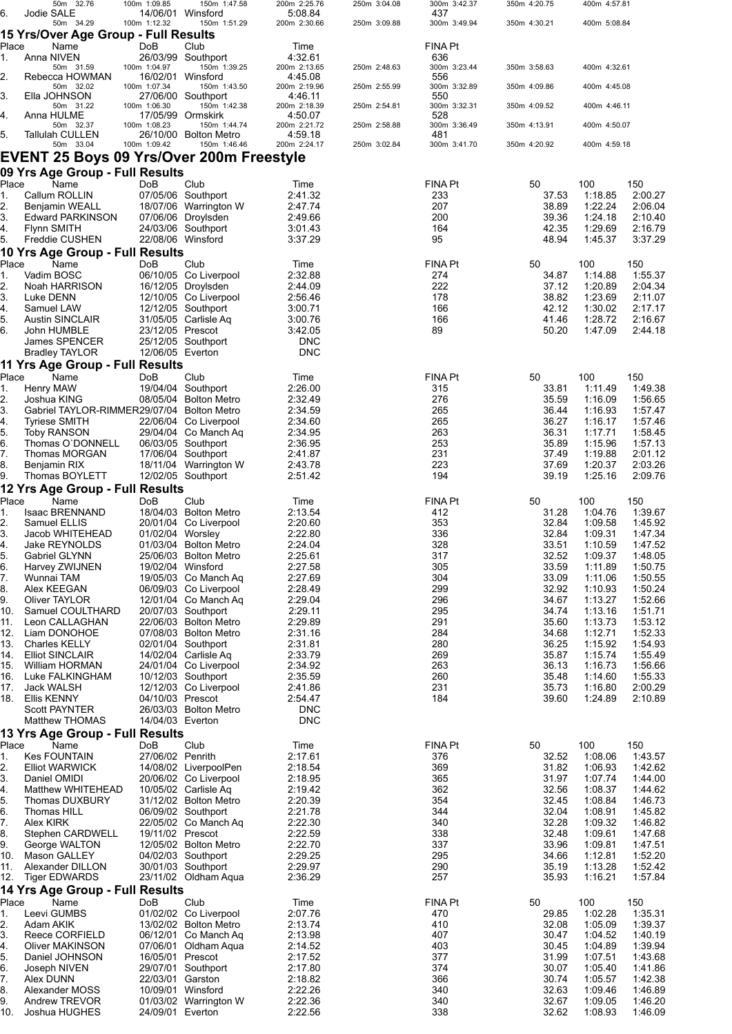| Place | Name | DoB | Club | Time | | FINA Pt | | |
|---|---|---|---|---|---|---|---|---|
| | 50m 32.76 | 100m 1:09.85 | 150m 1:47.58 | 200m 2:25.76 | 250m 3:04.08 | 300m 3:42.37 | 350m 4:20.75 | 400m 4:57.81 |
| 6. | Jodie SALE | 14/06/01 | Winsford | 5:08.84 | | 437 | | |
| | 50m 34.29 | 100m 1:12.32 | 150m 1:51.29 | 200m 2:30.66 | 250m 3:09.88 | 300m 3:49.94 | 350m 4:30.21 | 400m 5:08.84 |

## 15 Yrs/Over Age Group - Full Results

| Place | Name | DoB | Club | Time | | FINA Pt | | |
|---|---|---|---|---|---|---|---|---|
| 1. | Anna NIVEN | 26/03/99 | Southport | 4:32.61 | | 636 | | |
| | 50m 31.59 | 100m 1:04.97 | 150m 1:39.25 | 200m 2:13.65 | 250m 2:48.63 | 300m 3:23.44 | 350m 3:58.63 | 400m 4:32.61 |
| 2. | Rebecca HOWMAN | 16/02/01 | Winsford | 4:45.08 | | 556 | | |
| | 50m 32.02 | 100m 1:07.34 | 150m 1:43.50 | 200m 2:19.96 | 250m 2:55.99 | 300m 3:32.89 | 350m 4:09.86 | 400m 4:45.08 |
| 3. | Ella JOHNSON | 27/06/00 | Southport | 4:46.11 | | 550 | | |
| | 50m 31.22 | 100m 1:06.30 | 150m 1:42.38 | 200m 2:18.39 | 250m 2:54.81 | 300m 3:32.31 | 350m 4:09.52 | 400m 4:46.11 |
| 4. | Anna HULME | 17/05/99 | Ormskirk | 4:50.07 | | 528 | | |
| | 50m 32.37 | 100m 1:08.23 | 150m 1:44.74 | 200m 2:21.72 | 250m 2:58.88 | 300m 3:36.49 | 350m 4:13.91 | 400m 4:50.07 |
| 5. | Tallulah CULLEN | 26/10/00 | Bolton Metro | 4:59.18 | | 481 | | |
| | 50m 33.04 | 100m 1:09.42 | 150m 1:46.46 | 200m 2:24.17 | 250m 3:02.84 | 300m 3:41.70 | 350m 4:20.92 | 400m 4:59.18 |

# EVENT 25 Boys 09 Yrs/Over 200m Freestyle

## 09 Yrs Age Group - Full Results

| Place | Name | DoB | Club | Time | FINA Pt | 50 | 100 | 150 |
|---|---|---|---|---|---|---|---|---|
| 1. | Callum ROLLIN | 07/05/06 | Southport | 2:41.32 | 233 | 37.53 | 1:18.85 | 2:00.27 |
| 2. | Benjamin WEALL | 18/07/06 | Warrington W | 2:47.74 | 207 | 38.89 | 1:22.24 | 2:06.04 |
| 3. | Edward PARKINSON | 07/06/06 | Droylsden | 2:49.66 | 200 | 39.36 | 1:24.18 | 2:10.40 |
| 4. | Flynn SMITH | 24/03/06 | Southport | 3:01.43 | 164 | 42.35 | 1:29.69 | 2:16.79 |
| 5. | Freddie CUSHEN | 22/08/06 | Winsford | 3:37.29 | 95 | 48.94 | 1:45.37 | 3:37.29 |

## 10 Yrs Age Group - Full Results

| Place | Name | DoB | Club | Time | FINA Pt | 50 | 100 | 150 |
|---|---|---|---|---|---|---|---|---|
| 1. | Vadim BOSC | 06/10/05 | Co Liverpool | 2:32.88 | 274 | 34.87 | 1:14.88 | 1:55.37 |
| 2. | Noah HARRISON | 16/12/05 | Droylsden | 2:44.09 | 222 | 37.12 | 1:20.89 | 2:04.34 |
| 3. | Luke DENN | 12/10/05 | Co Liverpool | 2:56.46 | 178 | 38.82 | 1:23.69 | 2:11.07 |
| 4. | Samuel LAW | 12/12/05 | Southport | 3:00.71 | 166 | 42.12 | 1:30.02 | 2:17.17 |
| 5. | Austin SINCLAIR | 31/05/05 | Carlisle Aq | 3:00.76 | 166 | 41.46 | 1:28.72 | 2:16.67 |
| 6. | John HUMBLE | 23/12/05 | Prescot | 3:42.05 | 89 | 50.20 | 1:47.09 | 2:44.18 |
| | James SPENCER | 25/12/05 | Southport | DNC | | | | |
| | Bradley TAYLOR | 12/06/05 | Everton | DNC | | | | |

## 11 Yrs Age Group - Full Results

| Place | Name | DoB | Club | Time | FINA Pt | 50 | 100 | 150 |
|---|---|---|---|---|---|---|---|---|
| 1. | Henry MAW | 19/04/04 | Southport | 2:26.00 | 315 | 33.81 | 1:11.49 | 1:49.38 |
| 2. | Joshua KING | 08/05/04 | Bolton Metro | 2:32.49 | 276 | 35.59 | 1:16.09 | 1:56.65 |
| 3. | Gabriel TAYLOR-RIMMER | 29/07/04 | Bolton Metro | 2:34.59 | 265 | 36.44 | 1:16.93 | 1:57.47 |
| 4. | Tyriese SMITH | 22/06/04 | Co Liverpool | 2:34.60 | 265 | 36.27 | 1:16.17 | 1:57.46 |
| 5. | Toby RANSON | 29/04/04 | Co Manch Aq | 2:34.95 | 263 | 36.31 | 1:17.71 | 1:58.45 |
| 6. | Thomas O`DONNELL | 06/03/05 | Southport | 2:36.95 | 253 | 35.89 | 1:15.96 | 1:57.13 |
| 7. | Thomas MORGAN | 17/06/04 | Southport | 2:41.87 | 231 | 37.49 | 1:19.88 | 2:01.12 |
| 8. | Benjamin RIX | 18/11/04 | Warrington W | 2:43.78 | 223 | 37.69 | 1:20.37 | 2:03.26 |
| 9. | Thomas BOYLETT | 12/02/05 | Southport | 2:51.42 | 194 | 39.19 | 1:25.16 | 2:09.76 |

## 12 Yrs Age Group - Full Results

| Place | Name | DoB | Club | Time | FINA Pt | 50 | 100 | 150 |
|---|---|---|---|---|---|---|---|---|
| 1. | Isaac BRENNAND | 18/04/03 | Bolton Metro | 2:13.54 | 412 | 31.28 | 1:04.76 | 1:39.67 |
| 2. | Samuel ELLIS | 20/01/04 | Co Liverpool | 2:20.60 | 353 | 32.84 | 1:09.58 | 1:45.92 |
| 3. | Jacob WHITEHEAD | 01/02/04 | Worsley | 2:22.80 | 336 | 32.84 | 1:09.31 | 1:47.34 |
| 4. | Jake REYNOLDS | 01/03/04 | Bolton Metro | 2:24.04 | 328 | 33.51 | 1:10.59 | 1:47.52 |
| 5. | Gabriel GLYNN | 25/06/03 | Bolton Metro | 2:25.61 | 317 | 32.52 | 1:09.37 | 1:48.05 |
| 6. | Harvey ZWIJNEN | 19/02/04 | Winsford | 2:27.58 | 305 | 33.59 | 1:11.89 | 1:50.75 |
| 7. | Wunnai TAM | 19/05/03 | Co Manch Aq | 2:27.69 | 304 | 33.09 | 1:11.06 | 1:50.55 |
| 8. | Alex KEEGAN | 06/09/03 | Co Liverpool | 2:28.49 | 299 | 32.92 | 1:10.93 | 1:50.24 |
| 9. | Oliver TAYLOR | 12/01/04 | Co Manch Aq | 2:29.04 | 296 | 34.67 | 1:13.27 | 1:52.66 |
| 10. | Samuel COULTHARD | 20/07/03 | Southport | 2:29.11 | 295 | 34.74 | 1:13.16 | 1:51.71 |
| 11. | Leon CALLAGHAN | 22/06/03 | Bolton Metro | 2:29.89 | 291 | 35.60 | 1:13.73 | 1:53.12 |
| 12. | Liam DONOHOE | 07/08/03 | Bolton Metro | 2:31.16 | 284 | 34.68 | 1:12.71 | 1:52.33 |
| 13. | Charles KELLY | 02/01/04 | Southport | 2:31.81 | 280 | 36.25 | 1:15.92 | 1:54.93 |
| 14. | Elliot SINCLAIR | 14/02/04 | Carlisle Aq | 2:33.79 | 269 | 35.87 | 1:15.74 | 1:55.49 |
| 15. | William HORMAN | 24/01/04 | Co Liverpool | 2:34.92 | 263 | 36.13 | 1:16.73 | 1:56.66 |
| 16. | Luke FALKINGHAM | 10/12/03 | Southport | 2:35.59 | 260 | 35.48 | 1:14.60 | 1:55.33 |
| 17. | Jack WALSH | 12/12/03 | Co Liverpool | 2:41.86 | 231 | 35.73 | 1:16.80 | 2:00.29 |
| 18. | Ellis KENNY | 04/10/03 | Prescot | 2:54.47 | 184 | 39.60 | 1:24.89 | 2:10.89 |
| | Scott PAYNTER | 26/03/03 | Bolton Metro | DNC | | | | |
| | Matthew THOMAS | 14/04/03 | Everton | DNC | | | | |

## 13 Yrs Age Group - Full Results

| Place | Name | DoB | Club | Time | FINA Pt | 50 | 100 | 150 |
|---|---|---|---|---|---|---|---|---|
| 1. | Kes FOUNTAIN | 27/06/02 | Penrith | 2:17.61 | 376 | 32.52 | 1:08.06 | 1:43.57 |
| 2. | Elliot WARWICK | 14/08/02 | LiverpoolPen | 2:18.54 | 369 | 31.82 | 1:06.93 | 1:42.62 |
| 3. | Daniel OMIDI | 20/06/02 | Co Liverpool | 2:18.95 | 365 | 31.97 | 1:07.74 | 1:44.00 |
| 4. | Matthew WHITEHEAD | 10/05/02 | Carlisle Aq | 2:19.42 | 362 | 32.56 | 1:08.37 | 1:44.62 |
| 5. | Thomas DUXBURY | 31/12/02 | Bolton Metro | 2:20.39 | 354 | 32.45 | 1:08.84 | 1:46.73 |
| 6. | Thomas HILL | 06/09/02 | Southport | 2:21.78 | 344 | 32.04 | 1:08.91 | 1:45.82 |
| 7. | Alex KIRK | 22/05/02 | Co Manch Aq | 2:22.30 | 340 | 32.28 | 1:09.32 | 1:46.82 |
| 8. | Stephen CARDWELL | 19/11/02 | Prescot | 2:22.59 | 338 | 32.48 | 1:09.61 | 1:47.68 |
| 9. | George WALTON | 12/05/02 | Bolton Metro | 2:22.70 | 337 | 33.96 | 1:09.81 | 1:47.51 |
| 10. | Mason GALLEY | 04/02/03 | Southport | 2:29.25 | 295 | 34.66 | 1:12.81 | 1:52.20 |
| 11. | Alexander DILLON | 30/01/03 | Southport | 2:29.97 | 290 | 35.19 | 1:13.28 | 1:52.42 |
| 12. | Tiger EDWARDS | 23/11/02 | Oldham Aqua | 2:36.29 | 257 | 35.93 | 1:16.21 | 1:57.84 |

## 14 Yrs Age Group - Full Results

| Place | Name | DoB | Club | Time | FINA Pt | 50 | 100 | 150 |
|---|---|---|---|---|---|---|---|---|
| 1. | Leevi GUMBS | 01/02/02 | Co Liverpool | 2:07.76 | 470 | 29.85 | 1:02.28 | 1:35.31 |
| 2. | Adam AKIK | 13/02/02 | Bolton Metro | 2:13.74 | 410 | 32.08 | 1:05.09 | 1:39.37 |
| 3. | Reece CORFIELD | 06/12/01 | Co Manch Aq | 2:13.98 | 407 | 30.47 | 1:04.52 | 1:40.19 |
| 4. | Oliver MAKINSON | 07/06/01 | Oldham Aqua | 2:14.52 | 403 | 30.45 | 1:04.89 | 1:39.94 |
| 5. | Daniel JOHNSON | 16/05/01 | Prescot | 2:17.52 | 377 | 31.99 | 1:07.51 | 1:43.68 |
| 6. | Joseph NIVEN | 29/07/01 | Southport | 2:17.80 | 374 | 30.07 | 1:05.40 | 1:41.86 |
| 7. | Alex DUNN | 22/03/01 | Garston | 2:18.82 | 366 | 30.74 | 1:05.57 | 1:42.38 |
| 8. | Alexander MOSS | 10/09/01 | Winsford | 2:22.26 | 340 | 32.63 | 1:09.46 | 1:46.89 |
| 9. | Andrew TREVOR | 01/03/02 | Warrington W | 2:22.36 | 340 | 32.67 | 1:09.05 | 1:46.20 |
| 10. | Joshua HUGHES | 24/09/01 | Everton | 2:22.56 | 338 | 32.62 | 1:08.93 | 1:46.09 |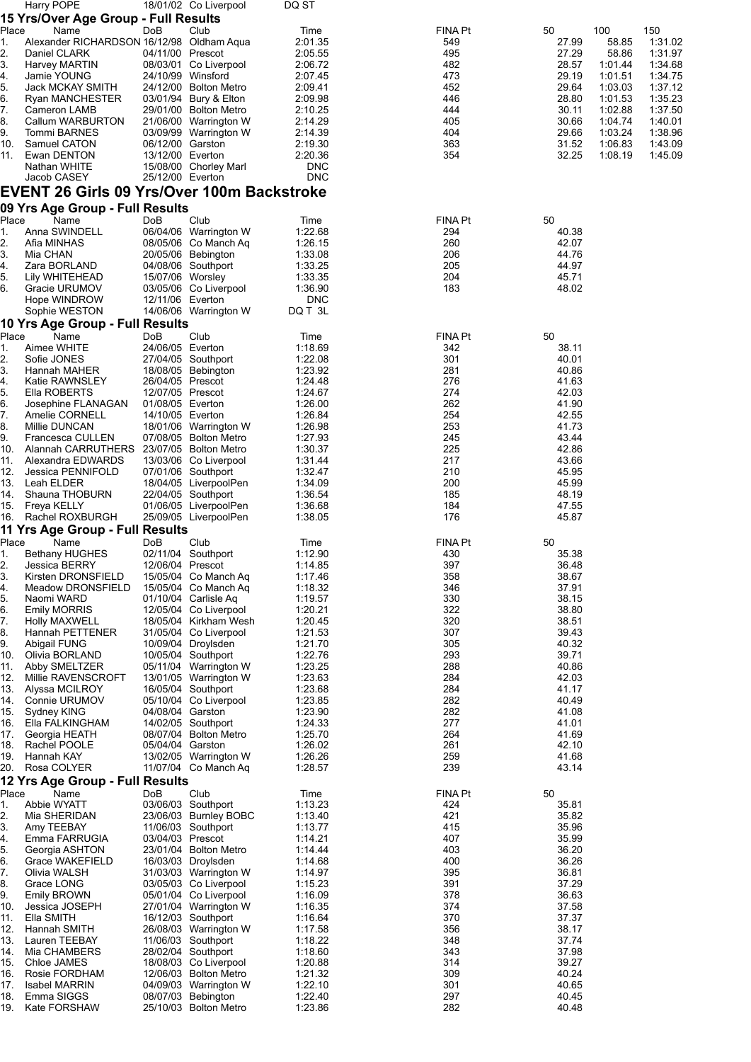| | Name | DoB | Club | Time | | | | |
|---|---|---|---|---|---|---|---|---|
| | Harry POPE | 18/01/02 | Co Liverpool | DQ ST | | | | |

## 15 Yrs/Over Age Group - Full Results

| Place | Name | DoB | Club | Time | FINA Pt | 50 | 100 | 150 |
|---|---|---|---|---|---|---|---|---|
| 1. | Alexander RICHARDSON | 16/12/98 | Oldham Aqua | 2:01.35 | 549 | 27.99 | 58.85 | 1:31.02 |
| 2. | Daniel CLARK | 04/11/00 | Prescot | 2:05.55 | 495 | 27.29 | 58.86 | 1:31.97 |
| 3. | Harvey MARTIN | 08/03/01 | Co Liverpool | 2:06.72 | 482 | 28.57 | 1:01.44 | 1:34.68 |
| 4. | Jamie YOUNG | 24/10/99 | Winsford | 2:07.45 | 473 | 29.19 | 1:01.51 | 1:34.75 |
| 5. | Jack MCKAY SMITH | 24/12/00 | Bolton Metro | 2:09.41 | 452 | 29.64 | 1:03.03 | 1:37.12 |
| 6. | Ryan MANCHESTER | 03/01/94 | Bury & Elton | 2:09.98 | 446 | 28.80 | 1:01.53 | 1:35.23 |
| 7. | Cameron LAMB | 29/01/00 | Bolton Metro | 2:10.25 | 444 | 30.11 | 1:02.88 | 1:37.50 |
| 8. | Callum WARBURTON | 21/06/00 | Warrington W | 2:14.29 | 405 | 30.66 | 1:04.74 | 1:40.01 |
| 9. | Tommi BARNES | 03/09/99 | Warrington W | 2:14.39 | 404 | 29.66 | 1:03.24 | 1:38.96 |
| 10. | Samuel CATON | 06/12/00 | Garston | 2:19.30 | 363 | 31.52 | 1:06.83 | 1:43.09 |
| 11. | Ewan DENTON | 13/12/00 | Everton | 2:20.36 | 354 | 32.25 | 1:08.19 | 1:45.09 |
| | Nathan WHITE | 15/08/00 | Chorley Marl | DNC | | | | |
| | Jacob CASEY | 25/12/00 | Everton | DNC | | | | |

# EVENT 26 Girls 09 Yrs/Over 100m Backstroke

## 09 Yrs Age Group - Full Results

| Place | Name | DoB | Club | Time | FINA Pt | 50 |
|---|---|---|---|---|---|---|
| 1. | Anna SWINDELL | 06/04/06 | Warrington W | 1:22.68 | 294 | 40.38 |
| 2. | Afia MINHAS | 08/05/06 | Co Manch Aq | 1:26.15 | 260 | 42.07 |
| 3. | Mia CHAN | 20/05/06 | Bebington | 1:33.08 | 206 | 44.76 |
| 4. | Zara BORLAND | 04/08/06 | Southport | 1:33.25 | 205 | 44.97 |
| 5. | Lily WHITEHEAD | 15/07/06 | Worsley | 1:33.35 | 204 | 45.71 |
| 6. | Gracie URUMOV | 03/05/06 | Co Liverpool | 1:36.90 | 183 | 48.02 |
| | Hope WINDROW | 12/11/06 | Everton | DNC | | |
| | Sophie WESTON | 14/06/06 | Warrington W | DQ T 3L | | |

## 10 Yrs Age Group - Full Results

| Place | Name | DoB | Club | Time | FINA Pt | 50 |
|---|---|---|---|---|---|---|
| 1. | Aimee WHITE | 24/06/05 | Everton | 1:18.69 | 342 | 38.11 |
| 2. | Sofie JONES | 27/04/05 | Southport | 1:22.08 | 301 | 40.01 |
| 3. | Hannah MAHER | 18/08/05 | Bebington | 1:23.92 | 281 | 40.86 |
| 4. | Katie RAWNSLEY | 26/04/05 | Prescot | 1:24.48 | 276 | 41.63 |
| 5. | Ella ROBERTS | 12/07/05 | Prescot | 1:24.67 | 274 | 42.03 |
| 6. | Josephine FLANAGAN | 01/08/05 | Everton | 1:26.00 | 262 | 41.90 |
| 7. | Amelie CORNELL | 14/10/05 | Everton | 1:26.84 | 254 | 42.55 |
| 8. | Millie DUNCAN | 18/01/06 | Warrington W | 1:26.98 | 253 | 41.73 |
| 9. | Francesca CULLEN | 07/08/05 | Bolton Metro | 1:27.93 | 245 | 43.44 |
| 10. | Alannah CARRUTHERS | 23/07/05 | Bolton Metro | 1:30.37 | 225 | 42.86 |
| 11. | Alexandra EDWARDS | 13/03/06 | Co Liverpool | 1:31.44 | 217 | 43.66 |
| 12. | Jessica PENNIFOLD | 07/01/06 | Southport | 1:32.47 | 210 | 45.95 |
| 13. | Leah ELDER | 18/04/05 | LiverpoolPen | 1:34.09 | 200 | 45.99 |
| 14. | Shauna THOBURN | 22/04/05 | Southport | 1:36.54 | 185 | 48.19 |
| 15. | Freya KELLY | 01/06/05 | LiverpoolPen | 1:36.68 | 184 | 47.55 |
| 16. | Rachel ROXBURGH | 25/09/05 | LiverpoolPen | 1:38.05 | 176 | 45.87 |

## 11 Yrs Age Group - Full Results

| Place | Name | DoB | Club | Time | FINA Pt | 50 |
|---|---|---|---|---|---|---|
| 1. | Bethany HUGHES | 02/11/04 | Southport | 1:12.90 | 430 | 35.38 |
| 2. | Jessica BERRY | 12/06/04 | Prescot | 1:14.85 | 397 | 36.48 |
| 3. | Kirsten DRONSFIELD | 15/05/04 | Co Manch Aq | 1:17.46 | 358 | 38.67 |
| 4. | Meadow DRONSFIELD | 15/05/04 | Co Manch Aq | 1:18.32 | 346 | 37.91 |
| 5. | Naomi WARD | 01/10/04 | Carlisle Aq | 1:19.57 | 330 | 38.15 |
| 6. | Emily MORRIS | 12/05/04 | Co Liverpool | 1:20.21 | 322 | 38.80 |
| 7. | Holly MAXWELL | 18/05/04 | Kirkham Wesh | 1:20.45 | 320 | 38.51 |
| 8. | Hannah PETTENER | 31/05/04 | Co Liverpool | 1:21.53 | 307 | 39.43 |
| 9. | Abigail FUNG | 10/09/04 | Droylsden | 1:21.70 | 305 | 40.32 |
| 10. | Olivia BORLAND | 10/05/04 | Southport | 1:22.76 | 293 | 39.71 |
| 11. | Abby SMELTZER | 05/11/04 | Warrington W | 1:23.25 | 288 | 40.86 |
| 12. | Millie RAVENSCROFT | 13/01/05 | Warrington W | 1:23.63 | 284 | 42.03 |
| 13. | Alyssa MCILROY | 16/05/04 | Southport | 1:23.68 | 284 | 41.17 |
| 14. | Connie URUMOV | 05/10/04 | Co Liverpool | 1:23.85 | 282 | 40.49 |
| 15. | Sydney KING | 04/08/04 | Garston | 1:23.90 | 282 | 41.08 |
| 16. | Ella FALKINGHAM | 14/02/05 | Southport | 1:24.33 | 277 | 41.01 |
| 17. | Georgia HEATH | 08/07/04 | Bolton Metro | 1:25.70 | 264 | 41.69 |
| 18. | Rachel POOLE | 05/04/04 | Garston | 1:26.02 | 261 | 42.10 |
| 19. | Hannah KAY | 13/02/05 | Warrington W | 1:26.26 | 259 | 41.68 |
| 20. | Rosa COLYER | 11/07/04 | Co Manch Aq | 1:28.57 | 239 | 43.14 |

## 12 Yrs Age Group - Full Results

| Place | Name | DoB | Club | Time | FINA Pt | 50 |
|---|---|---|---|---|---|---|
| 1. | Abbie WYATT | 03/06/03 | Southport | 1:13.23 | 424 | 35.81 |
| 2. | Mia SHERIDAN | 23/06/03 | Burnley BOBC | 1:13.40 | 421 | 35.82 |
| 3. | Amy TEEBAY | 11/06/03 | Southport | 1:13.77 | 415 | 35.96 |
| 4. | Emma FARRUGIA | 03/04/03 | Prescot | 1:14.21 | 407 | 35.99 |
| 5. | Georgia ASHTON | 23/01/04 | Bolton Metro | 1:14.44 | 403 | 36.20 |
| 6. | Grace WAKEFIELD | 16/03/03 | Droylsden | 1:14.68 | 400 | 36.26 |
| 7. | Olivia WALSH | 31/03/03 | Warrington W | 1:14.97 | 395 | 36.81 |
| 8. | Grace LONG | 03/05/03 | Co Liverpool | 1:15.23 | 391 | 37.29 |
| 9. | Emily BROWN | 05/01/04 | Co Liverpool | 1:16.09 | 378 | 36.63 |
| 10. | Jessica JOSEPH | 27/01/04 | Warrington W | 1:16.35 | 374 | 37.58 |
| 11. | Ella SMITH | 16/12/03 | Southport | 1:16.64 | 370 | 37.37 |
| 12. | Hannah SMITH | 26/08/03 | Warrington W | 1:17.58 | 356 | 38.17 |
| 13. | Lauren TEEBAY | 11/06/03 | Southport | 1:18.22 | 348 | 37.74 |
| 14. | Mia CHAMBERS | 28/02/04 | Southport | 1:18.60 | 343 | 37.98 |
| 15. | Chloe JAMES | 18/08/03 | Co Liverpool | 1:20.88 | 314 | 39.27 |
| 16. | Rosie FORDHAM | 12/06/03 | Bolton Metro | 1:21.32 | 309 | 40.24 |
| 17. | Isabel MARRIN | 04/09/03 | Warrington W | 1:22.10 | 301 | 40.65 |
| 18. | Emma SIGGS | 08/07/03 | Bebington | 1:22.40 | 297 | 40.45 |
| 19. | Kate FORSHAW | 25/10/03 | Bolton Metro | 1:23.86 | 282 | 40.48 |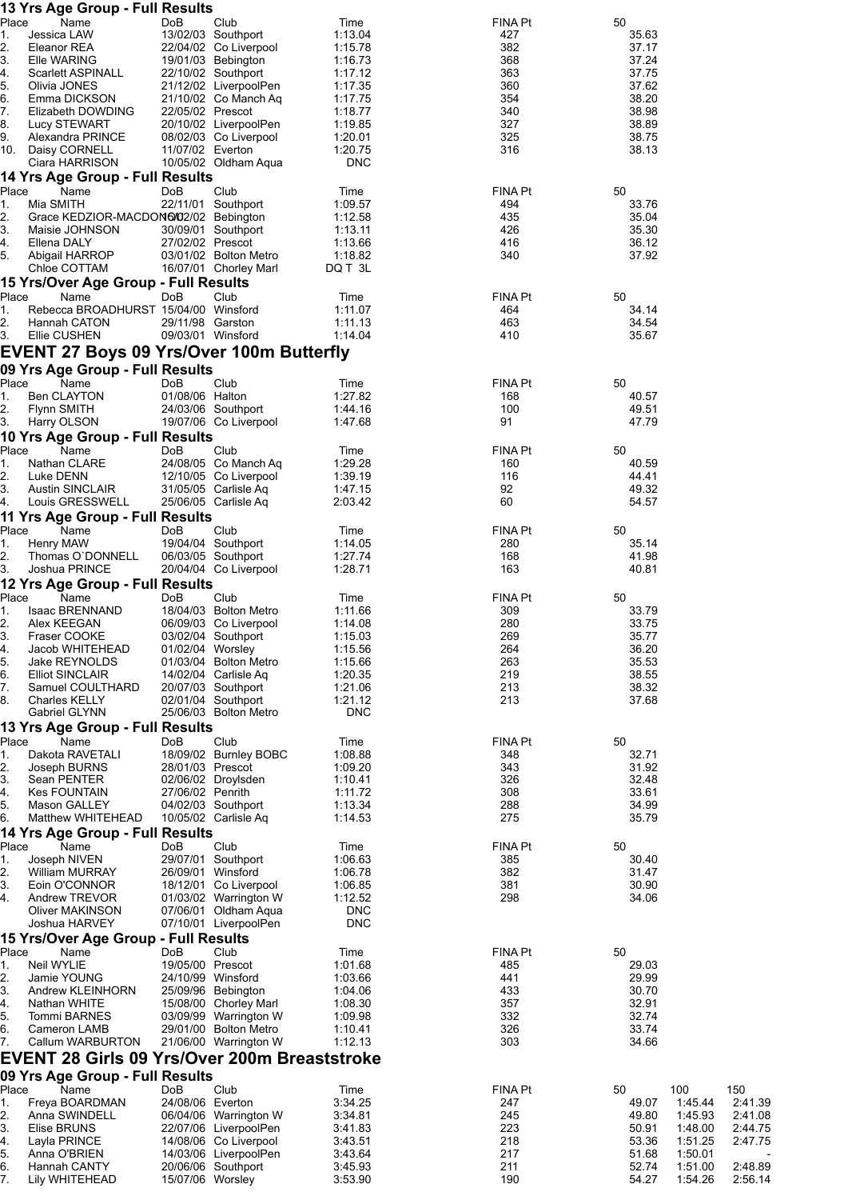### 13 Yrs Age Group - Full Results

| Place | Name | DoB | Club | Time | FINA Pt | 50 |
|---|---|---|---|---|---|---|
| 1. | Jessica LAW | 13/02/03 | Southport | 1:13.04 | 427 | 35.63 |
| 2. | Eleanor REA | 22/04/02 | Co Liverpool | 1:15.78 | 382 | 37.17 |
| 3. | Elle WARING | 19/01/03 | Bebington | 1:16.73 | 368 | 37.24 |
| 4. | Scarlett ASPINALL | 22/10/02 | Southport | 1:17.12 | 363 | 37.75 |
| 5. | Olivia JONES | 21/12/02 | LiverpoolPen | 1:17.35 | 360 | 37.62 |
| 6. | Emma DICKSON | 21/10/02 | Co Manch Aq | 1:17.75 | 354 | 38.20 |
| 7. | Elizabeth DOWDING | 22/05/02 | Prescot | 1:18.77 | 340 | 38.98 |
| 8. | Lucy STEWART | 20/10/02 | LiverpoolPen | 1:19.85 | 327 | 38.89 |
| 9. | Alexandra PRINCE | 08/02/03 | Co Liverpool | 1:20.01 | 325 | 38.75 |
| 10. | Daisy CORNELL | 11/07/02 | Everton | 1:20.75 | 316 | 38.13 |
| | Ciara HARRISON | 10/05/02 | Oldham Aqua | DNC | | |

### 14 Yrs Age Group - Full Results

| Place | Name | DoB | Club | Time | FINA Pt | 50 |
|---|---|---|---|---|---|---|
| 1. | Mia SMITH | 22/11/01 | Southport | 1:09.57 | 494 | 33.76 |
| 2. | Grace KEDZIOR-MACDONALD | 16/02/02 | Bebington | 1:12.58 | 435 | 35.04 |
| 3. | Maisie JOHNSON | 30/09/01 | Southport | 1:13.11 | 426 | 35.30 |
| 4. | Ellena DALY | 27/02/02 | Prescot | 1:13.66 | 416 | 36.12 |
| 5. | Abigail HARROP | 03/01/02 | Bolton Metro | 1:18.82 | 340 | 37.92 |
| | Chloe COTTAM | 16/07/01 | Chorley Marl | DQ T 3L | | |

### 15 Yrs/Over Age Group - Full Results

| Place | Name | DoB | Club | Time | FINA Pt | 50 |
|---|---|---|---|---|---|---|
| 1. | Rebecca BROADHURST | 15/04/00 | Winsford | 1:11.07 | 464 | 34.14 |
| 2. | Hannah CATON | 29/11/98 | Garston | 1:11.13 | 463 | 34.54 |
| 3. | Ellie CUSHEN | 09/03/01 | Winsford | 1:14.04 | 410 | 35.67 |

## EVENT 27 Boys 09 Yrs/Over 100m Butterfly

### 09 Yrs Age Group - Full Results

| Place | Name | DoB | Club | Time | FINA Pt | 50 |
|---|---|---|---|---|---|---|
| 1. | Ben CLAYTON | 01/08/06 | Halton | 1:27.82 | 168 | 40.57 |
| 2. | Flynn SMITH | 24/03/06 | Southport | 1:44.16 | 100 | 49.51 |
| 3. | Harry OLSON | 19/07/06 | Co Liverpool | 1:47.68 | 91 | 47.79 |

### 10 Yrs Age Group - Full Results

| Place | Name | DoB | Club | Time | FINA Pt | 50 |
|---|---|---|---|---|---|---|
| 1. | Nathan CLARE | 24/08/05 | Co Manch Aq | 1:29.28 | 160 | 40.59 |
| 2. | Luke DENN | 12/10/05 | Co Liverpool | 1:39.19 | 116 | 44.41 |
| 3. | Austin SINCLAIR | 31/05/05 | Carlisle Aq | 1:47.15 | 92 | 49.32 |
| 4. | Louis GRESSWELL | 25/06/05 | Carlisle Aq | 2:03.42 | 60 | 54.57 |

### 11 Yrs Age Group - Full Results

| Place | Name | DoB | Club | Time | FINA Pt | 50 |
|---|---|---|---|---|---|---|
| 1. | Henry MAW | 19/04/04 | Southport | 1:14.05 | 280 | 35.14 |
| 2. | Thomas O`DONNELL | 06/03/05 | Southport | 1:27.74 | 168 | 41.98 |
| 3. | Joshua PRINCE | 20/04/04 | Co Liverpool | 1:28.71 | 163 | 40.81 |

### 12 Yrs Age Group - Full Results

| Place | Name | DoB | Club | Time | FINA Pt | 50 |
|---|---|---|---|---|---|---|
| 1. | Isaac BRENNAND | 18/04/03 | Bolton Metro | 1:11.66 | 309 | 33.79 |
| 2. | Alex KEEGAN | 06/09/03 | Co Liverpool | 1:14.08 | 280 | 33.75 |
| 3. | Fraser COOKE | 03/02/04 | Southport | 1:15.03 | 269 | 35.77 |
| 4. | Jacob WHITEHEAD | 01/02/04 | Worsley | 1:15.56 | 264 | 36.20 |
| 5. | Jake REYNOLDS | 01/03/04 | Bolton Metro | 1:15.66 | 263 | 35.53 |
| 6. | Elliot SINCLAIR | 14/02/04 | Carlisle Aq | 1:20.35 | 219 | 38.55 |
| 7. | Samuel COULTHARD | 20/07/03 | Southport | 1:21.06 | 213 | 38.32 |
| 8. | Charles KELLY | 02/01/04 | Southport | 1:21.12 | 213 | 37.68 |
| | Gabriel GLYNN | 25/06/03 | Bolton Metro | DNC | | |

### 13 Yrs Age Group - Full Results

| Place | Name | DoB | Club | Time | FINA Pt | 50 |
|---|---|---|---|---|---|---|
| 1. | Dakota RAVETALI | 18/09/02 | Burnley BOBC | 1:08.88 | 348 | 32.71 |
| 2. | Joseph BURNS | 28/01/03 | Prescot | 1:09.20 | 343 | 31.92 |
| 3. | Sean PENTER | 02/06/02 | Droylsden | 1:10.41 | 326 | 32.48 |
| 4. | Kes FOUNTAIN | 27/06/02 | Penrith | 1:11.72 | 308 | 33.61 |
| 5. | Mason GALLEY | 04/02/03 | Southport | 1:13.34 | 288 | 34.99 |
| 6. | Matthew WHITEHEAD | 10/05/02 | Carlisle Aq | 1:14.53 | 275 | 35.79 |

### 14 Yrs Age Group - Full Results

| Place | Name | DoB | Club | Time | FINA Pt | 50 |
|---|---|---|---|---|---|---|
| 1. | Joseph NIVEN | 29/07/01 | Southport | 1:06.63 | 385 | 30.40 |
| 2. | William MURRAY | 26/09/01 | Winsford | 1:06.78 | 382 | 31.47 |
| 3. | Eoin O'CONNOR | 18/12/01 | Co Liverpool | 1:06.85 | 381 | 30.90 |
| 4. | Andrew TREVOR | 01/03/02 | Warrington W | 1:12.52 | 298 | 34.06 |
| | Oliver MAKINSON | 07/06/01 | Oldham Aqua | DNC | | |
| | Joshua HARVEY | 07/10/01 | LiverpoolPen | DNC | | |

### 15 Yrs/Over Age Group - Full Results

| Place | Name | DoB | Club | Time | FINA Pt | 50 |
|---|---|---|---|---|---|---|
| 1. | Neil WYLIE | 19/05/00 | Prescot | 1:01.68 | 485 | 29.03 |
| 2. | Jamie YOUNG | 24/10/99 | Winsford | 1:03.66 | 441 | 29.99 |
| 3. | Andrew KLEINHORN | 25/09/96 | Bebington | 1:04.06 | 433 | 30.70 |
| 4. | Nathan WHITE | 15/08/00 | Chorley Marl | 1:08.30 | 357 | 32.91 |
| 5. | Tommi BARNES | 03/09/99 | Warrington W | 1:09.98 | 332 | 32.74 |
| 6. | Cameron LAMB | 29/01/00 | Bolton Metro | 1:10.41 | 326 | 33.74 |
| 7. | Callum WARBURTON | 21/06/00 | Warrington W | 1:12.13 | 303 | 34.66 |

## EVENT 28 Girls 09 Yrs/Over 200m Breaststroke

### 09 Yrs Age Group - Full Results

| Place | Name | DoB | Club | Time | FINA Pt | 50 | 100 | 150 |
|---|---|---|---|---|---|---|---|---|
| 1. | Freya BOARDMAN | 24/08/06 | Everton | 3:34.25 | 247 | 49.07 | 1:45.44 | 2:41.39 |
| 2. | Anna SWINDELL | 06/04/06 | Warrington W | 3:34.81 | 245 | 49.80 | 1:45.93 | 2:41.08 |
| 3. | Elise BRUNS | 22/07/06 | LiverpoolPen | 3:41.83 | 223 | 50.91 | 1:48.00 | 2:44.75 |
| 4. | Layla PRINCE | 14/08/06 | Co Liverpool | 3:43.51 | 218 | 53.36 | 1:51.25 | 2:47.75 |
| 5. | Anna O'BRIEN | 14/03/06 | LiverpoolPen | 3:43.64 | 217 | 51.68 | 1:50.01 | - |
| 6. | Hannah CANTY | 20/06/06 | Southport | 3:45.93 | 211 | 52.74 | 1:51.00 | 2:48.89 |
| 7. | Lily WHITEHEAD | 15/07/06 | Worsley | 3:53.90 | 190 | 54.27 | 1:54.26 | 2:56.14 |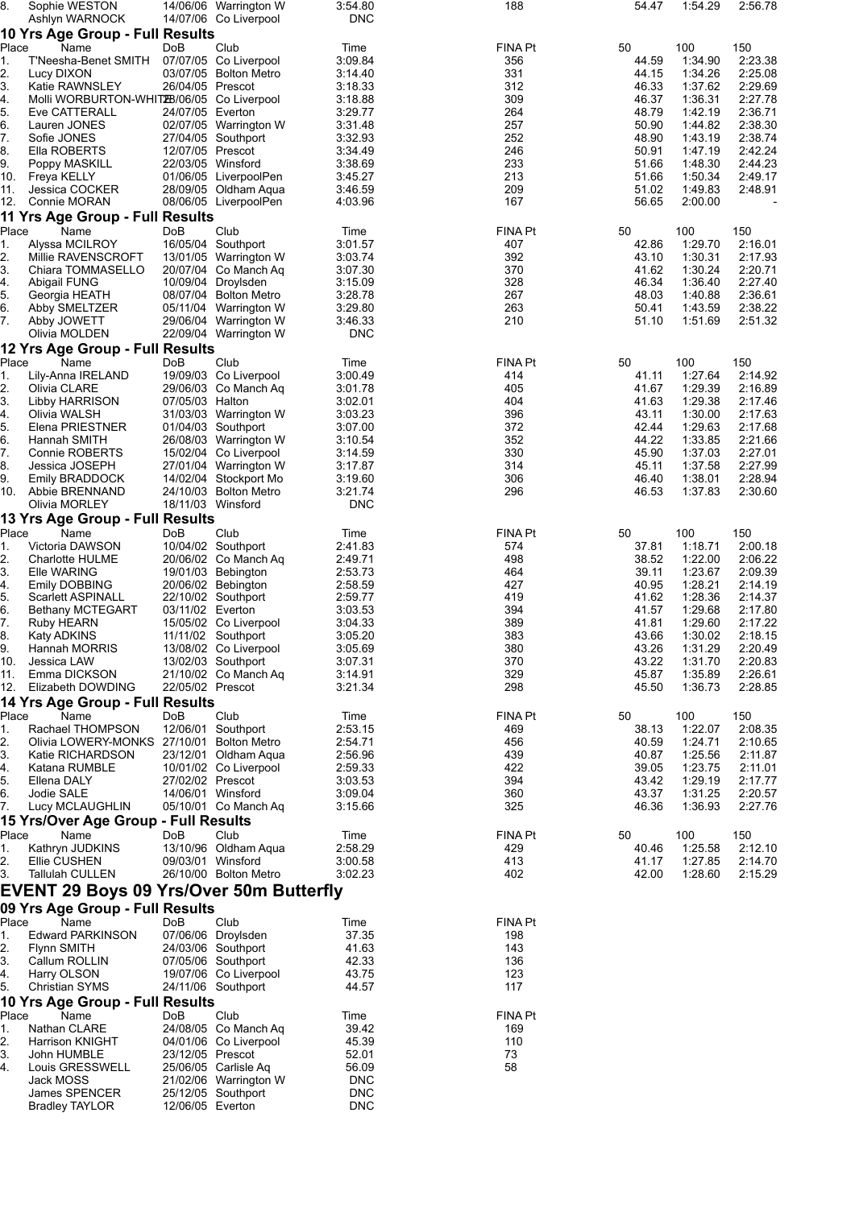| Place | Name | DoB | Club | Time | FINA Pt | 50 | 100 | 150 |
|---|---|---|---|---|---|---|---|---|
| 8. | Sophie WESTON | 14/06/06 | Warrington W | 3:54.80 | 188 | 54.47 | 1:54.29 | 2:56.78 |
| | Ashlyn WARNOCK | 14/07/06 | Co Liverpool | DNC | | | | |

## 10 Yrs Age Group - Full Results

| Place | Name | DoB | Club | Time | FINA Pt | 50 | 100 | 150 |
|---|---|---|---|---|---|---|---|---|
| 1. | T'Neesha-Benet SMITH | 07/07/05 | Co Liverpool | 3:09.84 | 356 | 44.59 | 1:34.90 | 2:23.38 |
| 2. | Lucy DIXON | 03/07/05 | Bolton Metro | 3:14.40 | 331 | 44.15 | 1:34.26 | 2:25.08 |
| 3. | Katie RAWNSLEY | 26/04/05 | Prescot | 3:18.33 | 312 | 46.33 | 1:37.62 | 2:29.69 |
| 4. | Molli WORBURTON-WHITE | 28/06/05 | Co Liverpool | 3:18.88 | 309 | 46.37 | 1:36.31 | 2:27.78 |
| 5. | Eve CATTERALL | 24/07/05 | Everton | 3:29.77 | 264 | 48.79 | 1:42.19 | 2:36.71 |
| 6. | Lauren JONES | 02/07/05 | Warrington W | 3:31.48 | 257 | 50.90 | 1:44.82 | 2:38.30 |
| 7. | Sofie JONES | 27/04/05 | Southport | 3:32.93 | 252 | 48.90 | 1:43.19 | 2:38.74 |
| 8. | Ella ROBERTS | 12/07/05 | Prescot | 3:34.49 | 246 | 50.91 | 1:47.19 | 2:42.24 |
| 9. | Poppy MASKILL | 22/03/05 | Winsford | 3:38.69 | 233 | 51.66 | 1:48.30 | 2:44.23 |
| 10. | Freya KELLY | 01/06/05 | LiverpoolPen | 3:45.27 | 213 | 51.66 | 1:50.34 | 2:49.17 |
| 11. | Jessica COCKER | 28/09/05 | Oldham Aqua | 3:46.59 | 209 | 51.02 | 1:49.83 | 2:48.91 |
| 12. | Connie MORAN | 08/06/05 | LiverpoolPen | 4:03.96 | 167 | 56.65 | 2:00.00 | - |

## 11 Yrs Age Group - Full Results

| Place | Name | DoB | Club | Time | FINA Pt | 50 | 100 | 150 |
|---|---|---|---|---|---|---|---|---|
| 1. | Alyssa MCILROY | 16/05/04 | Southport | 3:01.57 | 407 | 42.86 | 1:29.70 | 2:16.01 |
| 2. | Millie RAVENSCROFT | 13/01/05 | Warrington W | 3:03.74 | 392 | 43.10 | 1:30.31 | 2:17.93 |
| 3. | Chiara TOMMASELLO | 20/07/04 | Co Manch Aq | 3:07.30 | 370 | 41.62 | 1:30.24 | 2:20.71 |
| 4. | Abigail FUNG | 10/09/04 | Droylsden | 3:15.09 | 328 | 46.34 | 1:36.40 | 2:27.40 |
| 5. | Georgia HEATH | 08/07/04 | Bolton Metro | 3:28.78 | 267 | 48.03 | 1:40.88 | 2:36.61 |
| 6. | Abby SMELTZER | 05/11/04 | Warrington W | 3:29.80 | 263 | 50.41 | 1:43.59 | 2:38.22 |
| 7. | Abby JOWETT | 29/06/04 | Warrington W | 3:46.33 | 210 | 51.10 | 1:51.69 | 2:51.32 |
| | Olivia MOLDEN | 22/09/04 | Warrington W | DNC | | | | |

## 12 Yrs Age Group - Full Results

| Place | Name | DoB | Club | Time | FINA Pt | 50 | 100 | 150 |
|---|---|---|---|---|---|---|---|---|
| 1. | Lily-Anna IRELAND | 19/09/03 | Co Liverpool | 3:00.49 | 414 | 41.11 | 1:27.64 | 2:14.92 |
| 2. | Olivia CLARE | 29/06/03 | Co Manch Aq | 3:01.78 | 405 | 41.67 | 1:29.39 | 2:16.89 |
| 3. | Libby HARRISON | 07/05/03 | Halton | 3:02.01 | 404 | 41.63 | 1:29.38 | 2:17.46 |
| 4. | Olivia WALSH | 31/03/03 | Warrington W | 3:03.23 | 396 | 43.11 | 1:30.00 | 2:17.63 |
| 5. | Elena PRIESTNER | 01/04/03 | Southport | 3:07.00 | 372 | 42.44 | 1:29.63 | 2:17.68 |
| 6. | Hannah SMITH | 26/08/03 | Warrington W | 3:10.54 | 352 | 44.22 | 1:33.85 | 2:21.66 |
| 7. | Connie ROBERTS | 15/02/04 | Co Liverpool | 3:14.59 | 330 | 45.90 | 1:37.03 | 2:27.01 |
| 8. | Jessica JOSEPH | 27/01/04 | Warrington W | 3:17.87 | 314 | 45.11 | 1:37.58 | 2:27.99 |
| 9. | Emily BRADDOCK | 14/02/04 | Stockport Mo | 3:19.60 | 306 | 46.40 | 1:38.01 | 2:28.94 |
| 10. | Abbie BRENNAND | 24/10/03 | Bolton Metro | 3:21.74 | 296 | 46.53 | 1:37.83 | 2:30.60 |
| | Olivia MORLEY | 18/11/03 | Winsford | DNC | | | | |

## 13 Yrs Age Group - Full Results

| Place | Name | DoB | Club | Time | FINA Pt | 50 | 100 | 150 |
|---|---|---|---|---|---|---|---|---|
| 1. | Victoria DAWSON | 10/04/02 | Southport | 2:41.83 | 574 | 37.81 | 1:18.71 | 2:00.18 |
| 2. | Charlotte HULME | 20/06/02 | Co Manch Aq | 2:49.71 | 498 | 38.52 | 1:22.00 | 2:06.22 |
| 3. | Elle WARING | 19/01/03 | Bebington | 2:53.73 | 464 | 39.11 | 1:23.67 | 2:09.39 |
| 4. | Emily DOBBING | 20/06/02 | Bebington | 2:58.59 | 427 | 40.95 | 1:28.21 | 2:14.19 |
| 5. | Scarlett ASPINALL | 22/10/02 | Southport | 2:59.77 | 419 | 41.62 | 1:28.36 | 2:14.37 |
| 6. | Bethany MCTEGART | 03/11/02 | Everton | 3:03.53 | 394 | 41.57 | 1:29.68 | 2:17.80 |
| 7. | Ruby HEARN | 15/05/02 | Co Liverpool | 3:04.33 | 389 | 41.81 | 1:29.60 | 2:17.22 |
| 8. | Katy ADKINS | 11/11/02 | Southport | 3:05.20 | 383 | 43.66 | 1:30.02 | 2:18.15 |
| 9. | Hannah MORRIS | 13/08/02 | Co Liverpool | 3:05.69 | 380 | 43.26 | 1:31.29 | 2:20.49 |
| 10. | Jessica LAW | 13/02/03 | Southport | 3:07.31 | 370 | 43.22 | 1:31.70 | 2:20.83 |
| 11. | Emma DICKSON | 21/10/02 | Co Manch Aq | 3:14.91 | 329 | 45.87 | 1:35.89 | 2:26.61 |
| 12. | Elizabeth DOWDING | 22/05/02 | Prescot | 3:21.34 | 298 | 45.50 | 1:36.73 | 2:28.85 |

## 14 Yrs Age Group - Full Results

| Place | Name | DoB | Club | Time | FINA Pt | 50 | 100 | 150 |
|---|---|---|---|---|---|---|---|---|
| 1. | Rachael THOMPSON | 12/06/01 | Southport | 2:53.15 | 469 | 38.13 | 1:22.07 | 2:08.35 |
| 2. | Olivia LOWERY-MONKS | 27/10/01 | Bolton Metro | 2:54.71 | 456 | 40.59 | 1:24.71 | 2:10.65 |
| 3. | Katie RICHARDSON | 23/12/01 | Oldham Aqua | 2:56.96 | 439 | 40.87 | 1:25.56 | 2:11.87 |
| 4. | Katana RUMBLE | 10/01/02 | Co Liverpool | 2:59.33 | 422 | 39.05 | 1:23.75 | 2:11.01 |
| 5. | Ellena DALY | 27/02/02 | Prescot | 3:03.53 | 394 | 43.42 | 1:29.19 | 2:17.77 |
| 6. | Jodie SALE | 14/06/01 | Winsford | 3:09.04 | 360 | 43.37 | 1:31.25 | 2:20.57 |
| 7. | Lucy MCLAUGHLIN | 05/10/01 | Co Manch Aq | 3:15.66 | 325 | 46.36 | 1:36.93 | 2:27.76 |

## 15 Yrs/Over Age Group - Full Results

| Place | Name | DoB | Club | Time | FINA Pt | 50 | 100 | 150 |
|---|---|---|---|---|---|---|---|---|
| 1. | Kathryn JUDKINS | 13/10/96 | Oldham Aqua | 2:58.29 | 429 | 40.46 | 1:25.58 | 2:12.10 |
| 2. | Ellie CUSHEN | 09/03/01 | Winsford | 3:00.58 | 413 | 41.17 | 1:27.85 | 2:14.70 |
| 3. | Tallulah CULLEN | 26/10/00 | Bolton Metro | 3:02.23 | 402 | 42.00 | 1:28.60 | 2:15.29 |

# EVENT 29 Boys 09 Yrs/Over 50m Butterfly

## 09 Yrs Age Group - Full Results

| Place | Name | DoB | Club | Time | FINA Pt |
|---|---|---|---|---|---|
| 1. | Edward PARKINSON | 07/06/06 | Droylsden | 37.35 | 198 |
| 2. | Flynn SMITH | 24/03/06 | Southport | 41.63 | 143 |
| 3. | Callum ROLLIN | 07/05/06 | Southport | 42.33 | 136 |
| 4. | Harry OLSON | 19/07/06 | Co Liverpool | 43.75 | 123 |
| 5. | Christian SYMS | 24/11/06 | Southport | 44.57 | 117 |

## 10 Yrs Age Group - Full Results

| Place | Name | DoB | Club | Time | FINA Pt |
|---|---|---|---|---|---|
| 1. | Nathan CLARE | 24/08/05 | Co Manch Aq | 39.42 | 169 |
| 2. | Harrison KNIGHT | 04/01/06 | Co Liverpool | 45.39 | 110 |
| 3. | John HUMBLE | 23/12/05 | Prescot | 52.01 | 73 |
| 4. | Louis GRESSWELL | 25/06/05 | Carlisle Aq | 56.09 | 58 |
| | Jack MOSS | 21/02/06 | Warrington W | DNC | |
| | James SPENCER | 25/12/05 | Southport | DNC | |
| | Bradley TAYLOR | 12/06/05 | Everton | DNC | |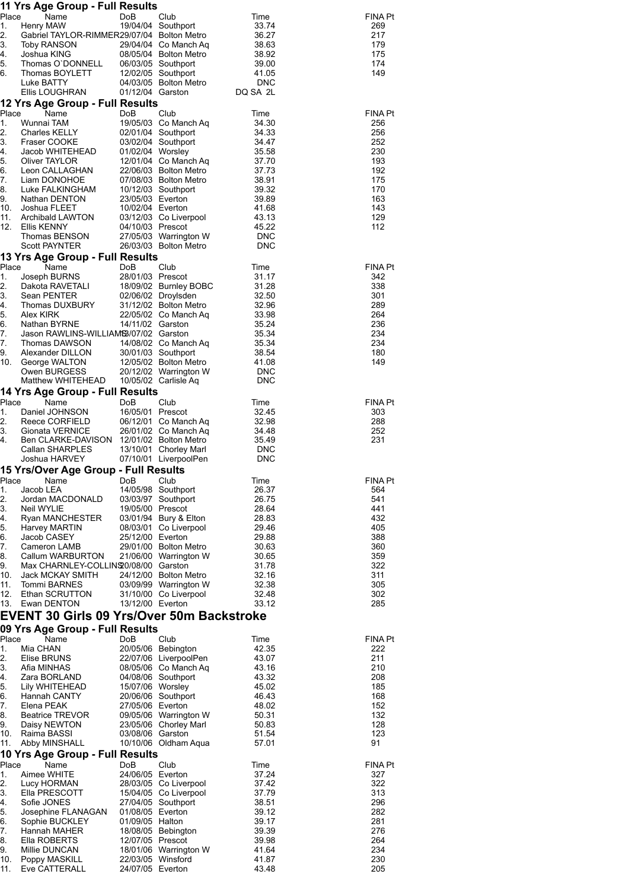### 11 Yrs Age Group - Full Results

| Place | Name | DoB | Club | Time | FINA Pt |
|---|---|---|---|---|---|
| 1. | Henry MAW | 19/04/04 | Southport | 33.74 | 269 |
| 2. | Gabriel TAYLOR-RIMMER | 29/07/04 | Bolton Metro | 36.27 | 217 |
| 3. | Toby RANSON | 29/04/04 | Co Manch Aq | 38.63 | 179 |
| 4. | Joshua KING | 08/05/04 | Bolton Metro | 38.92 | 175 |
| 5. | Thomas O`DONNELL | 06/03/05 | Southport | 39.00 | 174 |
| 6. | Thomas BOYLETT | 12/02/05 | Southport | 41.05 | 149 |
| | Luke BATTY | 04/03/05 | Bolton Metro | DNC | |
| | Ellis LOUGHRAN | 01/12/04 | Garston | DQ SA 2L | |

### 12 Yrs Age Group - Full Results

| Place | Name | DoB | Club | Time | FINA Pt |
|---|---|---|---|---|---|
| 1. | Wunnai TAM | 19/05/03 | Co Manch Aq | 34.30 | 256 |
| 2. | Charles KELLY | 02/01/04 | Southport | 34.33 | 256 |
| 3. | Fraser COOKE | 03/02/04 | Southport | 34.47 | 252 |
| 4. | Jacob WHITEHEAD | 01/02/04 | Worsley | 35.58 | 230 |
| 5. | Oliver TAYLOR | 12/01/04 | Co Manch Aq | 37.70 | 193 |
| 6. | Leon CALLAGHAN | 22/06/03 | Bolton Metro | 37.73 | 192 |
| 7. | Liam DONOHOE | 07/08/03 | Bolton Metro | 38.91 | 175 |
| 8. | Luke FALKINGHAM | 10/12/03 | Southport | 39.32 | 170 |
| 9. | Nathan DENTON | 23/05/03 | Everton | 39.89 | 163 |
| 10. | Joshua FLEET | 10/02/04 | Everton | 41.68 | 143 |
| 11. | Archibald LAWTON | 03/12/03 | Co Liverpool | 43.13 | 129 |
| 12. | Ellis KENNY | 04/10/03 | Prescot | 45.22 | 112 |
| | Thomas BENSON | 27/05/03 | Warrington W | DNC | |
| | Scott PAYNTER | 26/03/03 | Bolton Metro | DNC | |

### 13 Yrs Age Group - Full Results

| Place | Name | DoB | Club | Time | FINA Pt |
|---|---|---|---|---|---|
| 1. | Joseph BURNS | 28/01/03 | Prescot | 31.17 | 342 |
| 2. | Dakota RAVETALI | 18/09/02 | Burnley BOBC | 31.28 | 338 |
| 3. | Sean PENTER | 02/06/02 | Droylsden | 32.50 | 301 |
| 4. | Thomas DUXBURY | 31/12/02 | Bolton Metro | 32.96 | 289 |
| 5. | Alex KIRK | 22/05/02 | Co Manch Aq | 33.98 | 264 |
| 6. | Nathan BYRNE | 14/11/02 | Garston | 35.24 | 236 |
| 7. | Jason RAWLINS-WILLIAMS | 13/07/02 | Garston | 35.34 | 234 |
| 7. | Thomas DAWSON | 14/08/02 | Co Manch Aq | 35.34 | 234 |
| 9. | Alexander DILLON | 30/01/03 | Southport | 38.54 | 180 |
| 10. | George WALTON | 12/05/02 | Bolton Metro | 41.08 | 149 |
| | Owen BURGESS | 20/12/02 | Warrington W | DNC | |
| | Matthew WHITEHEAD | 10/05/02 | Carlisle Aq | DNC | |

### 14 Yrs Age Group - Full Results

| Place | Name | DoB | Club | Time | FINA Pt |
|---|---|---|---|---|---|
| 1. | Daniel JOHNSON | 16/05/01 | Prescot | 32.45 | 303 |
| 2. | Reece CORFIELD | 06/12/01 | Co Manch Aq | 32.98 | 288 |
| 3. | Gionata VERNICE | 26/01/02 | Co Manch Aq | 34.48 | 252 |
| 4. | Ben CLARKE-DAVISON | 12/01/02 | Bolton Metro | 35.49 | 231 |
| | Callan SHARPLES | 13/10/01 | Chorley Marl | DNC | |
| | Joshua HARVEY | 07/10/01 | LiverpoolPen | DNC | |

### 15 Yrs/Over Age Group - Full Results

| Place | Name | DoB | Club | Time | FINA Pt |
|---|---|---|---|---|---|
| 1. | Jacob LEA | 14/05/98 | Southport | 26.37 | 564 |
| 2. | Jordan MACDONALD | 03/03/97 | Southport | 26.75 | 541 |
| 3. | Neil WYLIE | 19/05/00 | Prescot | 28.64 | 441 |
| 4. | Ryan MANCHESTER | 03/01/94 | Bury & Elton | 28.83 | 432 |
| 5. | Harvey MARTIN | 08/03/01 | Co Liverpool | 29.46 | 405 |
| 6. | Jacob CASEY | 25/12/00 | Everton | 29.88 | 388 |
| 7. | Cameron LAMB | 29/01/00 | Bolton Metro | 30.63 | 360 |
| 8. | Callum WARBURTON | 21/06/00 | Warrington W | 30.65 | 359 |
| 9. | Max CHARNLEY-COLLINS | 20/08/00 | Garston | 31.78 | 322 |
| 10. | Jack MCKAY SMITH | 24/12/00 | Bolton Metro | 32.16 | 311 |
| 11. | Tommi BARNES | 03/09/99 | Warrington W | 32.38 | 305 |
| 12. | Ethan SCRUTTON | 31/10/00 | Co Liverpool | 32.48 | 302 |
| 13. | Ewan DENTON | 13/12/00 | Everton | 33.12 | 285 |

## EVENT 30 Girls 09 Yrs/Over 50m Backstroke

### 09 Yrs Age Group - Full Results

| Place | Name | DoB | Club | Time | FINA Pt |
|---|---|---|---|---|---|
| 1. | Mia CHAN | 20/05/06 | Bebington | 42.35 | 222 |
| 2. | Elise BRUNS | 22/07/06 | LiverpoolPen | 43.07 | 211 |
| 3. | Afia MINHAS | 08/05/06 | Co Manch Aq | 43.16 | 210 |
| 4. | Zara BORLAND | 04/08/06 | Southport | 43.32 | 208 |
| 5. | Lily WHITEHEAD | 15/07/06 | Worsley | 45.02 | 185 |
| 6. | Hannah CANTY | 20/06/06 | Southport | 46.43 | 168 |
| 7. | Elena PEAK | 27/05/06 | Everton | 48.02 | 152 |
| 8. | Beatrice TREVOR | 09/05/06 | Warrington W | 50.31 | 132 |
| 9. | Daisy NEWTON | 23/05/06 | Chorley Marl | 50.83 | 128 |
| 10. | Raima BASSI | 03/08/06 | Garston | 51.54 | 123 |
| 11. | Abby MINSHALL | 10/10/06 | Oldham Aqua | 57.01 | 91 |

### 10 Yrs Age Group - Full Results

| Place | Name | DoB | Club | Time | FINA Pt |
|---|---|---|---|---|---|
| 1. | Aimee WHITE | 24/06/05 | Everton | 37.24 | 327 |
| 2. | Lucy HORMAN | 28/03/05 | Co Liverpool | 37.42 | 322 |
| 3. | Ella PRESCOTT | 15/04/05 | Co Liverpool | 37.79 | 313 |
| 4. | Sofie JONES | 27/04/05 | Southport | 38.51 | 296 |
| 5. | Josephine FLANAGAN | 01/08/05 | Everton | 39.12 | 282 |
| 6. | Sophie BUCKLEY | 01/09/05 | Halton | 39.17 | 281 |
| 7. | Hannah MAHER | 18/08/05 | Bebington | 39.39 | 276 |
| 8. | Ella ROBERTS | 12/07/05 | Prescot | 39.98 | 264 |
| 9. | Millie DUNCAN | 18/01/06 | Warrington W | 41.64 | 234 |
| 10. | Poppy MASKILL | 22/03/05 | Winsford | 41.87 | 230 |
| 11. | Eve CATTERALL | 24/07/05 | Everton | 43.48 | 205 |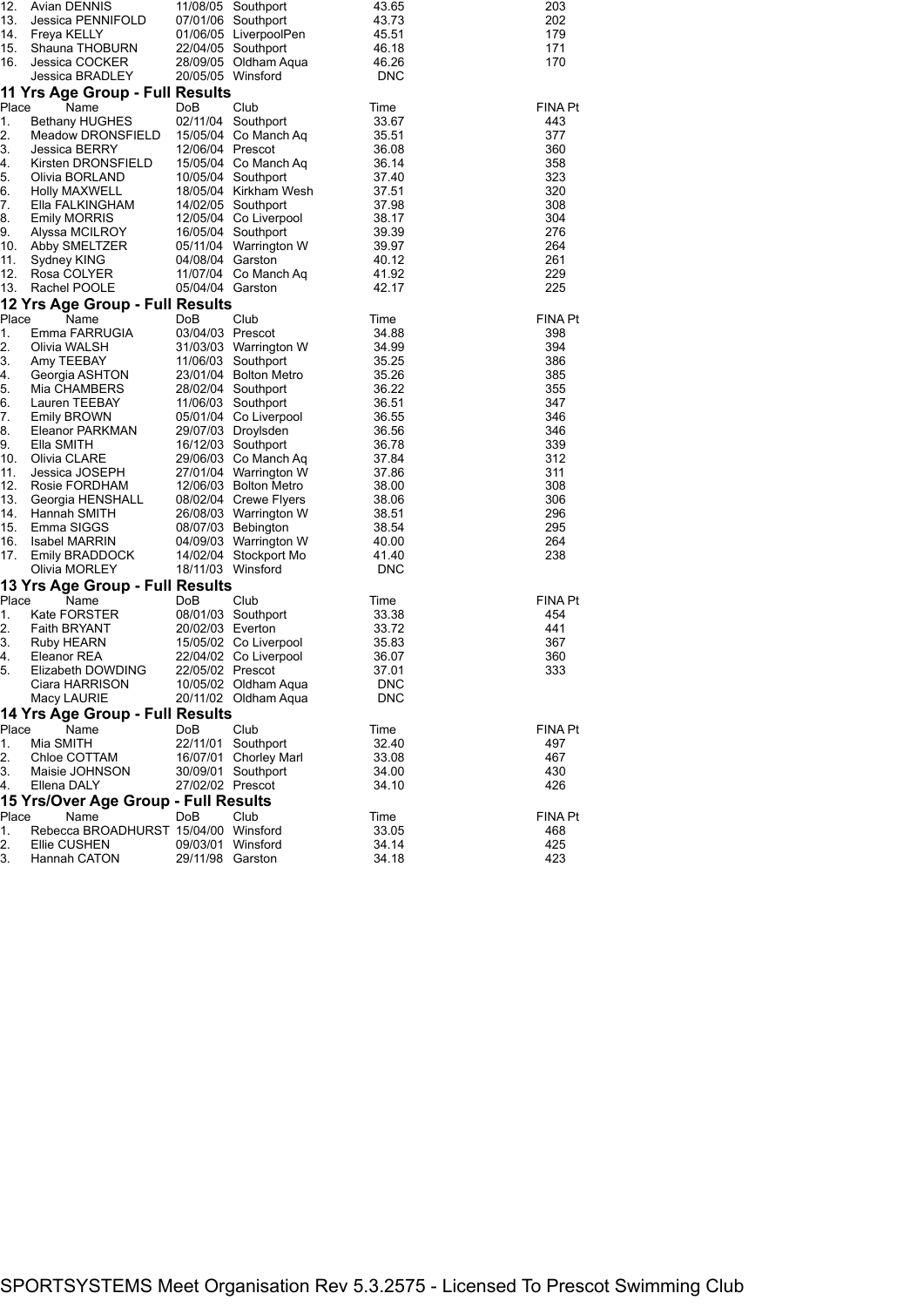| Place | Name | DoB | Club | Time | FINA Pt |
|---|---|---|---|---|---|
| 12. | Avian DENNIS | 11/08/05 | Southport | 43.65 | 203 |
| 13. | Jessica PENNIFOLD | 07/01/06 | Southport | 43.73 | 202 |
| 14. | Freya KELLY | 01/06/05 | LiverpoolPen | 45.51 | 179 |
| 15. | Shauna THOBURN | 22/04/05 | Southport | 46.18 | 171 |
| 16. | Jessica COCKER | 28/09/05 | Oldham Aqua | 46.26 | 170 |
| | Jessica BRADLEY | 20/05/05 | Winsford | DNC | |

## 11 Yrs Age Group - Full Results

| Place | Name | DoB | Club | Time | FINA Pt |
|---|---|---|---|---|---|
| 1. | Bethany HUGHES | 02/11/04 | Southport | 33.67 | 443 |
| 2. | Meadow DRONSFIELD | 15/05/04 | Co Manch Aq | 35.51 | 377 |
| 3. | Jessica BERRY | 12/06/04 | Prescot | 36.08 | 360 |
| 4. | Kirsten DRONSFIELD | 15/05/04 | Co Manch Aq | 36.14 | 358 |
| 5. | Olivia BORLAND | 10/05/04 | Southport | 37.40 | 323 |
| 6. | Holly MAXWELL | 18/05/04 | Kirkham Wesh | 37.51 | 320 |
| 7. | Ella FALKINGHAM | 14/02/05 | Southport | 37.98 | 308 |
| 8. | Emily MORRIS | 12/05/04 | Co Liverpool | 38.17 | 304 |
| 9. | Alyssa MCILROY | 16/05/04 | Southport | 39.39 | 276 |
| 10. | Abby SMELTZER | 05/11/04 | Warrington W | 39.97 | 264 |
| 11. | Sydney KING | 04/08/04 | Garston | 40.12 | 261 |
| 12. | Rosa COLYER | 11/07/04 | Co Manch Aq | 41.92 | 229 |
| 13. | Rachel POOLE | 05/04/04 | Garston | 42.17 | 225 |

## 12 Yrs Age Group - Full Results

| Place | Name | DoB | Club | Time | FINA Pt |
|---|---|---|---|---|---|
| 1. | Emma FARRUGIA | 03/04/03 | Prescot | 34.88 | 398 |
| 2. | Olivia WALSH | 31/03/03 | Warrington W | 34.99 | 394 |
| 3. | Amy TEEBAY | 11/06/03 | Southport | 35.25 | 386 |
| 4. | Georgia ASHTON | 23/01/04 | Bolton Metro | 35.26 | 385 |
| 5. | Mia CHAMBERS | 28/02/04 | Southport | 36.22 | 355 |
| 6. | Lauren TEEBAY | 11/06/03 | Southport | 36.51 | 347 |
| 7. | Emily BROWN | 05/01/04 | Co Liverpool | 36.55 | 346 |
| 8. | Eleanor PARKMAN | 29/07/03 | Droylsden | 36.56 | 346 |
| 9. | Ella SMITH | 16/12/03 | Southport | 36.78 | 339 |
| 10. | Olivia CLARE | 29/06/03 | Co Manch Aq | 37.84 | 312 |
| 11. | Jessica JOSEPH | 27/01/04 | Warrington W | 37.86 | 311 |
| 12. | Rosie FORDHAM | 12/06/03 | Bolton Metro | 38.00 | 308 |
| 13. | Georgia HENSHALL | 08/02/04 | Crewe Flyers | 38.06 | 306 |
| 14. | Hannah SMITH | 26/08/03 | Warrington W | 38.51 | 296 |
| 15. | Emma SIGGS | 08/07/03 | Bebington | 38.54 | 295 |
| 16. | Isabel MARRIN | 04/09/03 | Warrington W | 40.00 | 264 |
| 17. | Emily BRADDOCK | 14/02/04 | Stockport Mo | 41.40 | 238 |
| | Olivia MORLEY | 18/11/03 | Winsford | DNC | |

## 13 Yrs Age Group - Full Results

| Place | Name | DoB | Club | Time | FINA Pt |
|---|---|---|---|---|---|
| 1. | Kate FORSTER | 08/01/03 | Southport | 33.38 | 454 |
| 2. | Faith BRYANT | 20/02/03 | Everton | 33.72 | 441 |
| 3. | Ruby HEARN | 15/05/02 | Co Liverpool | 35.83 | 367 |
| 4. | Eleanor REA | 22/04/02 | Co Liverpool | 36.07 | 360 |
| 5. | Elizabeth DOWDING | 22/05/02 | Prescot | 37.01 | 333 |
| | Ciara HARRISON | 10/05/02 | Oldham Aqua | DNC | |
| | Macy LAURIE | 20/11/02 | Oldham Aqua | DNC | |

## 14 Yrs Age Group - Full Results

| Place | Name | DoB | Club | Time | FINA Pt |
|---|---|---|---|---|---|
| 1. | Mia SMITH | 22/11/01 | Southport | 32.40 | 497 |
| 2. | Chloe COTTAM | 16/07/01 | Chorley Marl | 33.08 | 467 |
| 3. | Maisie JOHNSON | 30/09/01 | Southport | 34.00 | 430 |
| 4. | Ellena DALY | 27/02/02 | Prescot | 34.10 | 426 |

## 15 Yrs/Over Age Group - Full Results

| Place | Name | DoB | Club | Time | FINA Pt |
|---|---|---|---|---|---|
| 1. | Rebecca BROADHURST | 15/04/00 | Winsford | 33.05 | 468 |
| 2. | Ellie CUSHEN | 09/03/01 | Winsford | 34.14 | 425 |
| 3. | Hannah CATON | 29/11/98 | Garston | 34.18 | 423 |

SPORTSYSTEMS Meet Organisation Rev 5.3.2575 - Licensed To Prescot Swimming Club